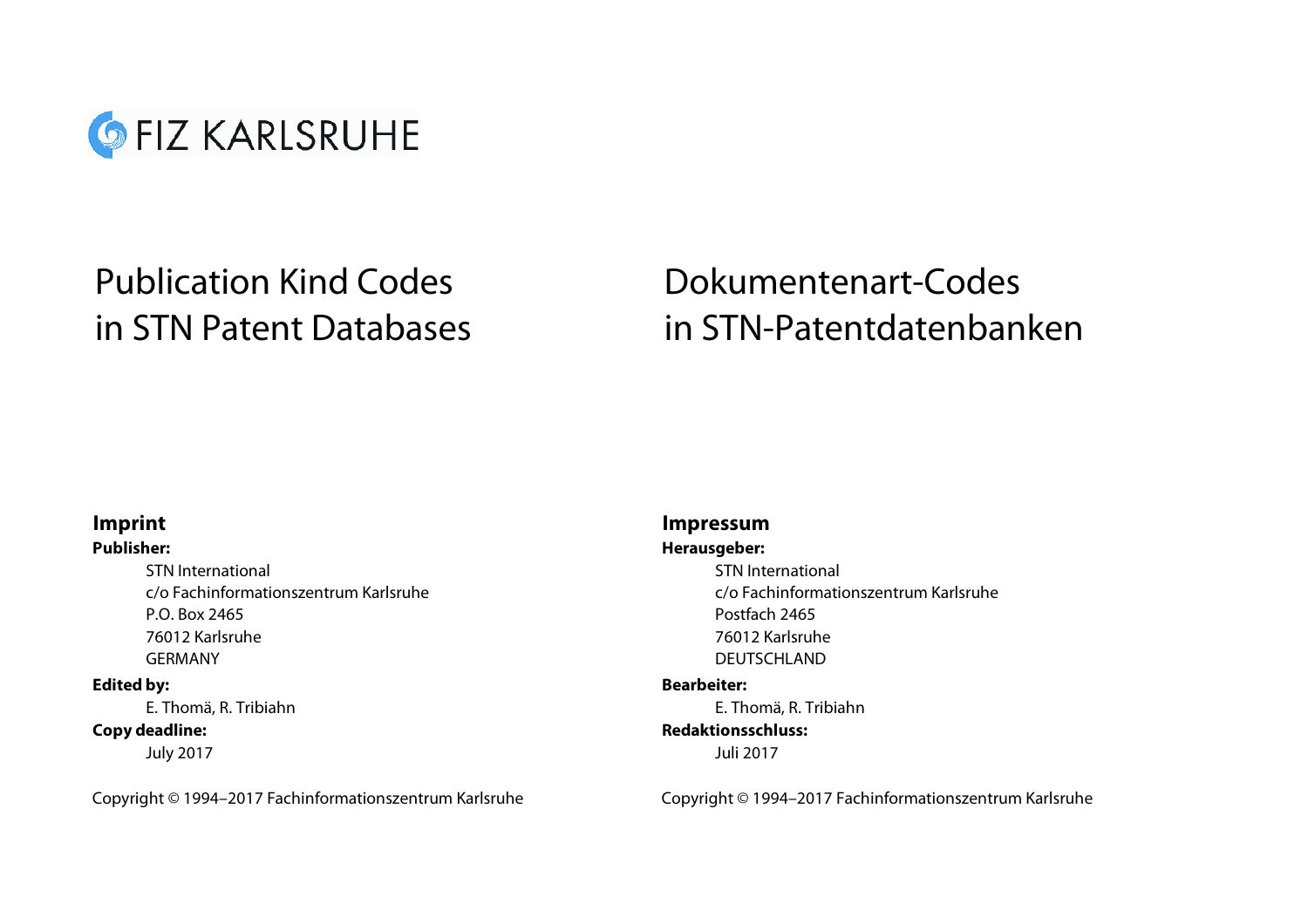FIZ KARLSRUHE

# Publication Kind Codes in STN Patent Databases

## Imprint

**Publisher:**

STN International
c/o Fachinformationszentrum Karlsruhe
P.O. Box 2465
76012 Karlsruhe
GERMANY

**Edited by:**

E. Thomä, R. Tribiahn

**Copy deadline:**

July 2017

Copyright © 1994–2017 Fachinformationszentrum Karlsruhe

# Dokumentenart-Codes in STN-Patentdatenbanken

## Impressum

**Herausgeber:**

STN International
c/o Fachinformationszentrum Karlsruhe
Postfach 2465
76012 Karlsruhe
DEUTSCHLAND

**Bearbeiter:**

E. Thomä, R. Tribiahn

**Redaktionsschluss:**

Juli 2017

Copyright © 1994–2017 Fachinformationszentrum Karlsruhe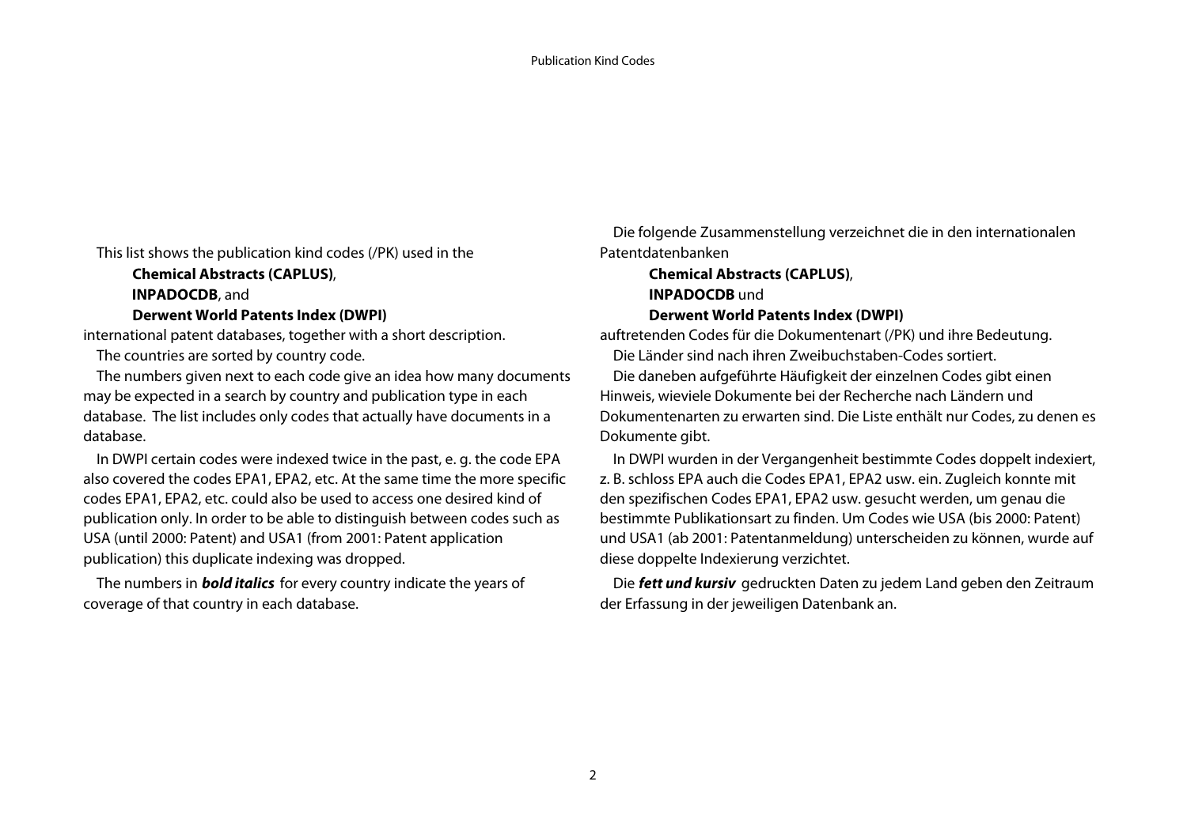This list shows the publication kind codes (/PK) used in the

**Chemical Abstracts (CAPLUS)**,
**INPADOCDB**, and
**Derwent World Patents Index (DWPI)**

international patent databases, together with a short description.

The countries are sorted by country code.

The numbers given next to each code give an idea how many documents may be expected in a search by country and publication type in each database. The list includes only codes that actually have documents in a database.

In DWPI certain codes were indexed twice in the past, e. g. the code EPA also covered the codes EPA1, EPA2, etc. At the same time the more specific codes EPA1, EPA2, etc. could also be used to access one desired kind of publication only. In order to be able to distinguish between codes such as USA (until 2000: Patent) and USA1 (from 2001: Patent application publication) this duplicate indexing was dropped.

The numbers in ***bold italics*** for every country indicate the years of coverage of that country in each database.

Die folgende Zusammenstellung verzeichnet die in den internationalen Patentdatenbanken

**Chemical Abstracts (CAPLUS)**,
**INPADOCDB** und
**Derwent World Patents Index (DWPI)**

auftretenden Codes für die Dokumentenart (/PK) und ihre Bedeutung.

Die Länder sind nach ihren Zweibuchstaben-Codes sortiert.

Die daneben aufgeführte Häufigkeit der einzelnen Codes gibt einen Hinweis, wieviele Dokumente bei der Recherche nach Ländern und Dokumentenarten zu erwarten sind. Die Liste enthält nur Codes, zu denen es Dokumente gibt.

In DWPI wurden in der Vergangenheit bestimmte Codes doppelt indexiert, z. B. schloss EPA auch die Codes EPA1, EPA2 usw. ein. Zugleich konnte mit den spezifischen Codes EPA1, EPA2 usw. gesucht werden, um genau die bestimmte Publikationsart zu finden. Um Codes wie USA (bis 2000: Patent) und USA1 (ab 2001: Patentanmeldung) unterscheiden zu können, wurde auf diese doppelte Indexierung verzichtet.

Die ***fett und kursiv*** gedruckten Daten zu jedem Land geben den Zeitraum der Erfassung in der jeweiligen Datenbank an.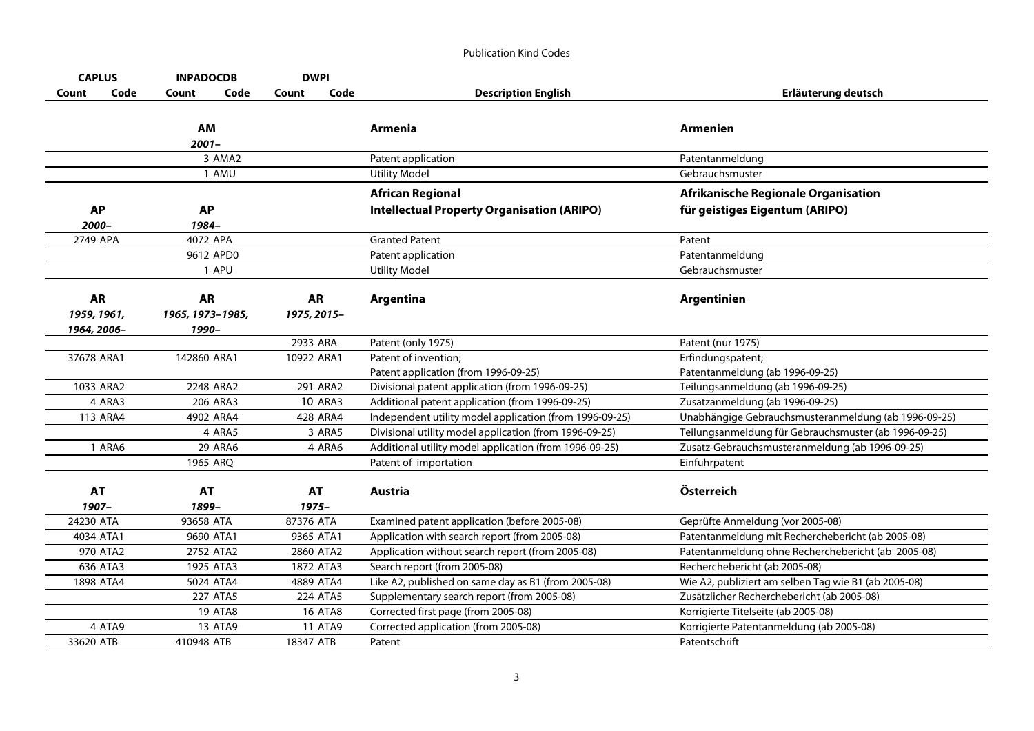Publication Kind Codes

| CAPLUS | | INPADOCDB | | DWPI | | | |
|---|---|---|---|---|---|---|---|
| Count | Code | Count | Code | Count | Code | Description English | Erläuterung deutsch |
| | | **AM** *2001–* | | | | **Armenia** | **Armenien** |
| | | 3 | AMA2 | | | Patent application | Patentanmeldung |
| | | 1 | AMU | | | Utility Model | Gebrauchsmuster |
| **AP** *2000–* | | **AP** *1984–* | | | | **African Regional Intellectual Property Organisation (ARIPO)** | **Afrikanische Regionale Organisation für geistiges Eigentum (ARIPO)** |
| 2749 | APA | 4072 | APA | | | Granted Patent | Patent |
| | | 9612 | APD0 | | | Patent application | Patentanmeldung |
| | | 1 | APU | | | Utility Model | Gebrauchsmuster |
| **AR** *1959, 1961, 1964, 2006–* | | **AR** *1965, 1973–1985, 1990–* | | **AR** *1975, 2015–* | | **Argentina** | **Argentinien** |
| | | | | 2933 | ARA | Patent (only 1975) | Patent (nur 1975) |
| 37678 | ARA1 | 142860 | ARA1 | 10922 | ARA1 | Patent of invention; Patent application (from 1996-09-25) | Erfindungspatent; Patentanmeldung (ab 1996-09-25) |
| 1033 | ARA2 | 2248 | ARA2 | 291 | ARA2 | Divisional patent application (from 1996-09-25) | Teilungsanmeldung (ab 1996-09-25) |
| 4 | ARA3 | 206 | ARA3 | 10 | ARA3 | Additional patent application (from 1996-09-25) | Zusatzanmeldung (ab 1996-09-25) |
| 113 | ARA4 | 4902 | ARA4 | 428 | ARA4 | Independent utility model application (from 1996-09-25) | Unabhängige Gebrauchsmusteranmeldung (ab 1996-09-25) |
| | | 4 | ARA5 | 3 | ARA5 | Divisional utility model application (from 1996-09-25) | Teilungsanmeldung für Gebrauchsmuster (ab 1996-09-25) |
| 1 | ARA6 | 29 | ARA6 | 4 | ARA6 | Additional utility model application (from 1996-09-25) | Zusatz-Gebrauchsmusteranmeldung (ab 1996-09-25) |
| | | 1965 | ARQ | | | Patent of importation | Einfuhrpatent |
| **AT** *1907–* | | **AT** *1899–* | | **AT** *1975–* | | **Austria** | **Österreich** |
| 24230 | ATA | 93658 | ATA | 87376 | ATA | Examined patent application (before 2005-08) | Geprüfte Anmeldung (vor 2005-08) |
| 4034 | ATA1 | 9690 | ATA1 | 9365 | ATA1 | Application with search report (from 2005-08) | Patentanmeldung mit Recherchebericht (ab 2005-08) |
| 970 | ATA2 | 2752 | ATA2 | 2860 | ATA2 | Application without search report (from 2005-08) | Patentanmeldung ohne Recherchebericht (ab 2005-08) |
| 636 | ATA3 | 1925 | ATA3 | 1872 | ATA3 | Search report (from 2005-08) | Recherchebericht (ab 2005-08) |
| 1898 | ATA4 | 5024 | ATA4 | 4889 | ATA4 | Like A2, published on same day as B1 (from 2005-08) | Wie A2, publiziert am selben Tag wie B1 (ab 2005-08) |
| | | 227 | ATA5 | 224 | ATA5 | Supplementary search report (from 2005-08) | Zusätzlicher Recherchebericht (ab 2005-08) |
| | | 19 | ATA8 | 16 | ATA8 | Corrected first page (from 2005-08) | Korrigierte Titelseite (ab 2005-08) |
| 4 | ATA9 | 13 | ATA9 | 11 | ATA9 | Corrected application (from 2005-08) | Korrigierte Patentanmeldung (ab 2005-08) |
| 33620 | ATB | 410948 | ATB | 18347 | ATB | Patent | Patentschrift |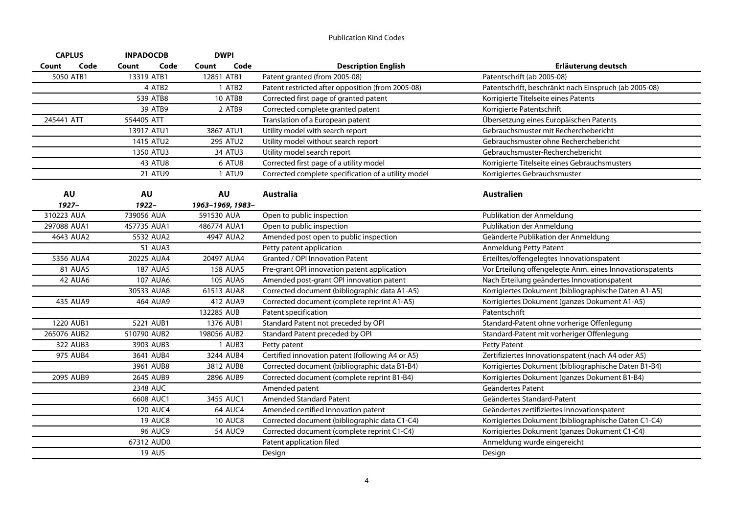Publication Kind Codes

| CAPLUS | | INPADOCDB | | DWPI | | | |
|---|---|---|---|---|---|---|---|
| Count | Code | Count | Code | Count | Code | Description English | Erläuterung deutsch |
| 5050 | ATB1 | 13319 | ATB1 | 12851 | ATB1 | Patent granted (from 2005-08) | Patentschrift (ab 2005-08) |
| | | 4 | ATB2 | 1 | ATB2 | Patent restricted after opposition (from 2005-08) | Patentschrift, beschränkt nach Einspruch (ab 2005-08) |
| | | 539 | ATB8 | 10 | ATB8 | Corrected first page of granted patent | Korrigierte Titelseite eines Patents |
| | | 39 | ATB9 | 2 | ATB9 | Corrected complete granted patent | Korrigierte Patentschrift |
| 245441 | ATT | 554405 | ATT | | | Translation of a European patent | Übersetzung eines Europäischen Patents |
| | | 13917 | ATU1 | 3867 | ATU1 | Utility model with search report | Gebrauchsmuster mit Recherchebericht |
| | | 1415 | ATU2 | 295 | ATU2 | Utility model without search report | Gebrauchsmuster ohne Recherchebericht |
| | | 1350 | ATU3 | 34 | ATU3 | Utility model search report | Gebrauchsmuster-Recherchebericht |
| | | 43 | ATU8 | 6 | ATU8 | Corrected first page of a utility model | Korrigierte Titelseite eines Gebrauchsmusters |
| | | 21 | ATU9 | 1 | ATU9 | Corrected complete specification of a utility model | Korrigiertes Gebrauchsmuster |

| AU | | AU | | AU | | **Australia** | **Australien** |
|---|---|---|---|---|---|---|---|
| *1927–* | | *1922–* | | *1963–1969, 1983–* | | | |
| 310223 | AUA | 739056 | AUA | 591530 | AUA | Open to public inspection | Publikation der Anmeldung |
| 297088 | AUA1 | 457735 | AUA1 | 486774 | AUA1 | Open to public inspection | Publikation der Anmeldung |
| 4643 | AUA2 | 5532 | AUA2 | 4947 | AUA2 | Amended post open to public inspection | Geänderte Publikation der Anmeldung |
| | | 51 | AUA3 | | | Petty patent application | Anmeldung Petty Patent |
| 5356 | AUA4 | 20225 | AUA4 | 20497 | AUA4 | Granted / OPI Innovation Patent | Erteiltes/offengelegtes Innovationspatent |
| 81 | AUA5 | 187 | AUA5 | 158 | AUA5 | Pre-grant OPI innovation patent application | Vor Erteilung offengelegte Anm. eines Innovationspatents |
| 42 | AUA6 | 107 | AUA6 | 105 | AUA6 | Amended post-grant OPI innovation patent | Nach Erteilung geändertes Innovationspatent |
| | | 30533 | AUA8 | 61513 | AUA8 | Corrected document (bibliographic data A1-A5) | Korrigiertes Dokument (bibliographische Daten A1-A5) |
| 435 | AUA9 | 464 | AUA9 | 412 | AUA9 | Corrected document (complete reprint A1-A5) | Korrigiertes Dokument (ganzes Dokument A1-A5) |
| | | | | 132285 | AUB | Patent specification | Patentschrift |
| 1220 | AUB1 | 5221 | AUB1 | 1376 | AUB1 | Standard Patent not preceded by OPI | Standard-Patent ohne vorherige Offenlegung |
| 265076 | AUB2 | 510790 | AUB2 | 198056 | AUB2 | Standard Patent preceded by OPI | Standard-Patent mit vorheriger Offenlegung |
| 322 | AUB3 | 3903 | AUB3 | 1 | AUB3 | Petty patent | Petty Patent |
| 975 | AUB4 | 3641 | AUB4 | 3244 | AUB4 | Certified innovation patent (following A4 or A5) | Zertifiziertes Innovationspatent (nach A4 oder A5) |
| | | 3961 | AUB8 | 3812 | AUB8 | Corrected document (bibliographic data B1-B4) | Korrigiertes Dokument (bibliographische Daten B1-B4) |
| 2095 | AUB9 | 2645 | AUB9 | 2896 | AUB9 | Corrected document (complete reprint B1-B4) | Korrigiertes Dokument (ganzes Dokument B1-B4) |
| | | 2348 | AUC | | | Amended patent | Geändertes Patent |
| | | 6608 | AUC1 | 3455 | AUC1 | Amended Standard Patent | Geändertes Standard-Patent |
| | | 120 | AUC4 | 64 | AUC4 | Amended certified innovation patent | Geändertes zertifiziertes Innovationspatent |
| | | 19 | AUC8 | 10 | AUC8 | Corrected document (bibliographic data C1-C4) | Korrigiertes Dokument (bibliographische Daten C1-C4) |
| | | 96 | AUC9 | 54 | AUC9 | Corrected document (complete reprint C1-C4) | Korrigiertes Dokument (ganzes Dokument C1-C4) |
| | | 67312 | AUD0 | | | Patent application filed | Anmeldung wurde eingereicht |
| | | 19 | AUS | | | Design | Design |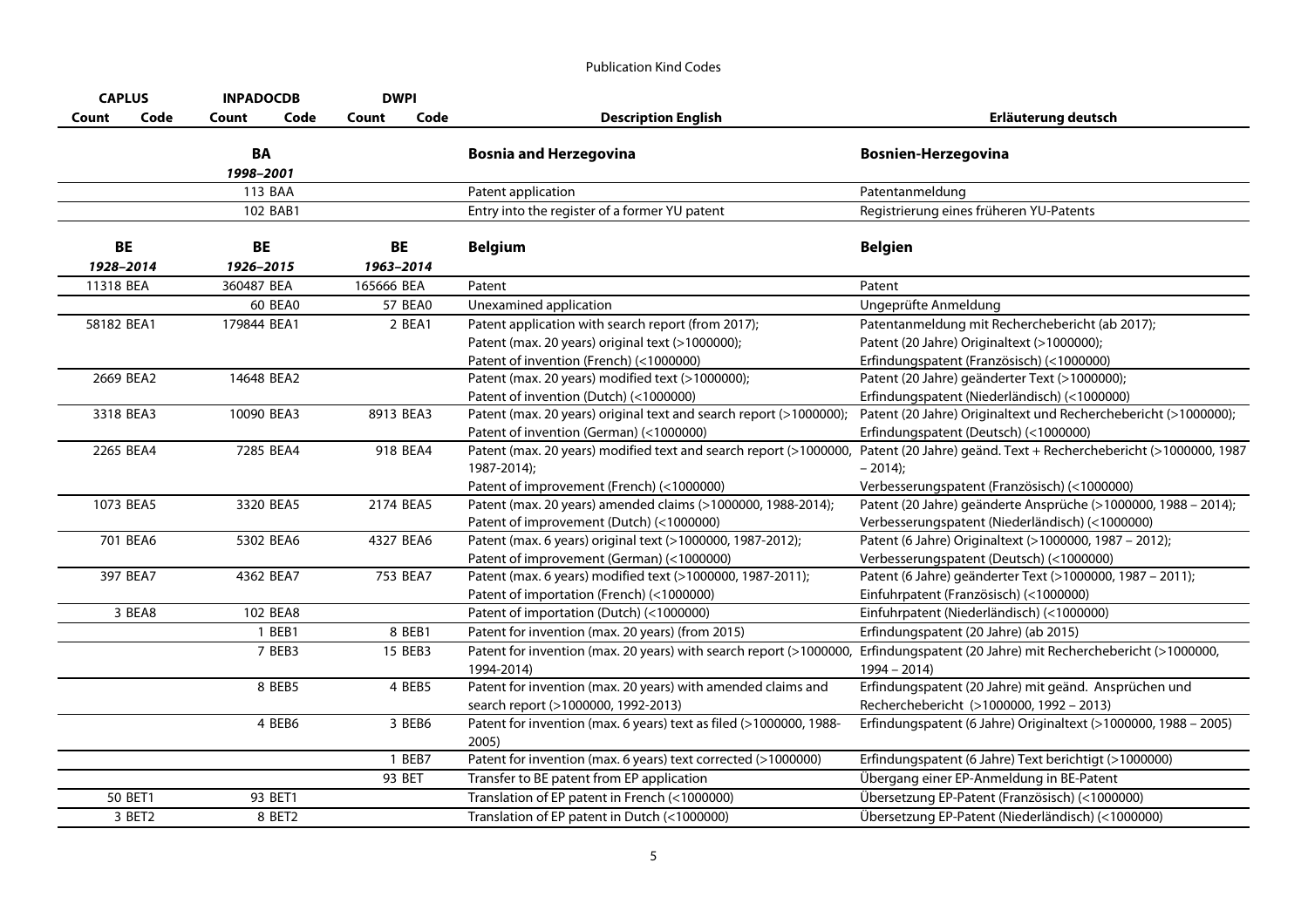Publication Kind Codes

| CAPLUS | | INPADOCDB | | DWPI | | | |
|---|---|---|---|---|---|---|---|
| Count | Code | Count | Code | Count | Code | Description English | Erläuterung deutsch |
| | | **BA** *1998–2001* | | | | **Bosnia and Herzegovina** | **Bosnien-Herzegovina** |
| | | 113 | BAA | | | Patent application | Patentanmeldung |
| | | 102 | BAB1 | | | Entry into the register of a former YU patent | Registrierung eines früheren YU-Patents |
| **BE** *1928–2014* | | **BE** *1926–2015* | | **BE** *1963–2014* | | **Belgium** | **Belgien** |
| 11318 | BEA | 360487 | BEA | 165666 | BEA | Patent | Patent |
| | | 60 | BEA0 | 57 | BEA0 | Unexamined application | Ungeprüfte Anmeldung |
| 58182 | BEA1 | 179844 | BEA1 | 2 | BEA1 | Patent application with search report (from 2017); Patent (max. 20 years) original text (>1000000); Patent of invention (French) (<1000000) | Patentanmeldung mit Recherchebericht (ab 2017); Patent (20 Jahre) Originaltext (>1000000); Erfindungspatent (Französisch) (<1000000) |
| 2669 | BEA2 | 14648 | BEA2 | | | Patent (max. 20 years) modified text (>1000000); Patent of invention (Dutch) (<1000000) | Patent (20 Jahre) geänderter Text (>1000000); Erfindungspatent (Niederländisch) (<1000000) |
| 3318 | BEA3 | 10090 | BEA3 | 8913 | BEA3 | Patent (max. 20 years) original text and search report (>1000000); Patent of invention (German) (<1000000) | Patent (20 Jahre) Originaltext und Recherchebericht (>1000000); Erfindungspatent (Deutsch) (<1000000) |
| 2265 | BEA4 | 7285 | BEA4 | 918 | BEA4 | Patent (max. 20 years) modified text and search report (>1000000, 1987-2014); Patent of improvement (French) (<1000000) | Patent (20 Jahre) geänd. Text + Recherchebericht (>1000000, 1987 – 2014); Verbesserungspatent (Französisch) (<1000000) |
| 1073 | BEA5 | 3320 | BEA5 | 2174 | BEA5 | Patent (max. 20 years) amended claims (>1000000, 1988-2014); Patent of improvement (Dutch) (<1000000) | Patent (20 Jahre) geänderte Ansprüche (>1000000, 1988 – 2014); Verbesserungspatent (Niederländisch) (<1000000) |
| 701 | BEA6 | 5302 | BEA6 | 4327 | BEA6 | Patent (max. 6 years) original text (>1000000, 1987-2012); Patent of improvement (German) (<1000000) | Patent (6 Jahre) Originaltext (>1000000, 1987 – 2012); Verbesserungspatent (Deutsch) (<1000000) |
| 397 | BEA7 | 4362 | BEA7 | 753 | BEA7 | Patent (max. 6 years) modified text (>1000000, 1987-2011); Patent of importation (French) (<1000000) | Patent (6 Jahre) geänderter Text (>1000000, 1987 – 2011); Einfuhrpatent (Französisch) (<1000000) |
| 3 | BEA8 | 102 | BEA8 | | | Patent of importation (Dutch) (<1000000) | Einfuhrpatent (Niederländisch) (<1000000) |
| | | 1 | BEB1 | 8 | BEB1 | Patent for invention (max. 20 years) (from 2015) | Erfindungspatent (20 Jahre) (ab 2015) |
| | | 7 | BEB3 | 15 | BEB3 | Patent for invention (max. 20 years) with search report (>1000000, 1994-2014) | Erfindungspatent (20 Jahre) mit Recherchebericht (>1000000, 1994 – 2014) |
| | | 8 | BEB5 | 4 | BEB5 | Patent for invention (max. 20 years) with amended claims and search report (>1000000, 1992-2013) | Erfindungspatent (20 Jahre) mit geänd. Ansprüchen und Recherchebericht (>1000000, 1992 – 2013) |
| | | 4 | BEB6 | 3 | BEB6 | Patent for invention (max. 6 years) text as filed (>1000000, 1988-2005) | Erfindungspatent (6 Jahre) Originaltext (>1000000, 1988 – 2005) |
| | | | | 1 | BEB7 | Patent for invention (max. 6 years) text corrected (>1000000) | Erfindungspatent (6 Jahre) Text berichtigt (>1000000) |
| | | | | 93 | BET | Transfer to BE patent from EP application | Übergang einer EP-Anmeldung in BE-Patent |
| 50 | BET1 | 93 | BET1 | | | Translation of EP patent in French (<1000000) | Übersetzung EP-Patent (Französisch) (<1000000) |
| 3 | BET2 | 8 | BET2 | | | Translation of EP patent in Dutch (<1000000) | Übersetzung EP-Patent (Niederländisch) (<1000000) |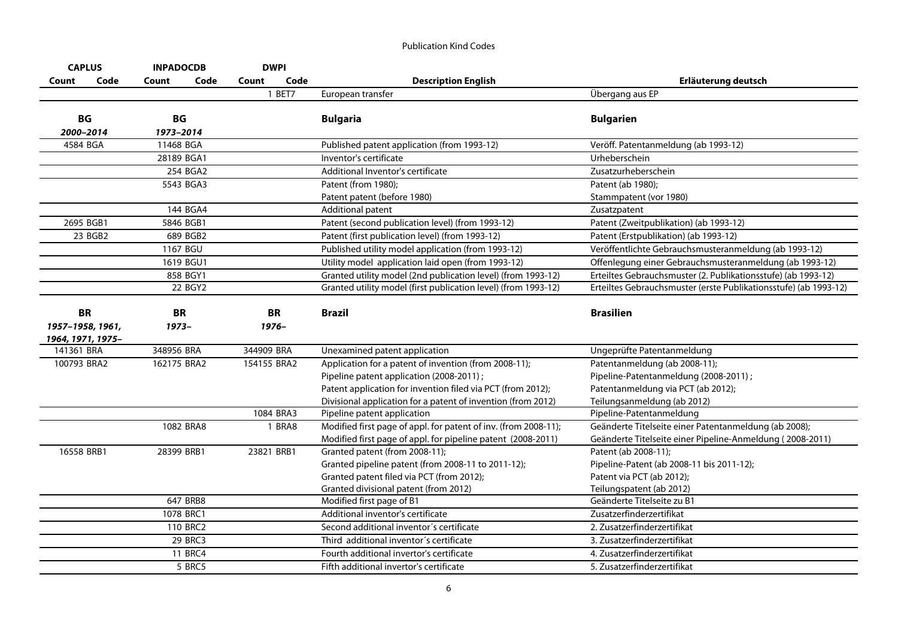Publication Kind Codes

| CAPLUS | | INPADOCDB | | DWPI | | | |
|---|---|---|---|---|---|---|---|
| **Count** | **Code** | **Count** | **Code** | **Count** | **Code** | **Description English** | **Erläuterung deutsch** |
| | | | | 1 | BET7 | European transfer | Übergang aus EP |
| **BG** *2000–2014* | | **BG** *1973–2014* | | | | **Bulgaria** | **Bulgarien** |
| 4584 | BGA | 11468 | BGA | | | Published patent application (from 1993-12) | Veröff. Patentanmeldung (ab 1993-12) |
| | | 28189 | BGA1 | | | Inventor's certificate | Urheberschein |
| | | 254 | BGA2 | | | Additional Inventor's certificate | Zusatzurheberschein |
| | | 5543 | BGA3 | | | Patent (from 1980); Patent patent (before 1980) | Patent (ab 1980); Stammpatent (vor 1980) |
| | | 144 | BGA4 | | | Additional patent | Zusatzpatent |
| 2695 | BGB1 | 5846 | BGB1 | | | Patent (second publication level) (from 1993-12) | Patent (Zweitpublikation) (ab 1993-12) |
| 23 | BGB2 | 689 | BGB2 | | | Patent (first publication level) (from 1993-12) | Patent (Erstpublikation) (ab 1993-12) |
| | | 1167 | BGU | | | Published utility model application (from 1993-12) | Veröffentlichte Gebrauchsmusteranmeldung (ab 1993-12) |
| | | 1619 | BGU1 | | | Utility model application laid open (from 1993-12) | Offenlegung einer Gebrauchsmusteranmeldung (ab 1993-12) |
| | | 858 | BGY1 | | | Granted utility model (2nd publication level) (from 1993-12) | Erteiltes Gebrauchsmuster (2. Publikationsstufe) (ab 1993-12) |
| | | 22 | BGY2 | | | Granted utility model (first publication level) (from 1993-12) | Erteiltes Gebrauchsmuster (erste Publikationsstufe) (ab 1993-12) |
| **BR** *1957–1958, 1961, 1964, 1971, 1975–* | | **BR** *1973–* | | **BR** *1976–* | | **Brazil** | **Brasilien** |
| 141361 | BRA | 348956 | BRA | 344909 | BRA | Unexamined patent application | Ungeprüfte Patentanmeldung |
| 100793 | BRA2 | 162175 | BRA2 | 154155 | BRA2 | Application for a patent of invention (from 2008-11); Pipeline patent application (2008-2011) ; Patent application for invention filed via PCT (from 2012); Divisional application for a patent of invention (from 2012) | Patentanmeldung (ab 2008-11); Pipeline-Patentanmeldung (2008-2011) ; Patentanmeldung via PCT (ab 2012); Teilungsanmeldung (ab 2012) |
| | | | | 1084 | BRA3 | Pipeline patent application | Pipeline-Patentanmeldung |
| | | 1082 | BRA8 | 1 | BRA8 | Modified first page of appl. for patent of inv. (from 2008-11); Modified first page of appl. for pipeline patent (2008-2011) | Geänderte Titelseite einer Patentanmeldung (ab 2008); Geänderte Titelseite einer Pipeline-Anmeldung ( 2008-2011) |
| 16558 | BRB1 | 28399 | BRB1 | 23821 | BRB1 | Granted patent (from 2008-11); Granted pipeline patent (from 2008-11 to 2011-12); Granted patent filed via PCT (from 2012); Granted divisional patent (from 2012) | Patent (ab 2008-11); Pipeline-Patent (ab 2008-11 bis 2011-12); Patent via PCT (ab 2012); Teilungspatent (ab 2012) |
| | | 647 | BRB8 | | | Modified first page of B1 | Geänderte Titelseite zu B1 |
| | | 1078 | BRC1 | | | Additional inventor's certificate | Zusatzerfinderzertifikat |
| | | 110 | BRC2 | | | Second additional inventor´s certificate | 2. Zusatzerfinderzertifikat |
| | | 29 | BRC3 | | | Third additional inventor´s certificate | 3. Zusatzerfinderzertifikat |
| | | 11 | BRC4 | | | Fourth additional invertor's certificate | 4. Zusatzerfinderzertifikat |
| | | 5 | BRC5 | | | Fifth additional invertor's certificate | 5. Zusatzerfinderzertifikat |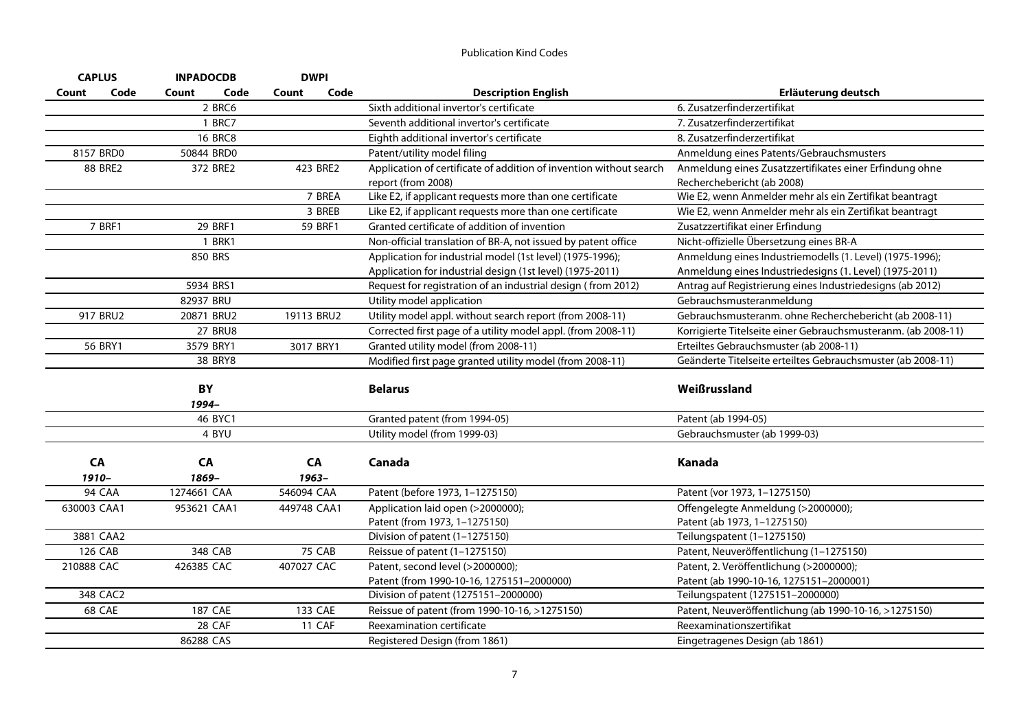# Publication Kind Codes

| CAPLUS | | INPADOCDB | | DWPI | | | |
|---|---|---|---|---|---|---|---|
| Count | Code | Count | Code | Count | Code | Description English | Erläuterung deutsch |
| | | 2 | BRC6 | | | Sixth additional invertor's certificate | 6. Zusatzerfinderzertifikat |
| | | 1 | BRC7 | | | Seventh additional invertor's certificate | 7. Zusatzerfinderzertifikat |
| | | 16 | BRC8 | | | Eighth additional invertor's certificate | 8. Zusatzerfinderzertifikat |
| 8157 | BRD0 | 50844 | BRD0 | | | Patent/utility model filing | Anmeldung eines Patents/Gebrauchsmusters |
| 88 | BRE2 | 372 | BRE2 | 423 | BRE2 | Application of certificate of addition of invention without search report (from 2008) | Anmeldung eines Zusatzzertifikates einer Erfindung ohne Recherchebericht (ab 2008) |
| | | | | 7 | BREA | Like E2, if applicant requests more than one certificate | Wie E2, wenn Anmelder mehr als ein Zertifikat beantragt |
| | | | | 3 | BREB | Like E2, if applicant requests more than one certificate | Wie E2, wenn Anmelder mehr als ein Zertifikat beantragt |
| 7 | BRF1 | 29 | BRF1 | 59 | BRF1 | Granted certificate of addition of invention | Zusatzzertifikat einer Erfindung |
| | | 1 | BRK1 | | | Non-official translation of BR-A, not issued by patent office | Nicht-offizielle Übersetzung eines BR-A |
| | | 850 | BRS | | | Application for industrial model (1st level) (1975-1996); Application for industrial design (1st level) (1975-2011) | Anmeldung eines Industriemodells (1. Level) (1975-1996); Anmeldung eines Industriedesigns (1. Level) (1975-2011) |
| | | 5934 | BRS1 | | | Request for registration of an industrial design ( from 2012) | Antrag auf Registrierung eines Industriedesigns (ab 2012) |
| | | 82937 | BRU | | | Utility model application | Gebrauchsmusteranmeldung |
| 917 | BRU2 | 20871 | BRU2 | 19113 | BRU2 | Utility model appl. without search report (from 2008-11) | Gebrauchsmusteranm. ohne Recherchebericht (ab 2008-11) |
| | | 27 | BRU8 | | | Corrected first page of a utility model appl. (from 2008-11) | Korrigierte Titelseite einer Gebrauchsmusteranm. (ab 2008-11) |
| 56 | BRY1 | 3579 | BRY1 | 3017 | BRY1 | Granted utility model (from 2008-11) | Erteiltes Gebrauchsmuster (ab 2008-11) |
| | | 38 | BRY8 | | | Modified first page granted utility model (from 2008-11) | Geänderte Titelseite erteiltes Gebrauchsmuster (ab 2008-11) |
| | | **BY** *1994–* | | | | **Belarus** | **Weißrussland** |
| | | 46 | BYC1 | | | Granted patent (from 1994-05) | Patent (ab 1994-05) |
| | | 4 | BYU | | | Utility model (from 1999-03) | Gebrauchsmuster (ab 1999-03) |
| **CA** *1910–* | | **CA** *1869–* | | **CA** *1963–* | | **Canada** | **Kanada** |
| 94 | CAA | 1274661 | CAA | 546094 | CAA | Patent (before 1973, 1–1275150) | Patent (vor 1973, 1–1275150) |
| 630003 | CAA1 | 953621 | CAA1 | 449748 | CAA1 | Application laid open (>2000000); Patent (from 1973, 1–1275150) | Offengelegte Anmeldung (>2000000); Patent (ab 1973, 1–1275150) |
| 3881 | CAA2 | | | | | Division of patent (1–1275150) | Teilungspatent (1–1275150) |
| 126 | CAB | 348 | CAB | 75 | CAB | Reissue of patent (1–1275150) | Patent, Neuveröffentlichung (1–1275150) |
| 210888 | CAC | 426385 | CAC | 407027 | CAC | Patent, second level (>2000000); Patent (from 1990-10-16, 1275151–2000000) | Patent, 2. Veröffentlichung (>2000000); Patent (ab 1990-10-16, 1275151–2000001) |
| 348 | CAC2 | | | | | Division of patent (1275151–2000000) | Teilungspatent (1275151–2000000) |
| 68 | CAE | 187 | CAE | 133 | CAE | Reissue of patent (from 1990-10-16, >1275150) | Patent, Neuveröffentlichung (ab 1990-10-16, >1275150) |
| | | 28 | CAF | 11 | CAF | Reexamination certificate | Reexaminationszertifikat |
| | | 86288 | CAS | | | Registered Design (from 1861) | Eingetragenes Design (ab 1861) |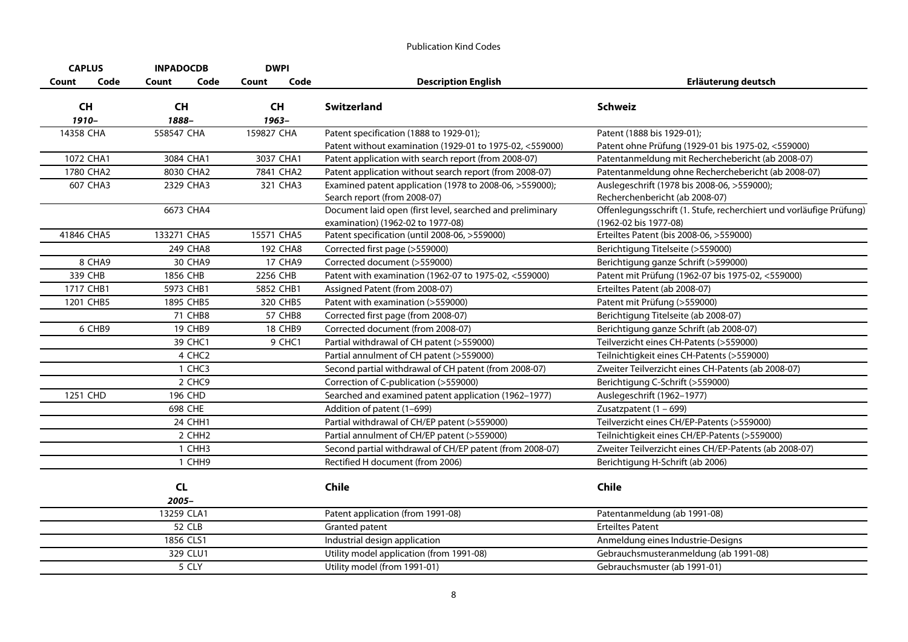Publication Kind Codes

| CAPLUS | | INPADOCDB | | DWPI | | | |
|---|---|---|---|---|---|---|---|
| Count | Code | Count | Code | Count | Code | Description English | Erläuterung deutsch |
| **CH** | | **CH** | | **CH** | | **Switzerland** | **Schweiz** |
| *1910–* | | *1888–* | | *1963–* | | | |
| 14358 | CHA | 558547 | CHA | 159827 | CHA | Patent specification (1888 to 1929-01); Patent without examination (1929-01 to 1975-02, <559000) | Patent (1888 bis 1929-01); Patent ohne Prüfung (1929-01 bis 1975-02, <559000) |
| 1072 | CHA1 | 3084 | CHA1 | 3037 | CHA1 | Patent application with search report (from 2008-07) | Patentanmeldung mit Recherchebericht (ab 2008-07) |
| 1780 | CHA2 | 8030 | CHA2 | 7841 | CHA2 | Patent application without search report (from 2008-07) | Patentanmeldung ohne Recherchebericht (ab 2008-07) |
| 607 | CHA3 | 2329 | CHA3 | 321 | CHA3 | Examined patent application (1978 to 2008-06, >559000); Search report (from 2008-07) | Auslegeschrift (1978 bis 2008-06, >559000); Recherchenbericht (ab 2008-07) |
| | | 6673 | CHA4 | | | Document laid open (first level, searched and preliminary examination) (1962-02 to 1977-08) | Offenlegungsschrift (1. Stufe, recherchiert und vorläufige Prüfung) (1962-02 bis 1977-08) |
| 41846 | CHA5 | 133271 | CHA5 | 15571 | CHA5 | Patent specification (until 2008-06, >559000) | Erteiltes Patent (bis 2008-06, >559000) |
| | | 249 | CHA8 | 192 | CHA8 | Corrected first page (>559000) | Berichtigung Titelseite (>559000) |
| 8 | CHA9 | 30 | CHA9 | 17 | CHA9 | Corrected document (>559000) | Berichtigung ganze Schrift (>599000) |
| 339 | CHB | 1856 | CHB | 2256 | CHB | Patent with examination (1962-07 to 1975-02, <559000) | Patent mit Prüfung (1962-07 bis 1975-02, <559000) |
| 1717 | CHB1 | 5973 | CHB1 | 5852 | CHB1 | Assigned Patent (from 2008-07) | Erteiltes Patent (ab 2008-07) |
| 1201 | CHB5 | 1895 | CHB5 | 320 | CHB5 | Patent with examination (>559000) | Patent mit Prüfung (>559000) |
| | | 71 | CHB8 | 57 | CHB8 | Corrected first page (from 2008-07) | Berichtigung Titelseite (ab 2008-07) |
| 6 | CHB9 | 19 | CHB9 | 18 | CHB9 | Corrected document (from 2008-07) | Berichtigung ganze Schrift (ab 2008-07) |
| | | 39 | CHC1 | 9 | CHC1 | Partial withdrawal of CH patent (>559000) | Teilverzicht eines CH-Patents (>559000) |
| | | 4 | CHC2 | | | Partial annulment of CH patent (>559000) | Teilnichtigkeit eines CH-Patents (>559000) |
| | | 1 | CHC3 | | | Second partial withdrawal of CH patent (from 2008-07) | Zweiter Teilverzicht eines CH-Patents (ab 2008-07) |
| | | 2 | CHC9 | | | Correction of C-publication (>559000) | Berichtigung C-Schrift (>559000) |
| 1251 | CHD | 196 | CHD | | | Searched and examined patent application (1962–1977) | Auslegeschrift (1962–1977) |
| | | 698 | CHE | | | Addition of patent (1–699) | Zusatzpatent (1 – 699) |
| | | 24 | CHH1 | | | Partial withdrawal of CH/EP patent (>559000) | Teilverzicht eines CH/EP-Patents (>559000) |
| | | 2 | CHH2 | | | Partial annulment of CH/EP patent (>559000) | Teilnichtigkeit eines CH/EP-Patents (>559000) |
| | | 1 | CHH3 | | | Second partial withdrawal of CH/EP patent (from 2008-07) | Zweiter Teilverzicht eines CH/EP-Patents (ab 2008-07) |
| | | 1 | CHH9 | | | Rectified H document (from 2006) | Berichtigung H-Schrift (ab 2006) |
| | | **CL** | | | | **Chile** | **Chile** |
| | | *2005–* | | | | | |
| | | 13259 | CLA1 | | | Patent application (from 1991-08) | Patentanmeldung (ab 1991-08) |
| | | 52 | CLB | | | Granted patent | Erteiltes Patent |
| | | 1856 | CLS1 | | | Industrial design application | Anmeldung eines Industrie-Designs |
| | | 329 | CLU1 | | | Utility model application (from 1991-08) | Gebrauchsmusteranmeldung (ab 1991-08) |
| | | 5 | CLY | | | Utility model (from 1991-01) | Gebrauchsmuster (ab 1991-01) |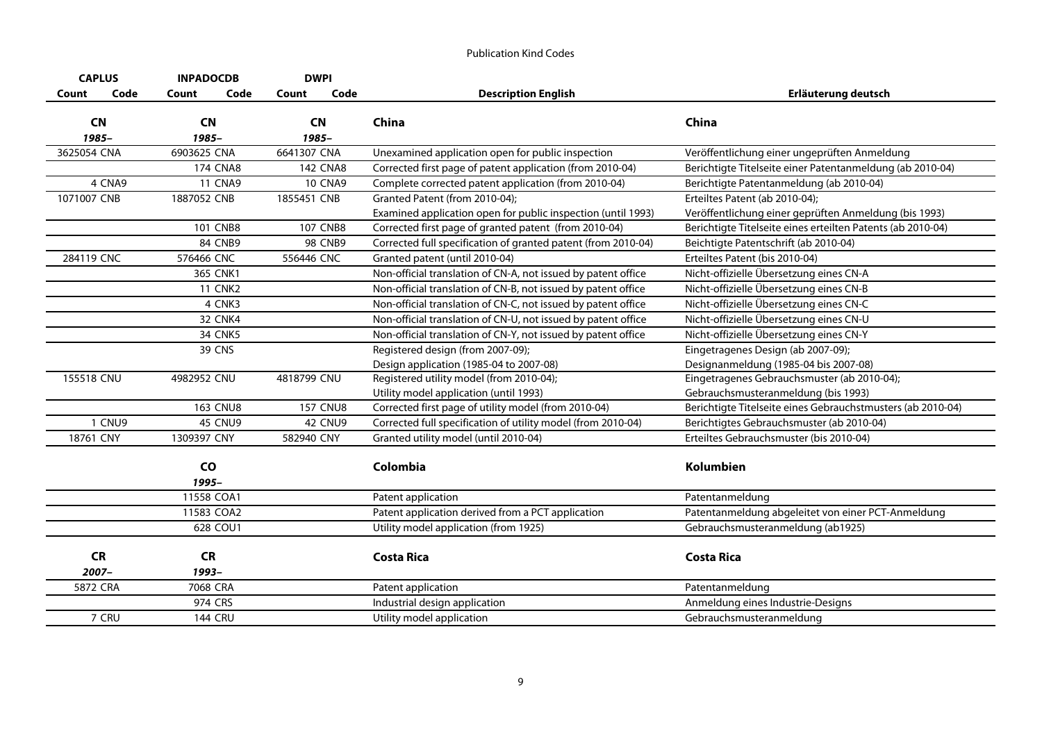# Publication Kind Codes

| CAPLUS | | INPADOCDB | | DWPI | | | |
|---|---|---|---|---|---|---|---|
| Count | Code | Count | Code | Count | Code | Description English | Erläuterung deutsch |
| **CN** *1985–* | | **CN** *1985–* | | **CN** *1985–* | | **China** | **China** |
| 3625054 | CNA | 6903625 | CNA | 6641307 | CNA | Unexamined application open for public inspection | Veröffentlichung einer ungeprüften Anmeldung |
| | | 174 | CNA8 | 142 | CNA8 | Corrected first page of patent application (from 2010-04) | Berichtigte Titelseite einer Patentanmeldung (ab 2010-04) |
| 4 | CNA9 | 11 | CNA9 | 10 | CNA9 | Complete corrected patent application (from 2010-04) | Berichtigte Patentanmeldung (ab 2010-04) |
| 1071007 | CNB | 1887052 | CNB | 1855451 | CNB | Granted Patent (from 2010-04); Examined application open for public inspection (until 1993) | Erteiltes Patent (ab 2010-04); Veröffentlichung einer geprüften Anmeldung (bis 1993) |
| | | 101 | CNB8 | 107 | CNB8 | Corrected first page of granted patent (from 2010-04) | Berichtigte Titelseite eines erteilten Patents (ab 2010-04) |
| | | 84 | CNB9 | 98 | CNB9 | Corrected full specification of granted patent (from 2010-04) | Beichtigte Patentschrift (ab 2010-04) |
| 284119 | CNC | 576466 | CNC | 556446 | CNC | Granted patent (until 2010-04) | Erteiltes Patent (bis 2010-04) |
| | | 365 | CNK1 | | | Non-official translation of CN-A, not issued by patent office | Nicht-offizielle Übersetzung eines CN-A |
| | | 11 | CNK2 | | | Non-official translation of CN-B, not issued by patent office | Nicht-offizielle Übersetzung eines CN-B |
| | | 4 | CNK3 | | | Non-official translation of CN-C, not issued by patent office | Nicht-offizielle Übersetzung eines CN-C |
| | | 32 | CNK4 | | | Non-official translation of CN-U, not issued by patent office | Nicht-offizielle Übersetzung eines CN-U |
| | | 34 | CNK5 | | | Non-official translation of CN-Y, not issued by patent office | Nicht-offizielle Übersetzung eines CN-Y |
| | | 39 | CNS | | | Registered design (from 2007-09); Design application (1985-04 to 2007-08) | Eingetragenes Design (ab 2007-09); Designanmeldung (1985-04 bis 2007-08) |
| 155518 | CNU | 4982952 | CNU | 4818799 | CNU | Registered utility model (from 2010-04); Utility model application (until 1993) | Eingetragenes Gebrauchsmuster (ab 2010-04); Gebrauchsmusteranmeldung (bis 1993) |
| | | 163 | CNU8 | 157 | CNU8 | Corrected first page of utility model (from 2010-04) | Berichtigte Titelseite eines Gebrauchstmusters (ab 2010-04) |
| 1 | CNU9 | 45 | CNU9 | 42 | CNU9 | Corrected full specification of utility model (from 2010-04) | Berichtigtes Gebrauchsmuster (ab 2010-04) |
| 18761 | CNY | 1309397 | CNY | 582940 | CNY | Granted utility model (until 2010-04) | Erteiltes Gebrauchsmuster (bis 2010-04) |
| | | **CO** *1995–* | | | | **Colombia** | **Kolumbien** |
| | | 11558 | COA1 | | | Patent application | Patentanmeldung |
| | | 11583 | COA2 | | | Patent application derived from a PCT application | Patentanmeldung abgeleitet von einer PCT-Anmeldung |
| | | 628 | COU1 | | | Utility model application (from 1925) | Gebrauchsmusteranmeldung (ab1925) |
| **CR** *2007–* | | **CR** *1993–* | | | | **Costa Rica** | **Costa Rica** |
| 5872 | CRA | 7068 | CRA | | | Patent application | Patentanmeldung |
| | | 974 | CRS | | | Industrial design application | Anmeldung eines Industrie-Designs |
| 7 | CRU | 144 | CRU | | | Utility model application | Gebrauchsmusteranmeldung |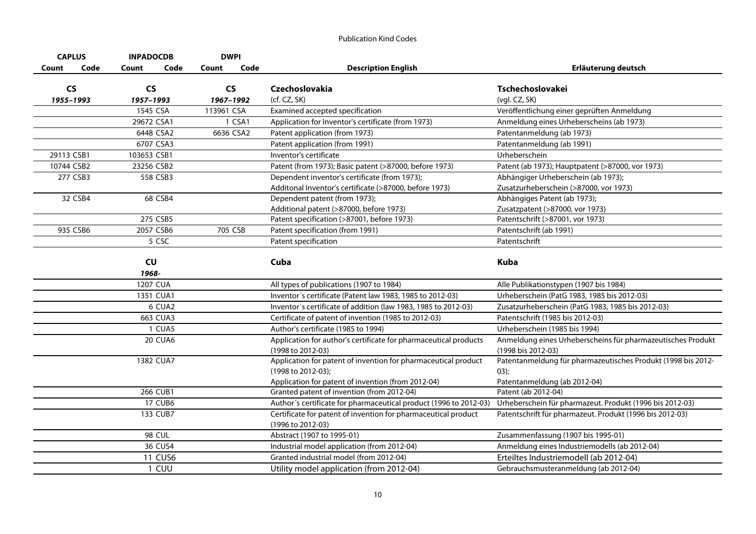Publication Kind Codes

| CAPLUS | | INPADOCDB | | DWPI | | | |
|---|---|---|---|---|---|---|---|
| Count | Code | Count | Code | Count | Code | Description English | Erläuterung deutsch |
| **CS** | | **CS** | | **CS** | | **Czechoslovakia** | **Tschechoslovakei** |
| ***1955–1993*** | | ***1957–1993*** | | ***1967–1992*** | | (cf. CZ, SK) | (vgl. CZ, SK) |
| | | 1545 | CSA | 113961 | CSA | Examined accepted specification | Veröffentlichung einer geprüften Anmeldung |
| | | 29672 | CSA1 | 1 | CSA1 | Application for Inventor's certificate (from 1973) | Anmeldung eines Urheberscheins (ab 1973) |
| | | 6448 | CSA2 | 6636 | CSA2 | Patent application (from 1973) | Patentanmeldung (ab 1973) |
| | | 6707 | CSA3 | | | Patent application (from 1991) | Patentanmeldung (ab 1991) |
| 29113 | CSB1 | 103653 | CSB1 | | | Inventor's certificate | Urheberschein |
| 10744 | CSB2 | 23256 | CSB2 | | | Patent (from 1973); Basic patent (>87000, before 1973) | Patent (ab 1973); Hauptpatent (>87000, vor 1973) |
| 277 | CSB3 | 558 | CSB3 | | | Dependent inventor's certificate (from 1973); Additonal Inventor's certificate (>87000, before 1973) | Abhängiger Urheberschein (ab 1973); Zusatzurheberschein (>87000, vor 1973) |
| 32 | CSB4 | 68 | CSB4 | | | Dependent patent (from 1973); Additional patent (>87000, before 1973) | Abhängiges Patent (ab 1973); Zusatzpatent (>87000, vor 1973) |
| | | 275 | CSB5 | | | Patent specification (>87001, before 1973) | Patentschrift (>87001, vor 1973) |
| 935 | CSB6 | 2057 | CSB6 | 705 | CSB | Patent specification (from 1991) | Patentschrift (ab 1991) |
| | | 5 | CSC | | | Patent specification | Patentschrift |
| | | **CU** | | | | **Cuba** | **Kuba** |
| | | ***1968-*** | | | | | |
| | | 1207 | CUA | | | All types of publications (1907 to 1984) | Alle Publikationstypen (1907 bis 1984) |
| | | 1351 | CUA1 | | | Inventor´s certificate (Patent law 1983, 1985 to 2012-03) | Urheberschein (PatG 1983, 1985 bis 2012-03) |
| | | 6 | CUA2 | | | Inventor´s certificate of addition (law 1983, 1985 to 2012-03) | Zusatzurheberschein (PatG 1983, 1985 bis 2012-03) |
| | | 663 | CUA3 | | | Certificate of patent of invention (1985 to 2012-03) | Patentschrift (1985 bis 2012-03) |
| | | 1 | CUA5 | | | Author's certificate (1985 to 1994) | Urheberschein (1985 bis 1994) |
| | | 20 | CUA6 | | | Application for author's certificate for pharmaceutical products (1998 to 2012-03) | Anmeldung eines Urheberscheins für pharmazeutisches Produkt (1998 bis 2012-03) |
| | | 1382 | CUA7 | | | Application for patent of invention for pharmaceutical product (1998 to 2012-03); Application for patent of invention (from 2012-04) | Patentanmeldung für pharmazeutisches Produkt (1998 bis 2012-03); Patentanmeldung (ab 2012-04) |
| | | 266 | CUB1 | | | Granted patent of invention (from 2012-04) | Patent (ab 2012-04) |
| | | 17 | CUB6 | | | Author´s certificate for pharmaceutical product (1996 to 2012-03) | Urheberschein für pharmazeut. Produkt (1996 bis 2012-03) |
| | | 133 | CUB7 | | | Certificate for patent of invention for pharmaceutical product (1996 to 2012-03) | Patentschrift für pharmazeut. Produkt (1996 bis 2012-03) |
| | | 98 | CUL | | | Abstract (1907 to 1995-01) | Zusammenfassung (1907 bis 1995-01) |
| | | 36 | CUS4 | | | Industrial model application (from 2012-04) | Anmeldung eines Industriemodells (ab 2012-04) |
| | | 11 | CUS6 | | | Granted industrial model (from 2012-04) | Erteiltes Industriemodell (ab 2012-04) |
| | | 1 | CUU | | | Utility model application (from 2012-04) | Gebrauchsmusteranmeldung (ab 2012-04) |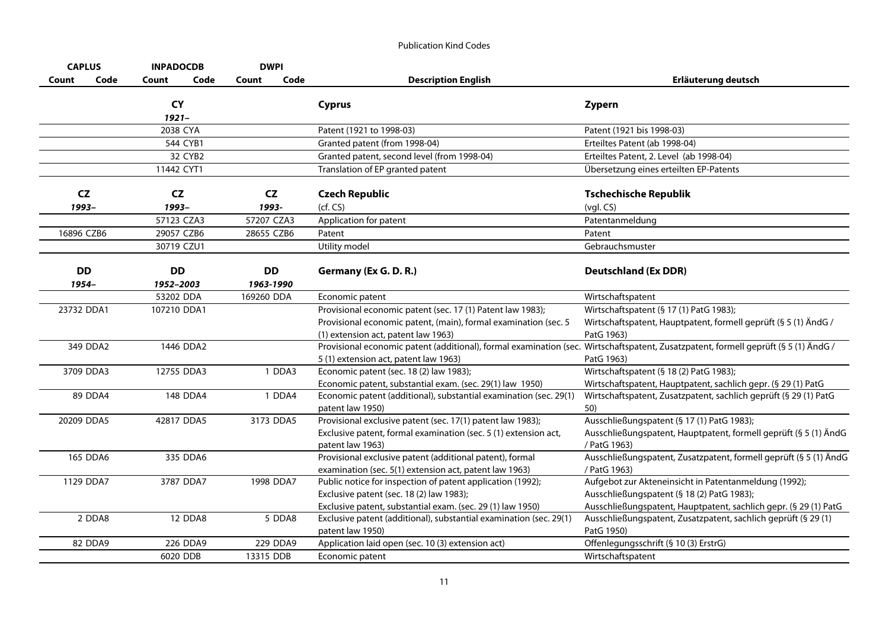# Publication Kind Codes

| CAPLUS | | INPADOCDB | | DWPI | | | |
|---|---|---|---|---|---|---|---|
| Count | Code | Count | Code | Count | Code | Description English | Erläuterung deutsch |
| | | **CY** *1921–* | | | | **Cyprus** | **Zypern** |
| | | 2038 | CYA | | | Patent (1921 to 1998-03) | Patent (1921 bis 1998-03) |
| | | 544 | CYB1 | | | Granted patent (from 1998-04) | Erteiltes Patent (ab 1998-04) |
| | | 32 | CYB2 | | | Granted patent, second level (from 1998-04) | Erteiltes Patent, 2. Level (ab 1998-04) |
| | | 11442 | CYT1 | | | Translation of EP granted patent | Übersetzung eines erteilten EP-Patents |
| **CZ** *1993–* | | **CZ** *1993–* | | **CZ** *1993-* | | **Czech Republic** (cf. CS) | **Tschechische Republik** (vgl. CS) |
| | | 57123 | CZA3 | 57207 | CZA3 | Application for patent | Patentanmeldung |
| 16896 | CZB6 | 29057 | CZB6 | 28655 | CZB6 | Patent | Patent |
| | | 30719 | CZU1 | | | Utility model | Gebrauchsmuster |
| **DD** *1954–* | | **DD** *1952–2003* | | **DD** *1963-1990* | | **Germany (Ex G. D. R.)** | **Deutschland (Ex DDR)** |
| | | 53202 | DDA | 169260 | DDA | Economic patent | Wirtschaftspatent |
| 23732 | DDA1 | 107210 | DDA1 | | | Provisional economic patent (sec. 17 (1) Patent law 1983); Provisional economic patent, (main), formal examination (sec. 5 (1) extension act, patent law 1963) | Wirtschaftspatent (§ 17 (1) PatG 1983); Wirtschaftspatent, Hauptpatent, formell geprüft (§ 5 (1) ÄndG / PatG 1963) |
| 349 | DDA2 | 1446 | DDA2 | | | Provisional economic patent (additional), formal examination (sec. 5 (1) extension act, patent law 1963) | Wirtschaftspatent, Zusatzpatent, formell geprüft (§ 5 (1) ÄndG / PatG 1963) |
| 3709 | DDA3 | 12755 | DDA3 | 1 | DDA3 | Economic patent (sec. 18 (2) law 1983); Economic patent, substantial exam. (sec. 29(1) law 1950) | Wirtschaftspatent (§ 18 (2) PatG 1983); Wirtschaftspatent, Hauptpatent, sachlich gepr. (§ 29 (1) PatG |
| 89 | DDA4 | 148 | DDA4 | 1 | DDA4 | Economic patent (additional), substantial examination (sec. 29(1) patent law 1950) | Wirtschaftspatent, Zusatzpatent, sachlich geprüft (§ 29 (1) PatG 50) |
| 20209 | DDA5 | 42817 | DDA5 | 3173 | DDA5 | Provisional exclusive patent (sec. 17(1) patent law 1983); Exclusive patent, formal examination (sec. 5 (1) extension act, patent law 1963) | Ausschließungspatent (§ 17 (1) PatG 1983); Ausschließungspatent, Hauptpatent, formell geprüft (§ 5 (1) ÄndG / PatG 1963) |
| 165 | DDA6 | 335 | DDA6 | | | Provisional exclusive patent (additional patent), formal examination (sec. 5(1) extension act, patent law 1963) | Ausschließungspatent, Zusatzpatent, formell geprüft (§ 5 (1) ÄndG / PatG 1963) |
| 1129 | DDA7 | 3787 | DDA7 | 1998 | DDA7 | Public notice for inspection of patent application (1992); Exclusive patent (sec. 18 (2) law 1983); Exclusive patent, substantial exam. (sec. 29 (1) law 1950) | Aufgebot zur Akteneinsicht in Patentanmeldung (1992); Ausschließungspatent (§ 18 (2) PatG 1983); Ausschließungspatent, Hauptpatent, sachlich gepr. (§ 29 (1) PatG |
| 2 | DDA8 | 12 | DDA8 | 5 | DDA8 | Exclusive patent (additional), substantial examination (sec. 29(1) patent law 1950) | Ausschließungspatent, Zusatzpatent, sachlich geprüft (§ 29 (1) PatG 1950) |
| 82 | DDA9 | 226 | DDA9 | 229 | DDA9 | Application laid open (sec. 10 (3) extension act) | Offenlegungsschrift (§ 10 (3) ErstrG) |
| | | 6020 | DDB | 13315 | DDB | Economic patent | Wirtschaftspatent |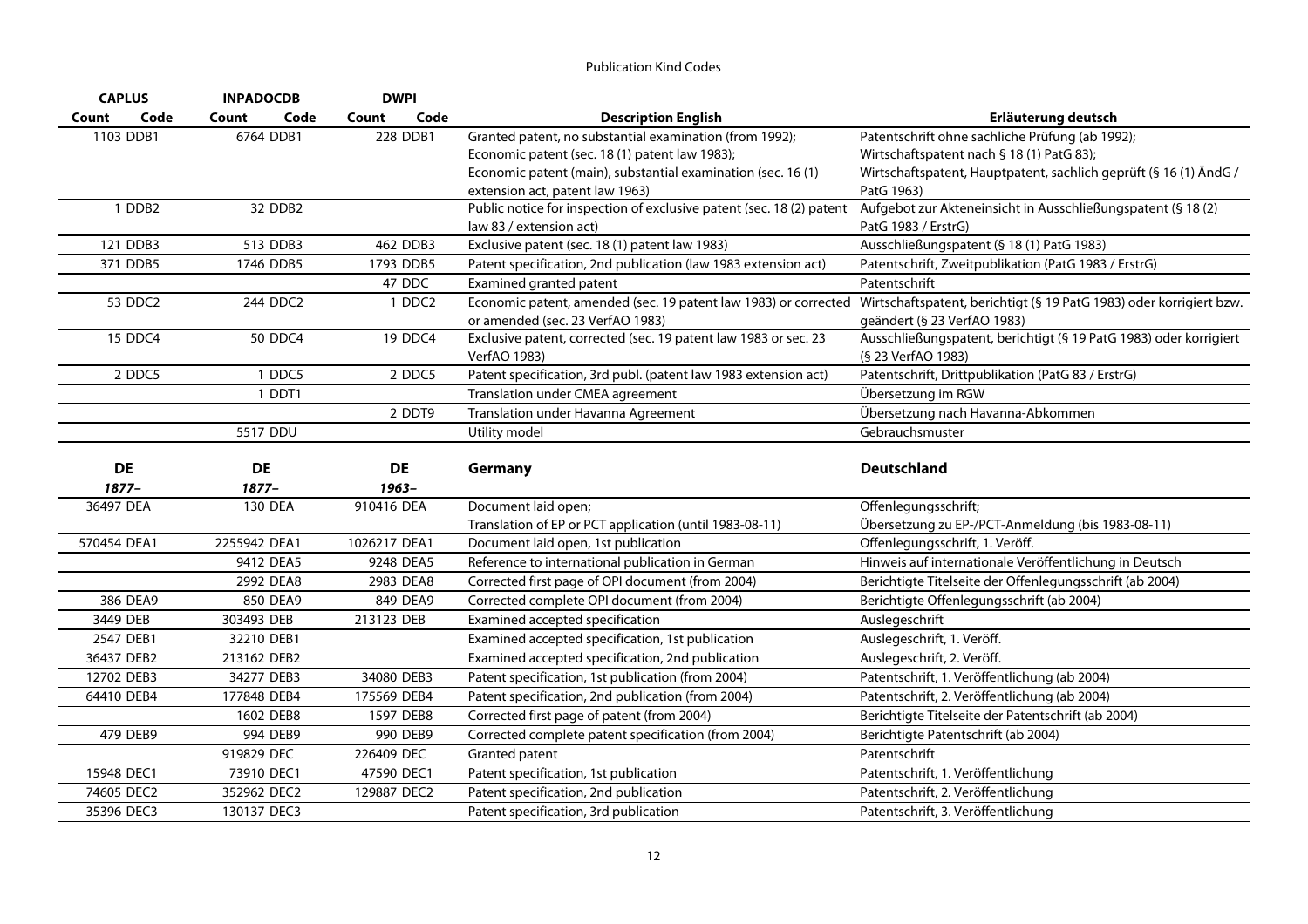Publication Kind Codes

| CAPLUS | | INPADOCDB | | DWPI | | | |
|---|---|---|---|---|---|---|---|
| Count | Code | Count | Code | Count | Code | Description English | Erläuterung deutsch |
| 1103 | DDB1 | 6764 | DDB1 | 228 | DDB1 | Granted patent, no substantial examination (from 1992); Economic patent (sec. 18 (1) patent law 1983); Economic patent (main), substantial examination (sec. 16 (1) extension act, patent law 1963) | Patentschrift ohne sachliche Prüfung (ab 1992); Wirtschaftspatent nach § 18 (1) PatG 83); Wirtschaftspatent, Hauptpatent, sachlich geprüft (§ 16 (1) ÄndG / PatG 1963) |
| 1 | DDB2 | 32 | DDB2 | | | Public notice for inspection of exclusive patent (sec. 18 (2) patent law 83 / extension act) | Aufgebot zur Akteneinsicht in Ausschließungspatent (§ 18 (2) PatG 1983 / ErstrG) |
| 121 | DDB3 | 513 | DDB3 | 462 | DDB3 | Exclusive patent (sec. 18 (1) patent law 1983) | Ausschließungspatent (§ 18 (1) PatG 1983) |
| 371 | DDB5 | 1746 | DDB5 | 1793 | DDB5 | Patent specification, 2nd publication (law 1983 extension act) | Patentschrift, Zweitpublikation (PatG 1983 / ErstrG) |
| | | | | 47 | DDC | Examined granted patent | Patentschrift |
| 53 | DDC2 | 244 | DDC2 | 1 | DDC2 | Economic patent, amended (sec. 19 patent law 1983) or corrected or amended (sec. 23 VerfAO 1983) | Wirtschaftspatent, berichtigt (§ 19 PatG 1983) oder korrigiert bzw. geändert (§ 23 VerfAO 1983) |
| 15 | DDC4 | 50 | DDC4 | 19 | DDC4 | Exclusive patent, corrected (sec. 19 patent law 1983 or sec. 23 VerfAO 1983) | Ausschließungspatent, berichtigt (§ 19 PatG 1983) oder korrigiert (§ 23 VerfAO 1983) |
| 2 | DDC5 | 1 | DDC5 | 2 | DDC5 | Patent specification, 3rd publ. (patent law 1983 extension act) | Patentschrift, Drittpublikation (PatG 83 / ErstrG) |
| | | 1 | DDT1 | | | Translation under CMEA agreement | Übersetzung im RGW |
| | | | | 2 | DDT9 | Translation under Havanna Agreement | Übersetzung nach Havanna-Abkommen |
| | | 5517 | DDU | | | Utility model | Gebrauchsmuster |
| **DE** | | **DE** | | **DE** | | **Germany** | **Deutschland** |
| *1877–* | | *1877–* | | *1963–* | | | |
| 36497 | DEA | 130 | DEA | 910416 | DEA | Document laid open; Translation of EP or PCT application (until 1983-08-11) | Offenlegungsschrift; Übersetzung zu EP-/PCT-Anmeldung (bis 1983-08-11) |
| 570454 | DEA1 | 2255942 | DEA1 | 1026217 | DEA1 | Document laid open, 1st publication | Offenlegungsschrift, 1. Veröff. |
| | | 9412 | DEA5 | 9248 | DEA5 | Reference to international publication in German | Hinweis auf internationale Veröffentlichung in Deutsch |
| | | 2992 | DEA8 | 2983 | DEA8 | Corrected first page of OPI document (from 2004) | Berichtigte Titelseite der Offenlegungsschrift (ab 2004) |
| 386 | DEA9 | 850 | DEA9 | 849 | DEA9 | Corrected complete OPI document (from 2004) | Berichtigte Offenlegungsschrift (ab 2004) |
| 3449 | DEB | 303493 | DEB | 213123 | DEB | Examined accepted specification | Auslegeschrift |
| 2547 | DEB1 | 32210 | DEB1 | | | Examined accepted specification, 1st publication | Auslegeschrift, 1. Veröff. |
| 36437 | DEB2 | 213162 | DEB2 | | | Examined accepted specification, 2nd publication | Auslegeschrift, 2. Veröff. |
| 12702 | DEB3 | 34277 | DEB3 | 34080 | DEB3 | Patent specification, 1st publication (from 2004) | Patentschrift, 1. Veröffentlichung (ab 2004) |
| 64410 | DEB4 | 177848 | DEB4 | 175569 | DEB4 | Patent specification, 2nd publication (from 2004) | Patentschrift, 2. Veröffentlichung (ab 2004) |
| | | 1602 | DEB8 | 1597 | DEB8 | Corrected first page of patent (from 2004) | Berichtigte Titelseite der Patentschrift (ab 2004) |
| 479 | DEB9 | 994 | DEB9 | 990 | DEB9 | Corrected complete patent specification (from 2004) | Berichtigte Patentschrift (ab 2004) |
| | | 919829 | DEC | 226409 | DEC | Granted patent | Patentschrift |
| 15948 | DEC1 | 73910 | DEC1 | 47590 | DEC1 | Patent specification, 1st publication | Patentschrift, 1. Veröffentlichung |
| 74605 | DEC2 | 352962 | DEC2 | 129887 | DEC2 | Patent specification, 2nd publication | Patentschrift, 2. Veröffentlichung |
| 35396 | DEC3 | 130137 | DEC3 | | | Patent specification, 3rd publication | Patentschrift, 3. Veröffentlichung |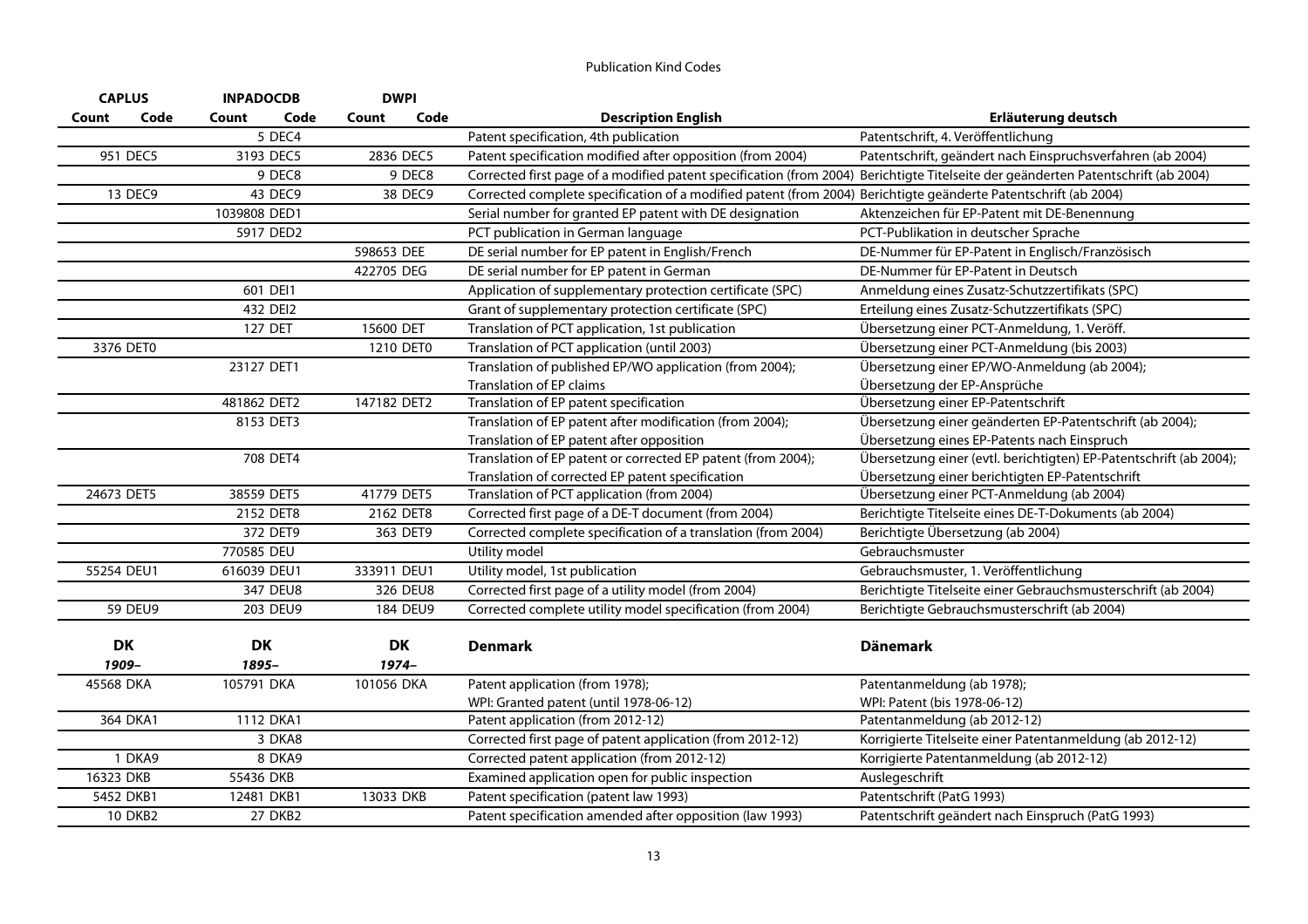Publication Kind Codes

| CAPLUS | | INPADOCDB | | DWPI | | | |
|---|---|---|---|---|---|---|---|
| Count | Code | Count | Code | Count | Code | Description English | Erläuterung deutsch |
| | | 5 | DEC4 | | | Patent specification, 4th publication | Patentschrift, 4. Veröffentlichung |
| 951 | DEC5 | 3193 | DEC5 | 2836 | DEC5 | Patent specification modified after opposition (from 2004) | Patentschrift, geändert nach Einspruchsverfahren (ab 2004) |
| | | 9 | DEC8 | 9 | DEC8 | Corrected first page of a modified patent specification (from 2004) | Berichtigte Titelseite der geänderten Patentschrift (ab 2004) |
| 13 | DEC9 | 43 | DEC9 | 38 | DEC9 | Corrected complete specification of a modified patent (from 2004) | Berichtigte geänderte Patentschrift (ab 2004) |
| | | 1039808 | DED1 | | | Serial number for granted EP patent with DE designation | Aktenzeichen für EP-Patent mit DE-Benennung |
| | | 5917 | DED2 | | | PCT publication in German language | PCT-Publikation in deutscher Sprache |
| | | | | 598653 | DEE | DE serial number for EP patent in English/French | DE-Nummer für EP-Patent in Englisch/Französisch |
| | | | | 422705 | DEG | DE serial number for EP patent in German | DE-Nummer für EP-Patent in Deutsch |
| | | 601 | DEI1 | | | Application of supplementary protection certificate (SPC) | Anmeldung eines Zusatz-Schutzzertifikats (SPC) |
| | | 432 | DEI2 | | | Grant of supplementary protection certificate (SPC) | Erteilung eines Zusatz-Schutzzertifikats (SPC) |
| | | 127 | DET | 15600 | DET | Translation of PCT application, 1st publication | Übersetzung einer PCT-Anmeldung, 1. Veröff. |
| 3376 | DET0 | | | 1210 | DET0 | Translation of PCT application (until 2003) | Übersetzung einer PCT-Anmeldung (bis 2003) |
| | | 23127 | DET1 | | | Translation of published EP/WO application (from 2004); Translation of EP claims | Übersetzung einer EP/WO-Anmeldung (ab 2004); Übersetzung der EP-Ansprüche |
| | | 481862 | DET2 | 147182 | DET2 | Translation of EP patent specification | Übersetzung einer EP-Patentschrift |
| | | 8153 | DET3 | | | Translation of EP patent after modification (from 2004); Translation of EP patent after opposition | Übersetzung einer geänderten EP-Patentschrift (ab 2004); Übersetzung eines EP-Patents nach Einspruch |
| | | 708 | DET4 | | | Translation of EP patent or corrected EP patent (from 2004); Translation of corrected EP patent specification | Übersetzung einer (evtl. berichtigten) EP-Patentschrift (ab 2004); Übersetzung einer berichtigten EP-Patentschrift |
| 24673 | DET5 | 38559 | DET5 | 41779 | DET5 | Translation of PCT application (from 2004) | Übersetzung einer PCT-Anmeldung (ab 2004) |
| | | 2152 | DET8 | 2162 | DET8 | Corrected first page of a DE-T document (from 2004) | Berichtigte Titelseite eines DE-T-Dokuments (ab 2004) |
| | | 372 | DET9 | 363 | DET9 | Corrected complete specification of a translation (from 2004) | Berichtigte Übersetzung (ab 2004) |
| | | 770585 | DEU | | | Utility model | Gebrauchsmuster |
| 55254 | DEU1 | 616039 | DEU1 | 333911 | DEU1 | Utility model, 1st publication | Gebrauchsmuster, 1. Veröffentlichung |
| | | 347 | DEU8 | 326 | DEU8 | Corrected first page of a utility model (from 2004) | Berichtigte Titelseite einer Gebrauchsmusterschrift (ab 2004) |
| 59 | DEU9 | 203 | DEU9 | 184 | DEU9 | Corrected complete utility model specification (from 2004) | Berichtigte Gebrauchsmusterschrift (ab 2004) |
| **DK** | | **DK** | | **DK** | | **Denmark** | **Dänemark** |
| *1909–* | | *1895–* | | *1974–* | | | |
| 45568 | DKA | 105791 | DKA | 101056 | DKA | Patent application (from 1978); WPI: Granted patent (until 1978-06-12) | Patentanmeldung (ab 1978); WPI: Patent (bis 1978-06-12) |
| 364 | DKA1 | 1112 | DKA1 | | | Patent application (from 2012-12) | Patentanmeldung (ab 2012-12) |
| | | 3 | DKA8 | | | Corrected first page of patent application (from 2012-12) | Korrigierte Titelseite einer Patentanmeldung (ab 2012-12) |
| 1 | DKA9 | 8 | DKA9 | | | Corrected patent application (from 2012-12) | Korrigierte Patentanmeldung (ab 2012-12) |
| 16323 | DKB | 55436 | DKB | | | Examined application open for public inspection | Auslegeschrift |
| 5452 | DKB1 | 12481 | DKB1 | 13033 | DKB | Patent specification (patent law 1993) | Patentschrift (PatG 1993) |
| 10 | DKB2 | 27 | DKB2 | | | Patent specification amended after opposition (law 1993) | Patentschrift geändert nach Einspruch (PatG 1993) |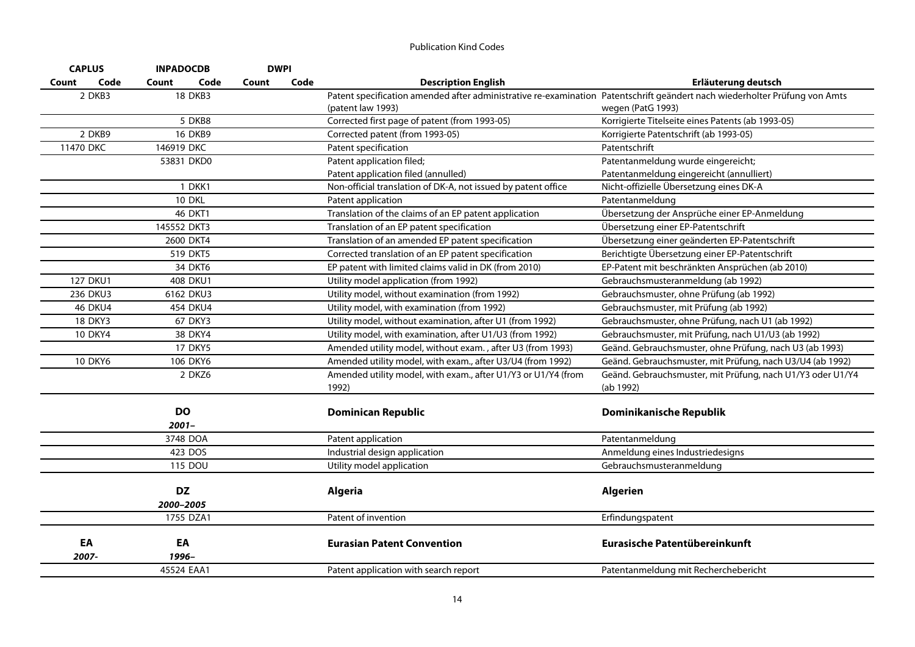Publication Kind Codes

| CAPLUS | | INPADOCDB | | DWPI | | | |
|---|---|---|---|---|---|---|---|
| Count | Code | Count | Code | Count | Code | Description English | Erläuterung deutsch |
| 2 | DKB3 | 18 | DKB3 | | | Patent specification amended after administrative re-examination (patent law 1993) | Patentschrift geändert nach wiederholter Prüfung von Amts wegen (PatG 1993) |
| | | 5 | DKB8 | | | Corrected first page of patent (from 1993-05) | Korrigierte Titelseite eines Patents (ab 1993-05) |
| 2 | DKB9 | 16 | DKB9 | | | Corrected patent (from 1993-05) | Korrigierte Patentschrift (ab 1993-05) |
| 11470 | DKC | 146919 | DKC | | | Patent specification | Patentschrift |
| | | 53831 | DKD0 | | | Patent application filed; Patent application filed (annulled) | Patentanmeldung wurde eingereicht; Patentanmeldung eingereicht (annulliert) |
| | | 1 | DKK1 | | | Non-official translation of DK-A, not issued by patent office | Nicht-offizielle Übersetzung eines DK-A |
| | | 10 | DKL | | | Patent application | Patentanmeldung |
| | | 46 | DKT1 | | | Translation of the claims of an EP patent application | Übersetzung der Ansprüche einer EP-Anmeldung |
| | | 145552 | DKT3 | | | Translation of an EP patent specification | Übersetzung einer EP-Patentschrift |
| | | 2600 | DKT4 | | | Translation of an amended EP patent specification | Übersetzung einer geänderten EP-Patentschrift |
| | | 519 | DKT5 | | | Corrected translation of an EP patent specification | Berichtigte Übersetzung einer EP-Patentschrift |
| | | 34 | DKT6 | | | EP patent with limited claims valid in DK (from 2010) | EP-Patent mit beschränkten Ansprüchen (ab 2010) |
| 127 | DKU1 | 408 | DKU1 | | | Utility model application (from 1992) | Gebrauchsmusteranmeldung (ab 1992) |
| 236 | DKU3 | 6162 | DKU3 | | | Utility model, without examination (from 1992) | Gebrauchsmuster, ohne Prüfung (ab 1992) |
| 46 | DKU4 | 454 | DKU4 | | | Utility model, with examination (from 1992) | Gebrauchsmuster, mit Prüfung (ab 1992) |
| 18 | DKY3 | 67 | DKY3 | | | Utility model, without examination, after U1 (from 1992) | Gebrauchsmuster, ohne Prüfung, nach U1 (ab 1992) |
| 10 | DKY4 | 38 | DKY4 | | | Utility model, with examination, after U1/U3 (from 1992) | Gebrauchsmuster, mit Prüfung, nach U1/U3 (ab 1992) |
| | | 17 | DKY5 | | | Amended utility model, without exam. , after U3 (from 1993) | Geänd. Gebrauchsmuster, ohne Prüfung, nach U3 (ab 1993) |
| 10 | DKY6 | 106 | DKY6 | | | Amended utility model, with exam., after U3/U4 (from 1992) | Geänd. Gebrauchsmuster, mit Prüfung, nach U3/U4 (ab 1992) |
| | | 2 | DKZ6 | | | Amended utility model, with exam., after U1/Y3 or U1/Y4 (from 1992) | Geänd. Gebrauchsmuster, mit Prüfung, nach U1/Y3 oder U1/Y4 (ab 1992) |
| | | **DO** *2001–* | | | | **Dominican Republic** | **Dominikanische Republik** |
| | | 3748 | DOA | | | Patent application | Patentanmeldung |
| | | 423 | DOS | | | Industrial design application | Anmeldung eines Industriedesigns |
| | | 115 | DOU | | | Utility model application | Gebrauchsmusteranmeldung |
| | | **DZ** *2000–2005* | | | | **Algeria** | **Algerien** |
| | | 1755 | DZA1 | | | Patent of invention | Erfindungspatent |
| **EA** *2007-* | | **EA** *1996–* | | | | **Eurasian Patent Convention** | **Eurasische Patentübereinkunft** |
| | | 45524 | EAA1 | | | Patent application with search report | Patentanmeldung mit Recherchebericht |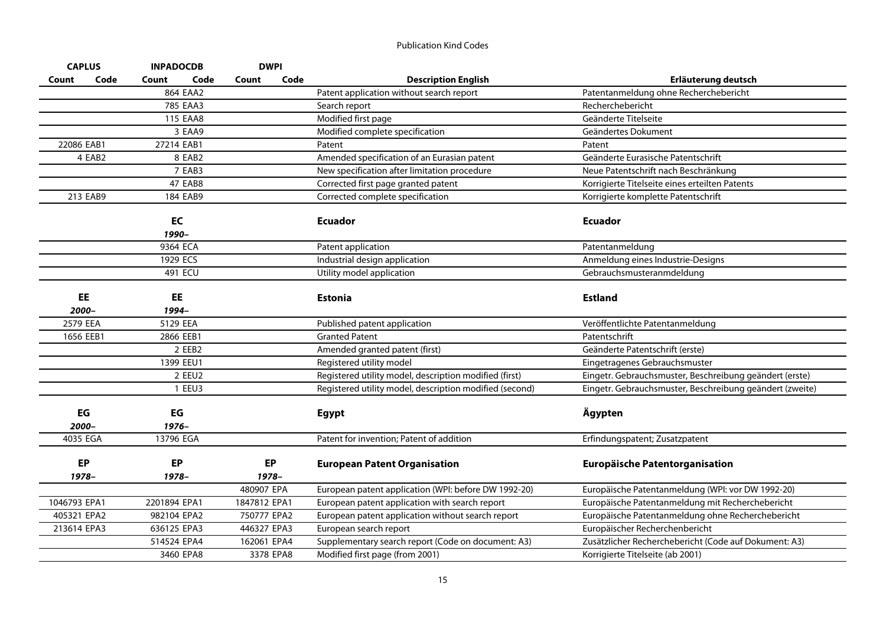Publication Kind Codes

| CAPLUS | | INPADOCDB | | DWPI | | | |
|---|---|---|---|---|---|---|---|
| Count | Code | Count | Code | Count | Code | Description English | Erläuterung deutsch |
| | | 864 | EAA2 | | | Patent application without search report | Patentanmeldung ohne Recherchebericht |
| | | 785 | EAA3 | | | Search report | Recherchebericht |
| | | 115 | EAA8 | | | Modified first page | Geänderte Titelseite |
| | | 3 | EAA9 | | | Modified complete specification | Geändertes Dokument |
| 22086 | EAB1 | 27214 | EAB1 | | | Patent | Patent |
| 4 | EAB2 | 8 | EAB2 | | | Amended specification of an Eurasian patent | Geänderte Eurasische Patentschrift |
| | | 7 | EAB3 | | | New specification after limitation procedure | Neue Patentschrift nach Beschränkung |
| | | 47 | EAB8 | | | Corrected first page granted patent | Korrigierte Titelseite eines erteilten Patents |
| 213 | EAB9 | 184 | EAB9 | | | Corrected complete specification | Korrigierte komplette Patentschrift |
| | | **EC** | | | | **Ecuador** | **Ecuador** |
| | | *1990–* | | | | | |
| | | 9364 | ECA | | | Patent application | Patentanmeldung |
| | | 1929 | ECS | | | Industrial design application | Anmeldung eines Industrie-Designs |
| | | 491 | ECU | | | Utility model application | Gebrauchsmusteranmdeldung |
| **EE** | | **EE** | | | | **Estonia** | **Estland** |
| *2000–* | | *1994–* | | | | | |
| 2579 | EEA | 5129 | EEA | | | Published patent application | Veröffentlichte Patentanmeldung |
| 1656 | EEB1 | 2866 | EEB1 | | | Granted Patent | Patentschrift |
| | | 2 | EEB2 | | | Amended granted patent (first) | Geänderte Patentschrift (erste) |
| | | 1399 | EEU1 | | | Registered utility model | Eingetragenes Gebrauchsmuster |
| | | 2 | EEU2 | | | Registered utility model, description modified (first) | Eingetr. Gebrauchsmuster, Beschreibung geändert (erste) |
| | | 1 | EEU3 | | | Registered utility model, description modified (second) | Eingetr. Gebrauchsmuster, Beschreibung geändert (zweite) |
| **EG** | | **EG** | | | | **Egypt** | **Ägypten** |
| *2000–* | | *1976–* | | | | | |
| 4035 | EGA | 13796 | EGA | | | Patent for invention; Patent of addition | Erfindungspatent; Zusatzpatent |
| **EP** | | **EP** | | **EP** | | **European Patent Organisation** | **Europäische Patentorganisation** |
| *1978–* | | *1978–* | | *1978–* | | | |
| | | | | 480907 | EPA | European patent application (WPI: before DW 1992-20) | Europäische Patentanmeldung (WPI: vor DW 1992-20) |
| 1046793 | EPA1 | 2201894 | EPA1 | 1847812 | EPA1 | European patent application with search report | Europäische Patentanmeldung mit Recherchebericht |
| 405321 | EPA2 | 982104 | EPA2 | 750777 | EPA2 | European patent application without search report | Europäische Patentanmeldung ohne Recherchebericht |
| 213614 | EPA3 | 636125 | EPA3 | 446327 | EPA3 | European search report | Europäischer Recherchenbericht |
| | | 514524 | EPA4 | 162061 | EPA4 | Supplementary search report (Code on document: A3) | Zusätzlicher Recherchebericht (Code auf Dokument: A3) |
| | | 3460 | EPA8 | 3378 | EPA8 | Modified first page (from 2001) | Korrigierte Titelseite (ab 2001) |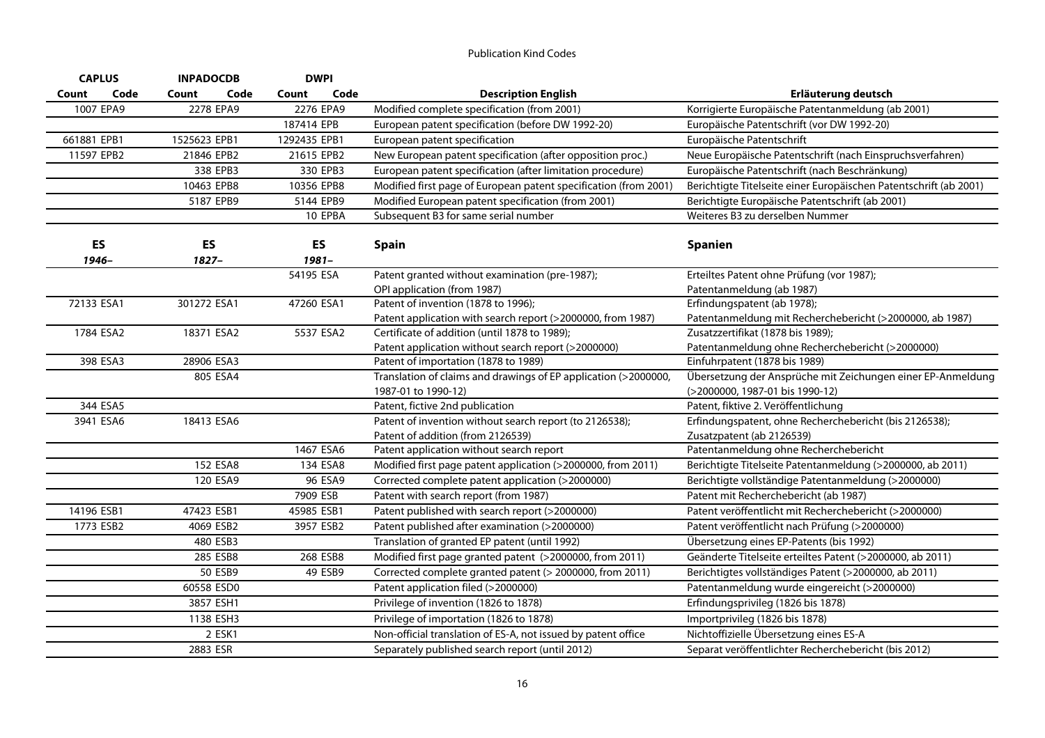Publication Kind Codes

| CAPLUS | | INPADOCDB | | DWPI | | | |
|---|---|---|---|---|---|---|---|
| Count | Code | Count | Code | Count | Code | Description English | Erläuterung deutsch |
| 1007 | EPA9 | 2278 | EPA9 | 2276 | EPA9 | Modified complete specification (from 2001) | Korrigierte Europäische Patentanmeldung (ab 2001) |
| | | | | 187414 | EPB | European patent specification (before DW 1992-20) | Europäische Patentschrift (vor DW 1992-20) |
| 661881 | EPB1 | 1525623 | EPB1 | 1292435 | EPB1 | European patent specification | Europäische Patentschrift |
| 11597 | EPB2 | 21846 | EPB2 | 21615 | EPB2 | New European patent specification (after opposition proc.) | Neue Europäische Patentschrift (nach Einspruchsverfahren) |
| | | 338 | EPB3 | 330 | EPB3 | European patent specification (after limitation procedure) | Europäische Patentschrift (nach Beschränkung) |
| | | 10463 | EPB8 | 10356 | EPB8 | Modified first page of European patent specification (from 2001) | Berichtigte Titelseite einer Europäischen Patentschrift (ab 2001) |
| | | 5187 | EPB9 | 5144 | EPB9 | Modified European patent specification (from 2001) | Berichtigte Europäische Patentschrift (ab 2001) |
| | | | | 10 | EPBA | Subsequent B3 for same serial number | Weiteres B3 zu derselben Nummer |

| ES | | ES | | ES | | **Spain** | **Spanien** |
|---|---|---|---|---|---|---|---|
| *1946–* | | *1827–* | | *1981–* | | | |
| | | | | 54195 | ESA | Patent granted without examination (pre-1987); OPI application (from 1987) | Erteiltes Patent ohne Prüfung (vor 1987); Patentanmeldung (ab 1987) |
| 72133 | ESA1 | 301272 | ESA1 | 47260 | ESA1 | Patent of invention (1878 to 1996); Patent application with search report (>2000000, from 1987) | Erfindungspatent (ab 1978); Patentanmeldung mit Recherchebericht (>2000000, ab 1987) |
| 1784 | ESA2 | 18371 | ESA2 | 5537 | ESA2 | Certificate of addition (until 1878 to 1989); Patent application without search report (>2000000) | Zusatzzertifikat (1878 bis 1989); Patentanmeldung ohne Recherchebericht (>2000000) |
| 398 | ESA3 | 28906 | ESA3 | | | Patent of importation (1878 to 1989) | Einfuhrpatent (1878 bis 1989) |
| | | 805 | ESA4 | | | Translation of claims and drawings of EP application (>2000000, 1987-01 to 1990-12) | Übersetzung der Ansprüche mit Zeichungen einer EP-Anmeldung (>2000000, 1987-01 bis 1990-12) |
| 344 | ESA5 | | | | | Patent, fictive 2nd publication | Patent, fiktive 2. Veröffentlichung |
| 3941 | ESA6 | 18413 | ESA6 | | | Patent of invention without search report (to 2126538); Patent of addition (from 2126539) | Erfindungspatent, ohne Recherchebericht (bis 2126538); Zusatzpatent (ab 2126539) |
| | | | | 1467 | ESA6 | Patent application without search report | Patentanmeldung ohne Recherchebericht |
| | | 152 | ESA8 | 134 | ESA8 | Modified first page patent application (>2000000, from 2011) | Berichtigte Titelseite Patentanmeldung (>2000000, ab 2011) |
| | | 120 | ESA9 | 96 | ESA9 | Corrected complete patent application (>2000000) | Berichtigte vollständige Patentanmeldung (>2000000) |
| | | | | 7909 | ESB | Patent with search report (from 1987) | Patent mit Recherchebericht (ab 1987) |
| 14196 | ESB1 | 47423 | ESB1 | 45985 | ESB1 | Patent published with search report (>2000000) | Patent veröffentlicht mit Recherchebericht (>2000000) |
| 1773 | ESB2 | 4069 | ESB2 | 3957 | ESB2 | Patent published after examination (>2000000) | Patent veröffentlicht nach Prüfung (>2000000) |
| | | 480 | ESB3 | | | Translation of granted EP patent (until 1992) | Übersetzung eines EP-Patents (bis 1992) |
| | | 285 | ESB8 | 268 | ESB8 | Modified first page granted patent (>2000000, from 2011) | Geänderte Titelseite erteiltes Patent (>2000000, ab 2011) |
| | | 50 | ESB9 | 49 | ESB9 | Corrected complete granted patent (> 2000000, from 2011) | Berichtigtes vollständiges Patent (>2000000, ab 2011) |
| | | 60558 | ESD0 | | | Patent application filed (>2000000) | Patentanmeldung wurde eingereicht (>2000000) |
| | | 3857 | ESH1 | | | Privilege of invention (1826 to 1878) | Erfindungsprivileg (1826 bis 1878) |
| | | 1138 | ESH3 | | | Privilege of importation (1826 to 1878) | Importprivileg (1826 bis 1878) |
| | | 2 | ESK1 | | | Non-official translation of ES-A, not issued by patent office | Nichtoffizielle Übersetzung eines ES-A |
| | | 2883 | ESR | | | Separately published search report (until 2012) | Separat veröffentlichter Recherchebericht (bis 2012) |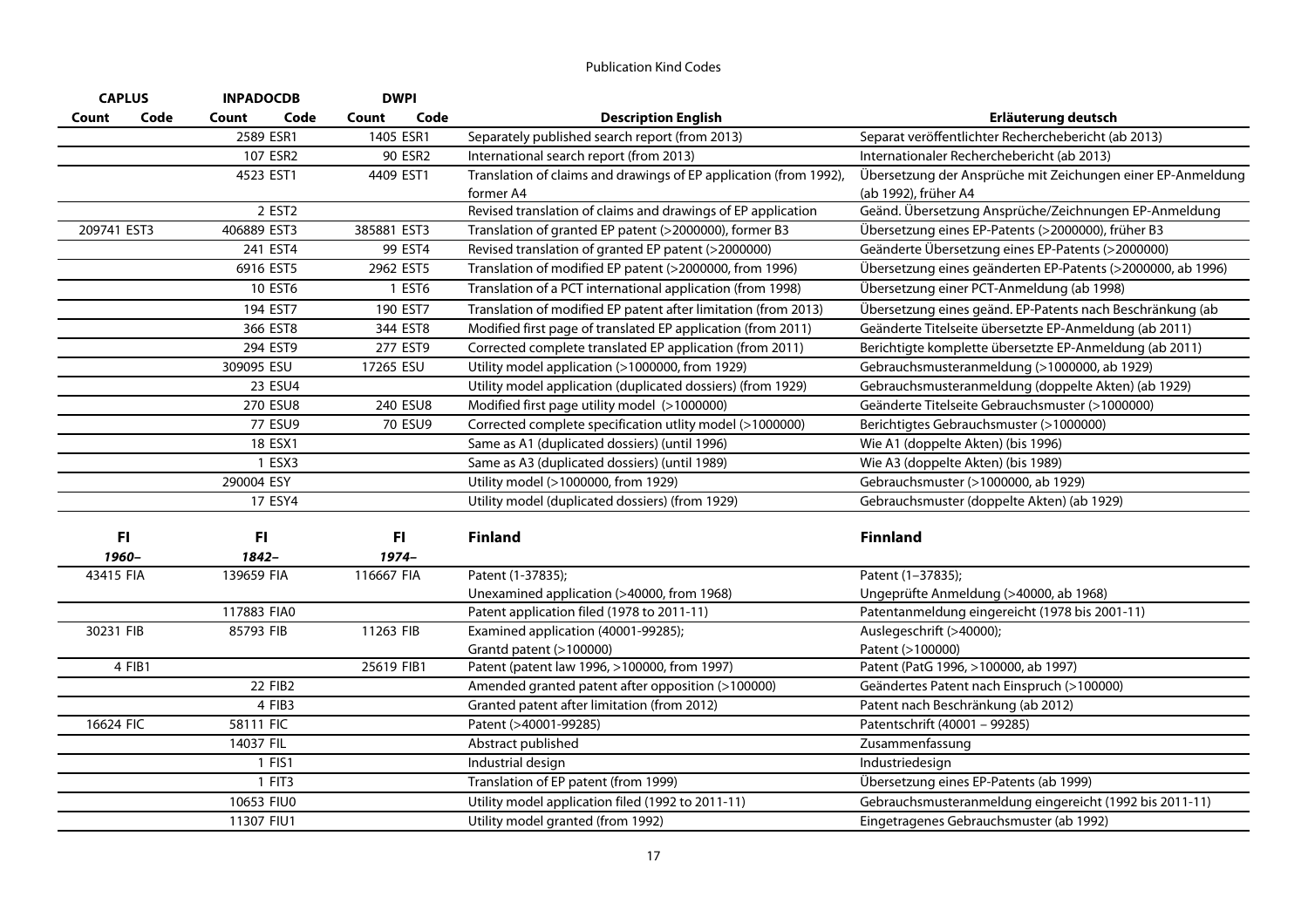Publication Kind Codes

| CAPLUS | | INPADOCDB | | DWPI | | | |
|---|---|---|---|---|---|---|---|
| **Count** | **Code** | **Count** | **Code** | **Count** | **Code** | **Description English** | **Erläuterung deutsch** |
| | | 2589 | ESR1 | 1405 | ESR1 | Separately published search report (from 2013) | Separat veröffentlichter Recherchebericht (ab 2013) |
| | | 107 | ESR2 | 90 | ESR2 | International search report (from 2013) | Internationaler Recherchebericht (ab 2013) |
| | | 4523 | EST1 | 4409 | EST1 | Translation of claims and drawings of EP application (from 1992), former A4 | Übersetzung der Ansprüche mit Zeichungen einer EP-Anmeldung (ab 1992), früher A4 |
| | | 2 | EST2 | | | Revised translation of claims and drawings of EP application | Geänd. Übersetzung Ansprüche/Zeichnungen EP-Anmeldung |
| 209741 | EST3 | 406889 | EST3 | 385881 | EST3 | Translation of granted EP patent (>2000000), former B3 | Übersetzung eines EP-Patents (>2000000), früher B3 |
| | | 241 | EST4 | 99 | EST4 | Revised translation of granted EP patent (>2000000) | Geänderte Übersetzung eines EP-Patents (>2000000) |
| | | 6916 | EST5 | 2962 | EST5 | Translation of modified EP patent (>2000000, from 1996) | Übersetzung eines geänderten EP-Patents (>2000000, ab 1996) |
| | | 10 | EST6 | 1 | EST6 | Translation of a PCT international application (from 1998) | Übersetzung einer PCT-Anmeldung (ab 1998) |
| | | 194 | EST7 | 190 | EST7 | Translation of modified EP patent after limitation (from 2013) | Übersetzung eines geänd. EP-Patents nach Beschränkung (ab |
| | | 366 | EST8 | 344 | EST8 | Modified first page of translated EP application (from 2011) | Geänderte Titelseite übersetzte EP-Anmeldung (ab 2011) |
| | | 294 | EST9 | 277 | EST9 | Corrected complete translated EP application (from 2011) | Berichtigte komplette übersetzte EP-Anmeldung (ab 2011) |
| | | 309095 | ESU | 17265 | ESU | Utility model application (>1000000, from 1929) | Gebrauchsmusteranmeldung (>1000000, ab 1929) |
| | | 23 | ESU4 | | | Utility model application (duplicated dossiers) (from 1929) | Gebrauchsmusteranmeldung (doppelte Akten) (ab 1929) |
| | | 270 | ESU8 | 240 | ESU8 | Modified first page utility model (>1000000) | Geänderte Titelseite Gebrauchsmuster (>1000000) |
| | | 77 | ESU9 | 70 | ESU9 | Corrected complete specification utlity model (>1000000) | Berichtigtes Gebrauchsmuster (>1000000) |
| | | 18 | ESX1 | | | Same as A1 (duplicated dossiers) (until 1996) | Wie A1 (doppelte Akten) (bis 1996) |
| | | 1 | ESX3 | | | Same as A3 (duplicated dossiers) (until 1989) | Wie A3 (doppelte Akten) (bis 1989) |
| | | 290004 | ESY | | | Utility model (>1000000, from 1929) | Gebrauchsmuster (>1000000, ab 1929) |
| | | 17 | ESY4 | | | Utility model (duplicated dossiers) (from 1929) | Gebrauchsmuster (doppelte Akten) (ab 1929) |
| **FI** | | **FI** | | **FI** | | **Finland** | **Finnland** |
| ***1960–*** | | ***1842–*** | | ***1974–*** | | | |
| 43415 | FIA | 139659 | FIA | 116667 | FIA | Patent (1-37835);<br>Unexamined application (>40000, from 1968) | Patent (1–37835);<br>Ungeprüfte Anmeldung (>40000, ab 1968) |
| | | 117883 | FIA0 | | | Patent application filed (1978 to 2011-11) | Patentanmeldung eingereicht (1978 bis 2001-11) |
| 30231 | FIB | 85793 | FIB | 11263 | FIB | Examined application (40001-99285);<br>Grantd patent (>100000) | Auslegeschrift (>40000);<br>Patent (>100000) |
| 4 | FIB1 | | | 25619 | FIB1 | Patent (patent law 1996, >100000, from 1997) | Patent (PatG 1996, >100000, ab 1997) |
| | | 22 | FIB2 | | | Amended granted patent after opposition (>100000) | Geändertes Patent nach Einspruch (>100000) |
| | | 4 | FIB3 | | | Granted patent after limitation (from 2012) | Patent nach Beschränkung (ab 2012) |
| 16624 | FIC | 58111 | FIC | | | Patent (>40001-99285) | Patentschrift (40001 – 99285) |
| | | 14037 | FIL | | | Abstract published | Zusammenfassung |
| | | 1 | FIS1 | | | Industrial design | Industriedesign |
| | | 1 | FIT3 | | | Translation of EP patent (from 1999) | Übersetzung eines EP-Patents (ab 1999) |
| | | 10653 | FIU0 | | | Utility model application filed (1992 to 2011-11) | Gebrauchsmusteranmeldung eingereicht (1992 bis 2011-11) |
| | | 11307 | FIU1 | | | Utility model granted (from 1992) | Eingetragenes Gebrauchsmuster (ab 1992) |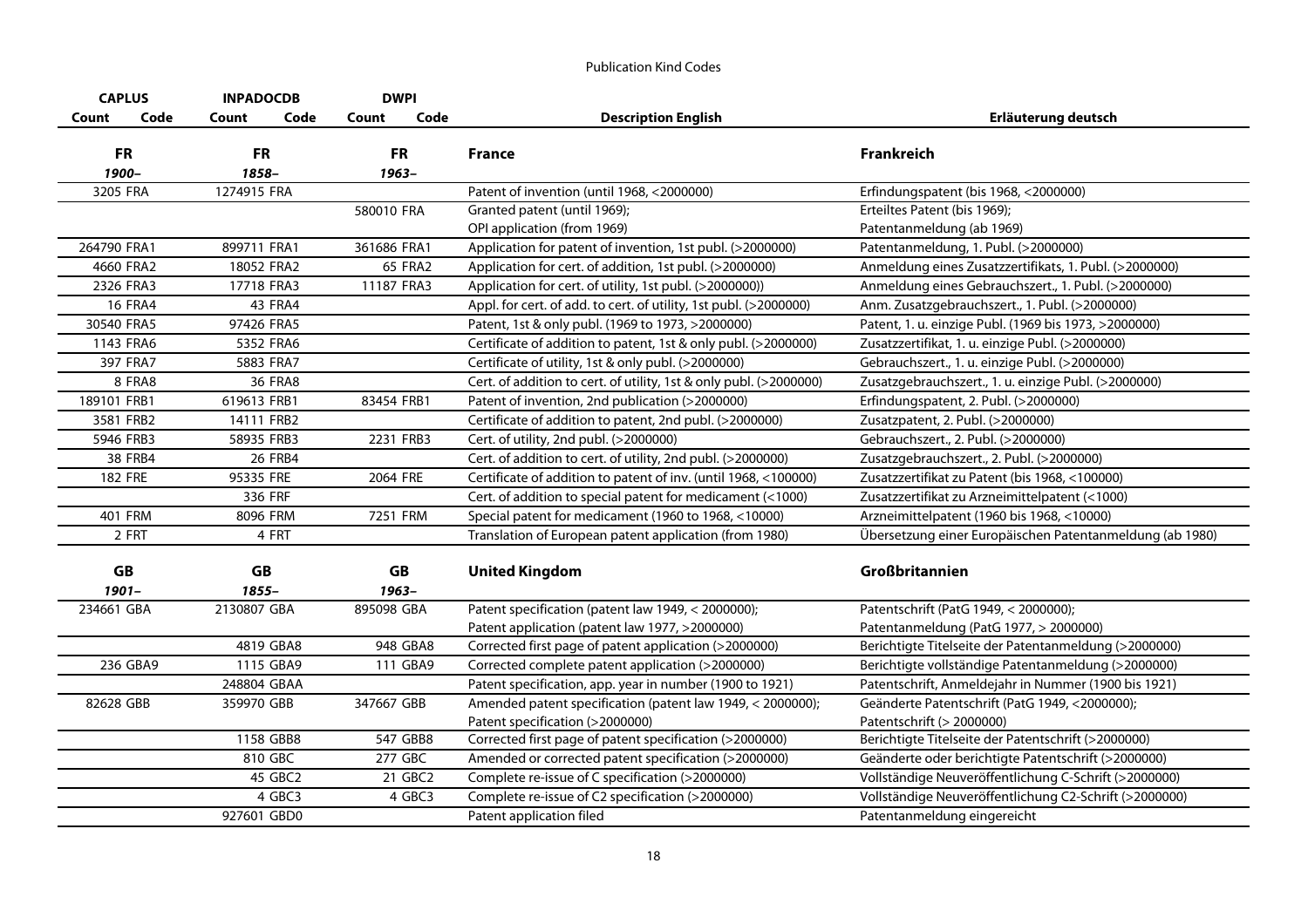Publication Kind Codes

| CAPLUS | | INPADOCDB | | DWPI | | | |
|---|---|---|---|---|---|---|---|
| Count | Code | Count | Code | Count | Code | Description English | Erläuterung deutsch |
| **FR** | | **FR** | | **FR** | | **France** | **Frankreich** |
| *1900–* | | *1858–* | | *1963–* | | | |
| 3205 | FRA | 1274915 | FRA | | | Patent of invention (until 1968, <2000000) | Erfindungspatent (bis 1968, <2000000) |
| | | | | 580010 | FRA | Granted patent (until 1969); OPI application (from 1969) | Erteiltes Patent (bis 1969); Patentanmeldung (ab 1969) |
| 264790 | FRA1 | 899711 | FRA1 | 361686 | FRA1 | Application for patent of invention, 1st publ. (>2000000) | Patentanmeldung, 1. Publ. (>2000000) |
| 4660 | FRA2 | 18052 | FRA2 | 65 | FRA2 | Application for cert. of addition, 1st publ. (>2000000) | Anmeldung eines Zusatzzertifikats, 1. Publ. (>2000000) |
| 2326 | FRA3 | 17718 | FRA3 | 11187 | FRA3 | Application for cert. of utility, 1st publ. (>2000000)) | Anmeldung eines Gebrauchszert., 1. Publ. (>2000000) |
| 16 | FRA4 | 43 | FRA4 | | | Appl. for cert. of add. to cert. of utility, 1st publ. (>2000000) | Anm. Zusatzgebrauchszert., 1. Publ. (>2000000) |
| 30540 | FRA5 | 97426 | FRA5 | | | Patent, 1st & only publ. (1969 to 1973, >2000000) | Patent, 1. u. einzige Publ. (1969 bis 1973, >2000000) |
| 1143 | FRA6 | 5352 | FRA6 | | | Certificate of addition to patent, 1st & only publ. (>2000000) | Zusatzzertifikat, 1. u. einzige Publ. (>2000000) |
| 397 | FRA7 | 5883 | FRA7 | | | Certificate of utility, 1st & only publ. (>2000000) | Gebrauchszert., 1. u. einzige Publ. (>2000000) |
| 8 | FRA8 | 36 | FRA8 | | | Cert. of addition to cert. of utility, 1st & only publ. (>2000000) | Zusatzgebrauchszert., 1. u. einzige Publ. (>2000000) |
| 189101 | FRB1 | 619613 | FRB1 | 83454 | FRB1 | Patent of invention, 2nd publication (>2000000) | Erfindungspatent, 2. Publ. (>2000000) |
| 3581 | FRB2 | 14111 | FRB2 | | | Certificate of addition to patent, 2nd publ. (>2000000) | Zusatzpatent, 2. Publ. (>2000000) |
| 5946 | FRB3 | 58935 | FRB3 | 2231 | FRB3 | Cert. of utility, 2nd publ. (>2000000) | Gebrauchszert., 2. Publ. (>2000000) |
| 38 | FRB4 | 26 | FRB4 | | | Cert. of addition to cert. of utility, 2nd publ. (>2000000) | Zusatzgebrauchszert., 2. Publ. (>2000000) |
| 182 | FRE | 95335 | FRE | 2064 | FRE | Certificate of addition to patent of inv. (until 1968, <100000) | Zusatzzertifikat zu Patent (bis 1968, <100000) |
| | | 336 | FRF | | | Cert. of addition to special patent for medicament (<1000) | Zusatzzertifikat zu Arzneimittelpatent (<1000) |
| 401 | FRM | 8096 | FRM | 7251 | FRM | Special patent for medicament (1960 to 1968, <10000) | Arzneimittelpatent (1960 bis 1968, <10000) |
| 2 | FRT | 4 | FRT | | | Translation of European patent application (from 1980) | Übersetzung einer Europäischen Patentanmeldung (ab 1980) |
| **GB** | | **GB** | | **GB** | | **United Kingdom** | **Großbritannien** |
| *1901–* | | *1855–* | | *1963–* | | | |
| 234661 | GBA | 2130807 | GBA | 895098 | GBA | Patent specification (patent law 1949, < 2000000); Patent application (patent law 1977, >2000000) | Patentschrift (PatG 1949, < 2000000); Patentanmeldung (PatG 1977, > 2000000) |
| | | 4819 | GBA8 | 948 | GBA8 | Corrected first page of patent application (>2000000) | Berichtigte Titelseite der Patentanmeldung (>2000000) |
| 236 | GBA9 | 1115 | GBA9 | 111 | GBA9 | Corrected complete patent application (>2000000) | Berichtigte vollständige Patentanmeldung (>2000000) |
| | | 248804 | GBAA | | | Patent specification, app. year in number (1900 to 1921) | Patentschrift, Anmeldejahr in Nummer (1900 bis 1921) |
| 82628 | GBB | 359970 | GBB | 347667 | GBB | Amended patent specification (patent law 1949, < 2000000); Patent specification (>2000000) | Geänderte Patentschrift (PatG 1949, <2000000); Patentschrift (> 2000000) |
| | | 1158 | GBB8 | 547 | GBB8 | Corrected first page of patent specification (>2000000) | Berichtigte Titelseite der Patentschrift (>2000000) |
| | | 810 | GBC | 277 | GBC | Amended or corrected patent specification (>2000000) | Geänderte oder berichtigte Patentschrift (>2000000) |
| | | 45 | GBC2 | 21 | GBC2 | Complete re-issue of C specification (>2000000) | Vollständige Neuveröffentlichung C-Schrift (>2000000) |
| | | 4 | GBC3 | 4 | GBC3 | Complete re-issue of C2 specification (>2000000) | Vollständige Neuveröffentlichung C2-Schrift (>2000000) |
| | | 927601 | GBD0 | | | Patent application filed | Patentanmeldung eingereicht |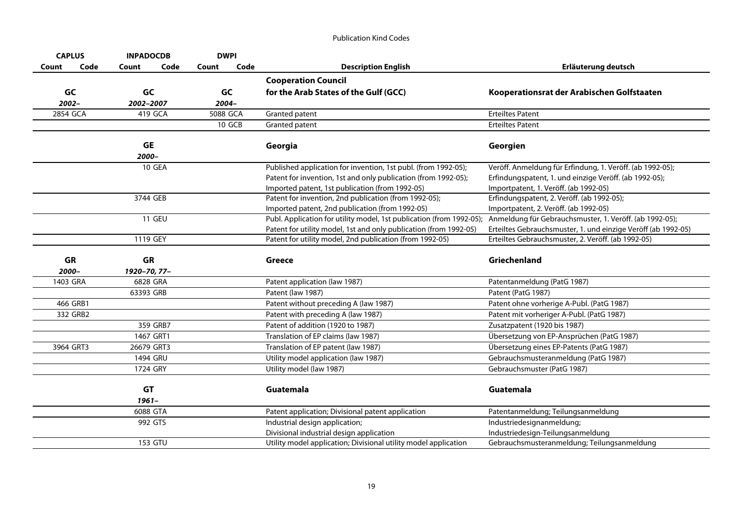Publication Kind Codes

| CAPLUS | | INPADOCDB | | DWPI | | | |
|---|---|---|---|---|---|---|---|
| Count | Code | Count | Code | Count | Code | Description English | Erläuterung deutsch |
| GC | | GC | | GC | | **Cooperation Council for the Arab States of the Gulf (GCC)** | **Kooperationsrat der Arabischen Golfstaaten** |
| *2002–* | | *2002–2007* | | *2004–* | | | |
| 2854 | GCA | 419 | GCA | 5088 | GCA | Granted patent | Erteiltes Patent |
| | | | | 10 | GCB | Granted patent | Erteiltes Patent |
| | | GE | | | | **Georgia** | **Georgien** |
| | | *2000–* | | | | | |
| | | 10 | GEA | | | Published application for invention, 1st publ. (from 1992-05); Patent for invention, 1st and only publication (from 1992-05); Imported patent, 1st publication (from 1992-05) | Veröff. Anmeldung für Erfindung, 1. Veröff. (ab 1992-05); Erfindungspatent, 1. und einzige Veröff. (ab 1992-05); Importpatent, 1. Veröff. (ab 1992-05) |
| | | 3744 | GEB | | | Patent for invention, 2nd publication (from 1992-05); Imported patent, 2nd publication (from 1992-05) | Erfindungspatent, 2. Veröff. (ab 1992-05); Importpatent, 2. Veröff. (ab 1992-05) |
| | | 11 | GEU | | | Publ. Application for utility model, 1st publication (from 1992-05); Patent for utility model, 1st and only publication (from 1992-05) | Anmeldung für Gebrauchsmuster, 1. Veröff. (ab 1992-05); Erteiltes Gebrauchsmuster, 1. und einzige Veröff (ab 1992-05) |
| | | 1119 | GEY | | | Patent for utility model, 2nd publication (from 1992-05) | Erteiltes Gebrauchsmuster, 2. Veröff. (ab 1992-05) |
| GR | | GR | | | | **Greece** | **Griechenland** |
| *2000–* | | *1920–70, 77–* | | | | | |
| 1403 | GRA | 6828 | GRA | | | Patent application (law 1987) | Patentanmeldung (PatG 1987) |
| | | 63393 | GRB | | | Patent (law 1987) | Patent (PatG 1987) |
| 466 | GRB1 | | | | | Patent without preceding A (law 1987) | Patent ohne vorherige A-Publ. (PatG 1987) |
| 332 | GRB2 | | | | | Patent with preceding A (law 1987) | Patent mit vorheriger A-Publ. (PatG 1987) |
| | | 359 | GRB7 | | | Patent of addition (1920 to 1987) | Zusatzpatent (1920 bis 1987) |
| | | 1467 | GRT1 | | | Translation of EP claims (law 1987) | Übersetzung von EP-Ansprüchen (PatG 1987) |
| 3964 | GRT3 | 26679 | GRT3 | | | Translation of EP patent (law 1987) | Übersetzung eines EP-Patents (PatG 1987) |
| | | 1494 | GRU | | | Utility model application (law 1987) | Gebrauchsmusteranmeldung (PatG 1987) |
| | | 1724 | GRY | | | Utility model (law 1987) | Gebrauchsmuster (PatG 1987) |
| | | GT | | | | **Guatemala** | **Guatemala** |
| | | *1961–* | | | | | |
| | | 6088 | GTA | | | Patent application; Divisional patent application | Patentanmeldung; Teilungsanmeldung |
| | | 992 | GTS | | | Industrial design application; Divisional industrial design application | Industriedesignanmeldung; Industriedesign-Teilungsanmeldung |
| | | 153 | GTU | | | Utility model application; Divisional utility model application | Gebrauchsmusteranmeldung; Teilungsanmeldung |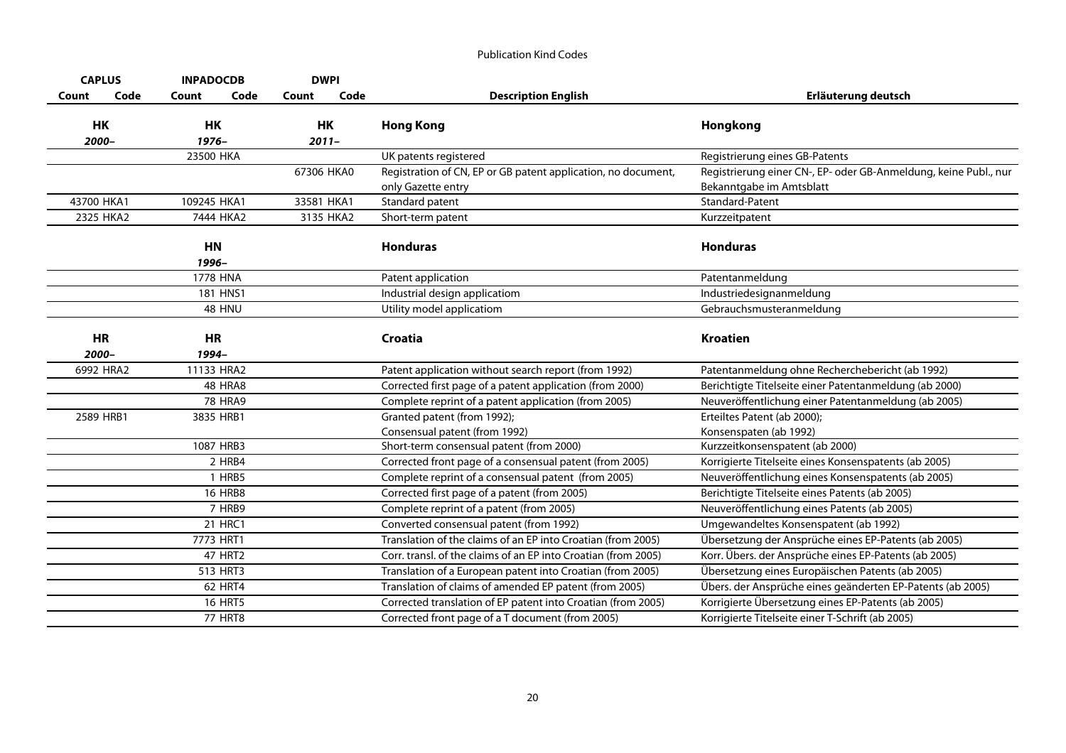Publication Kind Codes

| CAPLUS | | INPADOCDB | | DWPI | | | |
|---|---|---|---|---|---|---|---|
| Count | Code | Count | Code | Count | Code | Description English | Erläuterung deutsch |
| **HK** | | **HK** | | **HK** | | **Hong Kong** | **Hongkong** |
| *2000–* | | *1976–* | | *2011–* | | | |
| | | 23500 | HKA | | | UK patents registered | Registrierung eines GB-Patents |
| | | | | 67306 | HKA0 | Registration of CN, EP or GB patent application, no document, only Gazette entry | Registrierung einer CN-, EP- oder GB-Anmeldung, keine Publ., nur Bekanntgabe im Amtsblatt |
| 43700 | HKA1 | 109245 | HKA1 | 33581 | HKA1 | Standard patent | Standard-Patent |
| 2325 | HKA2 | 7444 | HKA2 | 3135 | HKA2 | Short-term patent | Kurzzeitpatent |
| | | **HN** | | | | **Honduras** | **Honduras** |
| | | *1996–* | | | | | |
| | | 1778 | HNA | | | Patent application | Patentanmeldung |
| | | 181 | HNS1 | | | Industrial design applicatiom | Industriedesignanmeldung |
| | | 48 | HNU | | | Utility model applicatiom | Gebrauchsmusteranmeldung |
| **HR** | | **HR** | | | | **Croatia** | **Kroatien** |
| *2000–* | | *1994–* | | | | | |
| 6992 | HRA2 | 11133 | HRA2 | | | Patent application without search report (from 1992) | Patentanmeldung ohne Recherchebericht (ab 1992) |
| | | 48 | HRA8 | | | Corrected first page of a patent application (from 2000) | Berichtigte Titelseite einer Patentanmeldung (ab 2000) |
| | | 78 | HRA9 | | | Complete reprint of a patent application (from 2005) | Neuveröffentlichung einer Patentanmeldung (ab 2005) |
| 2589 | HRB1 | 3835 | HRB1 | | | Granted patent (from 1992);<br>Consensual patent (from 1992) | Erteiltes Patent (ab 2000);<br>Konsenspaten (ab 1992) |
| | | 1087 | HRB3 | | | Short-term consensual patent (from 2000) | Kurzzeitkonsenspatent (ab 2000) |
| | | 2 | HRB4 | | | Corrected front page of a consensual patent (from 2005) | Korrigierte Titelseite eines Konsenspatents (ab 2005) |
| | | 1 | HRB5 | | | Complete reprint of a consensual patent (from 2005) | Neuveröffentlichung eines Konsenspatents (ab 2005) |
| | | 16 | HRB8 | | | Corrected first page of a patent (from 2005) | Berichtigte Titelseite eines Patents (ab 2005) |
| | | 7 | HRB9 | | | Complete reprint of a patent (from 2005) | Neuveröffentlichung eines Patents (ab 2005) |
| | | 21 | HRC1 | | | Converted consensual patent (from 1992) | Umgewandeltes Konsenspatent (ab 1992) |
| | | 7773 | HRT1 | | | Translation of the claims of an EP into Croatian (from 2005) | Übersetzung der Ansprüche eines EP-Patents (ab 2005) |
| | | 47 | HRT2 | | | Corr. transl. of the claims of an EP into Croatian (from 2005) | Korr. Übers. der Ansprüche eines EP-Patents (ab 2005) |
| | | 513 | HRT3 | | | Translation of a European patent into Croatian (from 2005) | Übersetzung eines Europäischen Patents (ab 2005) |
| | | 62 | HRT4 | | | Translation of claims of amended EP patent (from 2005) | Übers. der Ansprüche eines geänderten EP-Patents (ab 2005) |
| | | 16 | HRT5 | | | Corrected translation of EP patent into Croatian (from 2005) | Korrigierte Übersetzung eines EP-Patents (ab 2005) |
| | | 77 | HRT8 | | | Corrected front page of a T document (from 2005) | Korrigierte Titelseite einer T-Schrift (ab 2005) |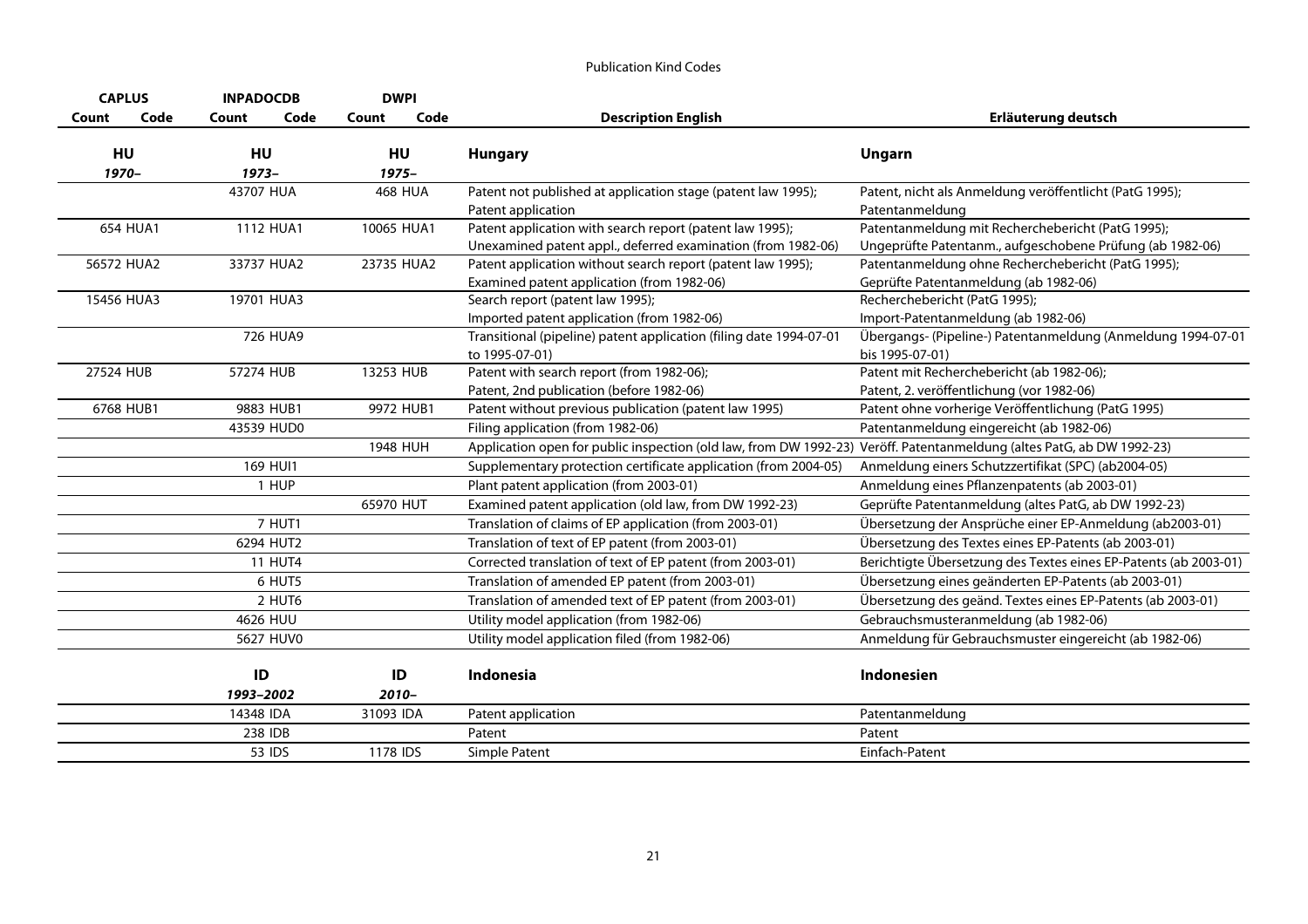Publication Kind Codes

| CAPLUS | | INPADOCDB | | DWPI | | | |
|---|---|---|---|---|---|---|---|
| Count | Code | Count | Code | Count | Code | Description English | Erläuterung deutsch |
| **HU** | | **HU** | | **HU** | | **Hungary** | **Ungarn** |
| *1970–* | | *1973–* | | *1975–* | | | |
| | | 43707 | HUA | 468 | HUA | Patent not published at application stage (patent law 1995); Patent application | Patent, nicht als Anmeldung veröffentlicht (PatG 1995); Patentanmeldung |
| 654 | HUA1 | 1112 | HUA1 | 10065 | HUA1 | Patent application with search report (patent law 1995); Unexamined patent appl., deferred examination (from 1982-06) | Patentanmeldung mit Recherchebericht (PatG 1995); Ungeprüfte Patentanm., aufgeschobene Prüfung (ab 1982-06) |
| 56572 | HUA2 | 33737 | HUA2 | 23735 | HUA2 | Patent application without search report (patent law 1995); Examined patent application (from 1982-06) | Patentanmeldung ohne Recherchebericht (PatG 1995); Geprüfte Patentanmeldung (ab 1982-06) |
| 15456 | HUA3 | 19701 | HUA3 | | | Search report (patent law 1995); Imported patent application (from 1982-06) | Recherchebericht (PatG 1995); Import-Patentanmeldung (ab 1982-06) |
| | | 726 | HUA9 | | | Transitional (pipeline) patent application (filing date 1994-07-01 to 1995-07-01) | Übergangs- (Pipeline-) Patentanmeldung (Anmeldung 1994-07-01 bis 1995-07-01) |
| 27524 | HUB | 57274 | HUB | 13253 | HUB | Patent with search report (from 1982-06); Patent, 2nd publication (before 1982-06) | Patent mit Recherchebericht (ab 1982-06); Patent, 2. veröffentlichung (vor 1982-06) |
| 6768 | HUB1 | 9883 | HUB1 | 9972 | HUB1 | Patent without previous publication (patent law 1995) | Patent ohne vorherige Veröffentlichung (PatG 1995) |
| | | 43539 | HUD0 | | | Filing application (from 1982-06) | Patentanmeldung eingereicht (ab 1982-06) |
| | | | | 1948 | HUH | Application open for public inspection (old law, from DW 1992-23) | Veröff. Patentanmeldung (altes PatG, ab DW 1992-23) |
| | | 169 | HUI1 | | | Supplementary protection certificate application (from 2004-05) | Anmeldung einers Schutzzertifikat (SPC) (ab2004-05) |
| | | 1 | HUP | | | Plant patent application (from 2003-01) | Anmeldung eines Pflanzenpatents (ab 2003-01) |
| | | | | 65970 | HUT | Examined patent application (old law, from DW 1992-23) | Geprüfte Patentanmeldung (altes PatG, ab DW 1992-23) |
| | | 7 | HUT1 | | | Translation of claims of EP application (from 2003-01) | Übersetzung der Ansprüche einer EP-Anmeldung (ab2003-01) |
| | | 6294 | HUT2 | | | Translation of text of EP patent (from 2003-01) | Übersetzung des Textes eines EP-Patents (ab 2003-01) |
| | | 11 | HUT4 | | | Corrected translation of text of EP patent (from 2003-01) | Berichtigte Übersetzung des Textes eines EP-Patents (ab 2003-01) |
| | | 6 | HUT5 | | | Translation of amended EP patent (from 2003-01) | Übersetzung eines geänderten EP-Patents (ab 2003-01) |
| | | 2 | HUT6 | | | Translation of amended text of EP patent (from 2003-01) | Übersetzung des geänd. Textes eines EP-Patents (ab 2003-01) |
| | | 4626 | HUU | | | Utility model application (from 1982-06) | Gebrauchsmusteranmeldung (ab 1982-06) |
| | | 5627 | HUV0 | | | Utility model application filed (from 1982-06) | Anmeldung für Gebrauchsmuster eingereicht (ab 1982-06) |
| | | **ID** | | **ID** | | **Indonesia** | **Indonesien** |
| | | *1993–2002* | | *2010–* | | | |
| | | 14348 | IDA | 31093 | IDA | Patent application | Patentanmeldung |
| | | 238 | IDB | | | Patent | Patent |
| | | 53 | IDS | 1178 | IDS | Simple Patent | Einfach-Patent |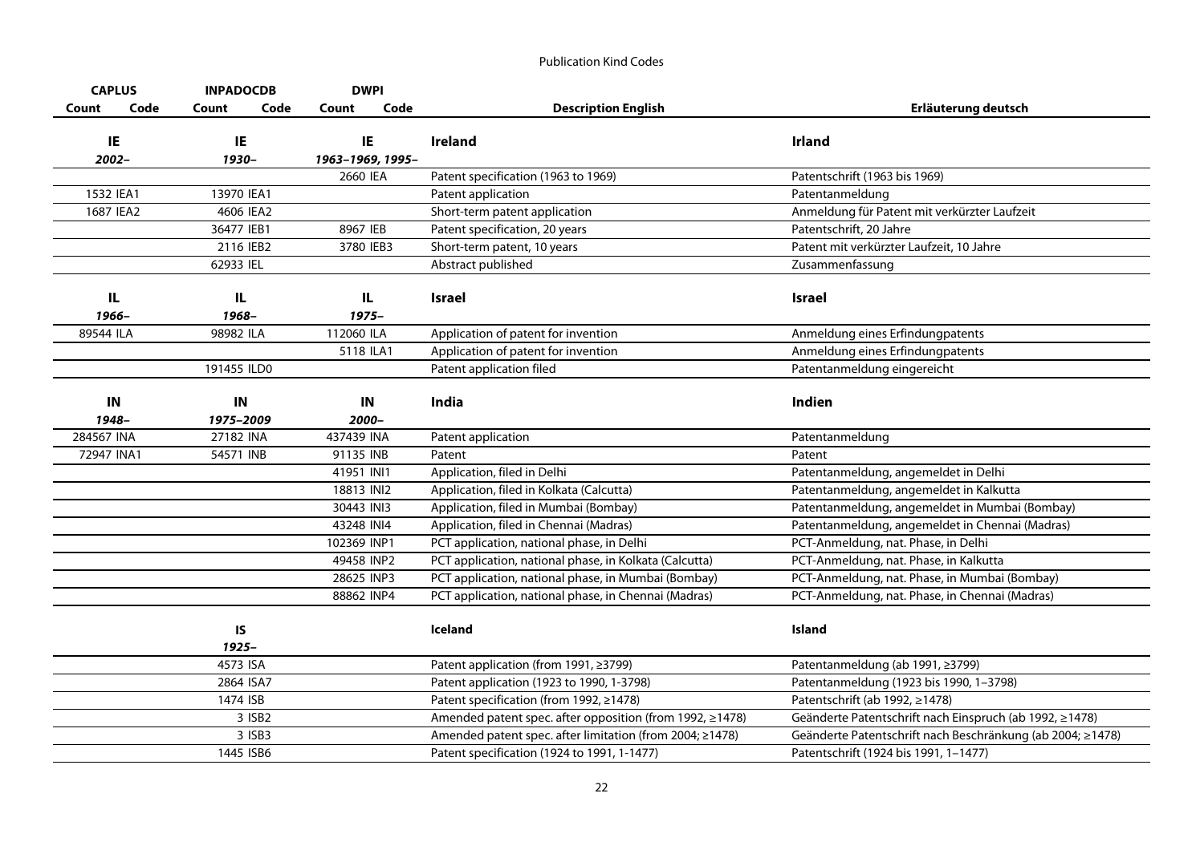Publication Kind Codes

| CAPLUS | | INPADOCDB | | DWPI | | | |
|---|---|---|---|---|---|---|---|
| Count | Code | Count | Code | Count | Code | Description English | Erläuterung deutsch |
| **IE** | | **IE** | | **IE** | | **Ireland** | **Irland** |
| ***2002–*** | | ***1930–*** | | ***1963–1969, 1995–*** | | | |
| | | | | 2660 | IEA | Patent specification (1963 to 1969) | Patentschrift (1963 bis 1969) |
| 1532 | IEA1 | 13970 | IEA1 | | | Patent application | Patentanmeldung |
| 1687 | IEA2 | 4606 | IEA2 | | | Short-term patent application | Anmeldung für Patent mit verkürzter Laufzeit |
| | | 36477 | IEB1 | 8967 | IEB | Patent specification, 20 years | Patentschrift, 20 Jahre |
| | | 2116 | IEB2 | 3780 | IEB3 | Short-term patent, 10 years | Patent mit verkürzter Laufzeit, 10 Jahre |
| | | 62933 | IEL | | | Abstract published | Zusammenfassung |
| **IL** | | **IL** | | **IL** | | **Israel** | **Israel** |
| ***1966–*** | | ***1968–*** | | ***1975–*** | | | |
| 89544 | ILA | 98982 | ILA | 112060 | ILA | Application of patent for invention | Anmeldung eines Erfindungpatents |
| | | | | 5118 | ILA1 | Application of patent for invention | Anmeldung eines Erfindungpatents |
| | | 191455 | ILD0 | | | Patent application filed | Patentanmeldung eingereicht |
| **IN** | | **IN** | | **IN** | | **India** | **Indien** |
| ***1948–*** | | ***1975–2009*** | | ***2000–*** | | | |
| 284567 | INA | 27182 | INA | 437439 | INA | Patent application | Patentanmeldung |
| 72947 | INA1 | 54571 | INB | 91135 | INB | Patent | Patent |
| | | | | 41951 | INI1 | Application, filed in Delhi | Patentanmeldung, angemeldet in Delhi |
| | | | | 18813 | INI2 | Application, filed in Kolkata (Calcutta) | Patentanmeldung, angemeldet in Kalkutta |
| | | | | 30443 | INI3 | Application, filed in Mumbai (Bombay) | Patentanmeldung, angemeldet in Mumbai (Bombay) |
| | | | | 43248 | INI4 | Application, filed in Chennai (Madras) | Patentanmeldung, angemeldet in Chennai (Madras) |
| | | | | 102369 | INP1 | PCT application, national phase, in Delhi | PCT-Anmeldung, nat. Phase, in Delhi |
| | | | | 49458 | INP2 | PCT application, national phase, in Kolkata (Calcutta) | PCT-Anmeldung, nat. Phase, in Kalkutta |
| | | | | 28625 | INP3 | PCT application, national phase, in Mumbai (Bombay) | PCT-Anmeldung, nat. Phase, in Mumbai (Bombay) |
| | | | | 88862 | INP4 | PCT application, national phase, in Chennai (Madras) | PCT-Anmeldung, nat. Phase, in Chennai (Madras) |
| | | **IS** | | | | **Iceland** | **Island** |
| | | ***1925–*** | | | | | |
| | | 4573 | ISA | | | Patent application (from 1991, ≥3799) | Patentanmeldung (ab 1991, ≥3799) |
| | | 2864 | ISA7 | | | Patent application (1923 to 1990, 1-3798) | Patentanmeldung (1923 bis 1990, 1–3798) |
| | | 1474 | ISB | | | Patent specification (from 1992, ≥1478) | Patentschrift (ab 1992, ≥1478) |
| | | 3 | ISB2 | | | Amended patent spec. after opposition (from 1992, ≥1478) | Geänderte Patentschrift nach Einspruch (ab 1992, ≥1478) |
| | | 3 | ISB3 | | | Amended patent spec. after limitation (from 2004; ≥1478) | Geänderte Patentschrift nach Beschränkung (ab 2004; ≥1478) |
| | | 1445 | ISB6 | | | Patent specification (1924 to 1991, 1-1477) | Patentschrift (1924 bis 1991, 1–1477) |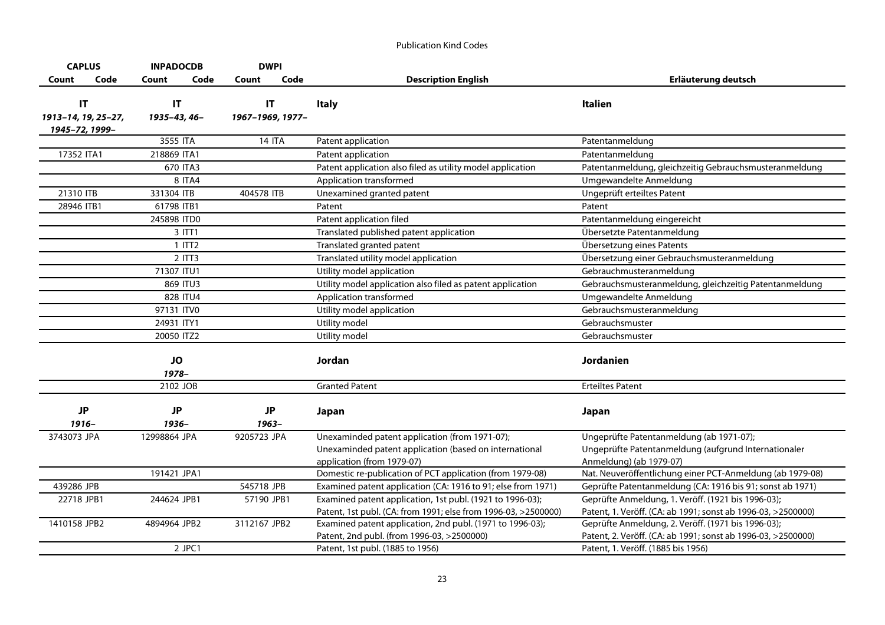Publication Kind Codes

| CAPLUS | | INPADOCDB | | DWPI | | | |
|---|---|---|---|---|---|---|---|
| Count | Code | Count | Code | Count | Code | Description English | Erläuterung deutsch |
| **IT** *1913–14, 19, 25–27, 1945–72, 1999–* | | **IT** *1935–43, 46–* | | **IT** *1967–1969, 1977–* | | **Italy** | **Italien** |
| | | 3555 | ITA | 14 | ITA | Patent application | Patentanmeldung |
| 17352 | ITA1 | 218869 | ITA1 | | | Patent application | Patentanmeldung |
| | | 670 | ITA3 | | | Patent application also filed as utility model application | Patentanmeldung, gleichzeitig Gebrauchsmusteranmeldung |
| | | 8 | ITA4 | | | Application transformed | Umgewandelte Anmeldung |
| 21310 | ITB | 331304 | ITB | 404578 | ITB | Unexamined granted patent | Ungeprüft erteiltes Patent |
| 28946 | ITB1 | 61798 | ITB1 | | | Patent | Patent |
| | | 245898 | ITD0 | | | Patent application filed | Patentanmeldung eingereicht |
| | | 3 | ITT1 | | | Translated published patent application | Übersetzte Patentanmeldung |
| | | 1 | ITT2 | | | Translated granted patent | Übersetzung eines Patents |
| | | 2 | ITT3 | | | Translated utility model application | Übersetzung einer Gebrauchsmusteranmeldung |
| | | 71307 | ITU1 | | | Utility model application | Gebrauchmusteranmeldung |
| | | 869 | ITU3 | | | Utility model application also filed as patent application | Gebrauchsmusteranmeldung, gleichzeitig Patentanmeldung |
| | | 828 | ITU4 | | | Application transformed | Umgewandelte Anmeldung |
| | | 97131 | ITV0 | | | Utility model application | Gebrauchsmusteranmeldung |
| | | 24931 | ITY1 | | | Utility model | Gebrauchsmuster |
| | | 20050 | ITZ2 | | | Utility model | Gebrauchsmuster |
| | | **JO** *1978–* | | | | **Jordan** | **Jordanien** |
| | | 2102 | JOB | | | Granted Patent | Erteiltes Patent |
| **JP** *1916–* | | **JP** *1936–* | | **JP** *1963–* | | **Japan** | **Japan** |
| 3743073 | JPA | 12998864 | JPA | 9205723 | JPA | Unexaminded patent application (from 1971-07); Unexaminded patent application (based on international application (from 1979-07) | Ungeprüfte Patentanmeldung (ab 1971-07); Ungeprüfte Patentanmeldung (aufgrund Internationaler Anmeldung) (ab 1979-07) |
| | | 191421 | JPA1 | | | Domestic re-publication of PCT application (from 1979-08) | Nat. Neuveröffentlichung einer PCT-Anmeldung (ab 1979-08) |
| 439286 | JPB | | | 545718 | JPB | Examined patent application (CA: 1916 to 91; else from 1971) | Geprüfte Patentanmeldung (CA: 1916 bis 91; sonst ab 1971) |
| 22718 | JPB1 | 244624 | JPB1 | 57190 | JPB1 | Examined patent application, 1st publ. (1921 to 1996-03); Patent, 1st publ. (CA: from 1991; else from 1996-03, >2500000) | Geprüfte Anmeldung, 1. Veröff. (1921 bis 1996-03); Patent, 1. Veröff. (CA: ab 1991; sonst ab 1996-03, >2500000) |
| 1410158 | JPB2 | 4894964 | JPB2 | 3112167 | JPB2 | Examined patent application, 2nd publ. (1971 to 1996-03); Patent, 2nd publ. (from 1996-03, >2500000) | Geprüfte Anmeldung, 2. Veröff. (1971 bis 1996-03); Patent, 2. Veröff. (CA: ab 1991; sonst ab 1996-03, >2500000) |
| | | 2 | JPC1 | | | Patent, 1st publ. (1885 to 1956) | Patent, 1. Veröff. (1885 bis 1956) |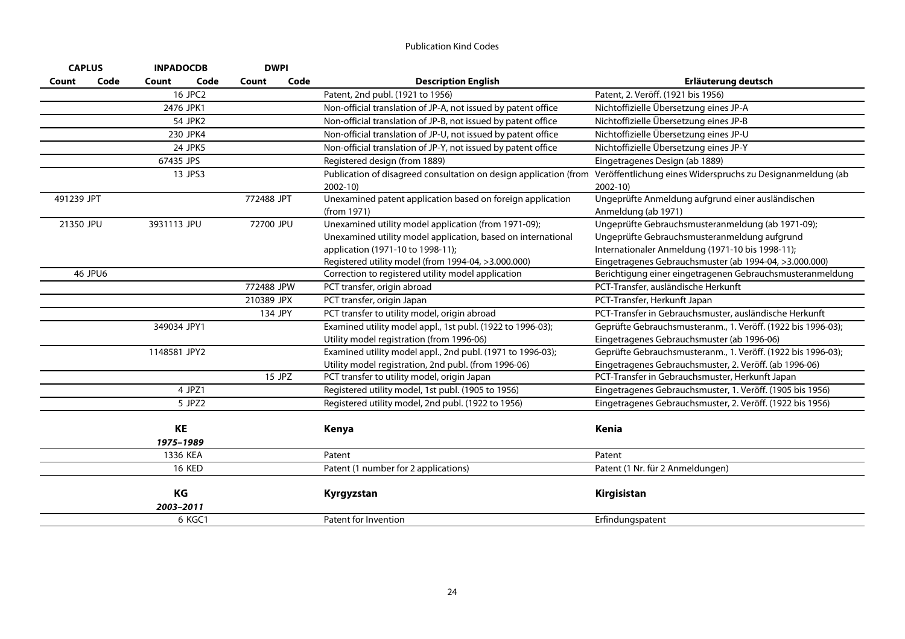Publication Kind Codes

| CAPLUS | | INPADOCDB | | DWPI | | | |
|---|---|---|---|---|---|---|---|
| Count | Code | Count | Code | Count | Code | Description English | Erläuterung deutsch |
| | | 16 | JPC2 | | | Patent, 2nd publ. (1921 to 1956) | Patent, 2. Veröff. (1921 bis 1956) |
| | | 2476 | JPK1 | | | Non-official translation of JP-A, not issued by patent office | Nichtoffizielle Übersetzung eines JP-A |
| | | 54 | JPK2 | | | Non-official translation of JP-B, not issued by patent office | Nichtoffizielle Übersetzung eines JP-B |
| | | 230 | JPK4 | | | Non-official translation of JP-U, not issued by patent office | Nichtoffizielle Übersetzung eines JP-U |
| | | 24 | JPK5 | | | Non-official translation of JP-Y, not issued by patent office | Nichtoffizielle Übersetzung eines JP-Y |
| | | 67435 | JPS | | | Registered design (from 1889) | Eingetragenes Design (ab 1889) |
| | | 13 | JPS3 | | | Publication of disagreed consultation on design application (from 2002-10) | Veröffentlichung eines Widerspruchs zu Designanmeldung (ab 2002-10) |
| 491239 | JPT | | | 772488 | JPT | Unexamined patent application based on foreign application (from 1971) | Ungeprüfte Anmeldung aufgrund einer ausländischen Anmeldung (ab 1971) |
| 21350 | JPU | 3931113 | JPU | 72700 | JPU | Unexamined utility model application (from 1971-09); Unexamined utility model application, based on international application (1971-10 to 1998-11); Registered utility model (from 1994-04, >3.000.000) | Ungeprüfte Gebrauchsmusteranmeldung (ab 1971-09); Ungeprüfte Gebrauchsmusteranmeldung aufgrund Internationaler Anmeldung (1971-10 bis 1998-11); Eingetragenes Gebrauchsmuster (ab 1994-04, >3.000.000) |
| 46 | JPU6 | | | | | Correction to registered utility model application | Berichtigung einer eingetragenen Gebrauchsmusteranmeldung |
| | | | | 772488 | JPW | PCT transfer, origin abroad | PCT-Transfer, ausländische Herkunft |
| | | | | 210389 | JPX | PCT transfer, origin Japan | PCT-Transfer, Herkunft Japan |
| | | | | 134 | JPY | PCT transfer to utility model, origin abroad | PCT-Transfer in Gebrauchsmuster, ausländische Herkunft |
| | | 349034 | JPY1 | | | Examined utility model appl., 1st publ. (1922 to 1996-03); Utility model registration (from 1996-06) | Geprüfte Gebrauchsmusteranm., 1. Veröff. (1922 bis 1996-03); Eingetragenes Gebrauchsmuster (ab 1996-06) |
| | | 1148581 | JPY2 | | | Examined utility model appl., 2nd publ. (1971 to 1996-03); Utility model registration, 2nd publ. (from 1996-06) | Geprüfte Gebrauchsmusteranm., 1. Veröff. (1922 bis 1996-03); Eingetragenes Gebrauchsmuster, 2. Veröff. (ab 1996-06) |
| | | | | 15 | JPZ | PCT transfer to utility model, origin Japan | PCT-Transfer in Gebrauchsmuster, Herkunft Japan |
| | | 4 | JPZ1 | | | Registered utility model, 1st publ. (1905 to 1956) | Eingetragenes Gebrauchsmuster, 1. Veröff. (1905 bis 1956) |
| | | 5 | JPZ2 | | | Registered utility model, 2nd publ. (1922 to 1956) | Eingetragenes Gebrauchsmuster, 2. Veröff. (1922 bis 1956) |
| | | **KE** | | | | **Kenya** | **Kenia** |
| | | ***1975–1989*** | | | | | |
| | | 1336 | KEA | | | Patent | Patent |
| | | 16 | KED | | | Patent (1 number for 2 applications) | Patent (1 Nr. für 2 Anmeldungen) |
| | | **KG** | | | | **Kyrgyzstan** | **Kirgisistan** |
| | | ***2003–2011*** | | | | | |
| | | 6 | KGC1 | | | Patent for Invention | Erfindungspatent |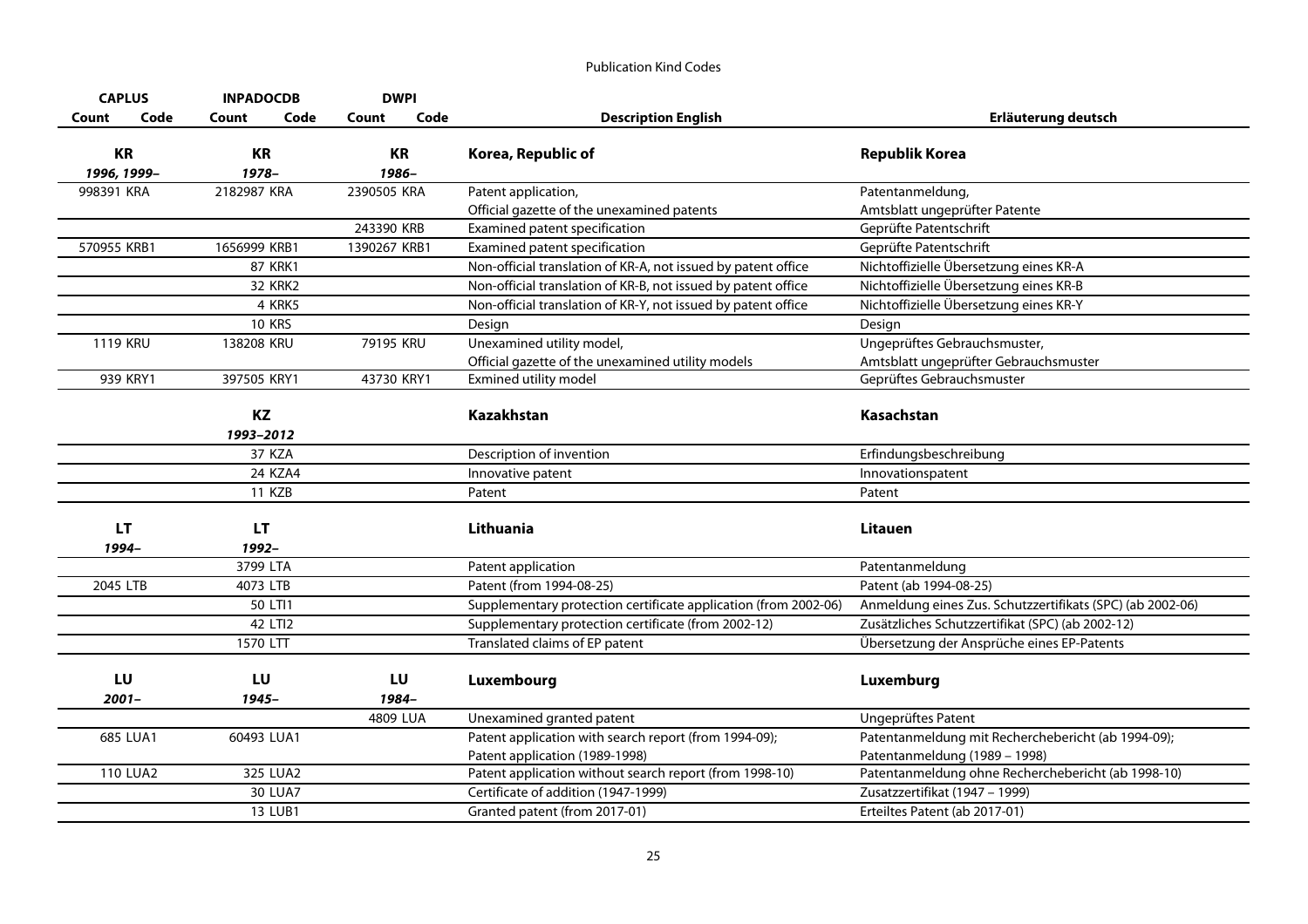Publication Kind Codes

| CAPLUS | | INPADOCDB | | DWPI | | | |
|---|---|---|---|---|---|---|---|
| Count | Code | Count | Code | Count | Code | Description English | Erläuterung deutsch |
| **KR** | | **KR** | | **KR** | | **Korea, Republic of** | **Republik Korea** |
| *1996, 1999–* | | *1978–* | | *1986–* | | | |
| 998391 | KRA | 2182987 | KRA | 2390505 | KRA | Patent application, Official gazette of the unexamined patents | Patentanmeldung, Amtsblatt ungeprüfter Patente |
| | | | | 243390 | KRB | Examined patent specification | Geprüfte Patentschrift |
| 570955 | KRB1 | 1656999 | KRB1 | 1390267 | KRB1 | Examined patent specification | Geprüfte Patentschrift |
| | | 87 | KRK1 | | | Non-official translation of KR-A, not issued by patent office | Nichtoffizielle Übersetzung eines KR-A |
| | | 32 | KRK2 | | | Non-official translation of KR-B, not issued by patent office | Nichtoffizielle Übersetzung eines KR-B |
| | | 4 | KRK5 | | | Non-official translation of KR-Y, not issued by patent office | Nichtoffizielle Übersetzung eines KR-Y |
| | | 10 | KRS | | | Design | Design |
| 1119 | KRU | 138208 | KRU | 79195 | KRU | Unexamined utility model, Official gazette of the unexamined utility models | Ungeprüftes Gebrauchsmuster, Amtsblatt ungeprüfter Gebrauchsmuster |
| 939 | KRY1 | 397505 | KRY1 | 43730 | KRY1 | Exmined utility model | Geprüftes Gebrauchsmuster |
| | | **KZ** | | | | **Kazakhstan** | **Kasachstan** |
| | | *1993–2012* | | | | | |
| | | 37 | KZA | | | Description of invention | Erfindungsbeschreibung |
| | | 24 | KZA4 | | | Innovative patent | Innovationspatent |
| | | 11 | KZB | | | Patent | Patent |
| **LT** | | **LT** | | | | **Lithuania** | **Litauen** |
| *1994–* | | *1992–* | | | | | |
| | | 3799 | LTA | | | Patent application | Patentanmeldung |
| 2045 | LTB | 4073 | LTB | | | Patent (from 1994-08-25) | Patent (ab 1994-08-25) |
| | | 50 | LTI1 | | | Supplementary protection certificate application (from 2002-06) | Anmeldung eines Zus. Schutzzertifikats (SPC) (ab 2002-06) |
| | | 42 | LTI2 | | | Supplementary protection certificate (from 2002-12) | Zusätzliches Schutzzertifikat (SPC) (ab 2002-12) |
| | | 1570 | LTT | | | Translated claims of EP patent | Übersetzung der Ansprüche eines EP-Patents |
| **LU** | | **LU** | | **LU** | | **Luxembourg** | **Luxemburg** |
| *2001–* | | *1945–* | | *1984–* | | | |
| | | | | 4809 | LUA | Unexamined granted patent | Ungeprüftes Patent |
| 685 | LUA1 | 60493 | LUA1 | | | Patent application with search report (from 1994-09); Patent application (1989-1998) | Patentanmeldung mit Recherchebericht (ab 1994-09); Patentanmeldung (1989 – 1998) |
| 110 | LUA2 | 325 | LUA2 | | | Patent application without search report (from 1998-10) | Patentanmeldung ohne Recherchebericht (ab 1998-10) |
| | | 30 | LUA7 | | | Certificate of addition (1947-1999) | Zusatzzertifikat (1947 – 1999) |
| | | 13 | LUB1 | | | Granted patent (from 2017-01) | Erteiltes Patent (ab 2017-01) |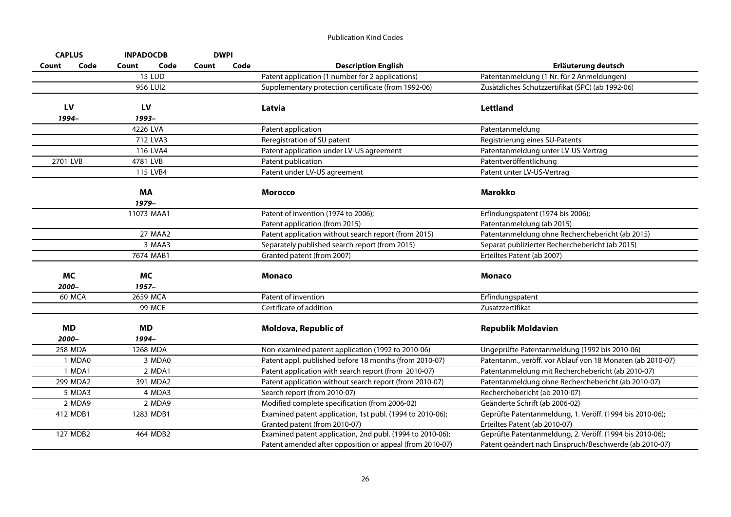Publication Kind Codes

| CAPLUS | | INPADOCDB | | DWPI | | | |
|---|---|---|---|---|---|---|---|
| Count | Code | Count | Code | Count | Code | Description English | Erläuterung deutsch |
| | | 15 | LUD | | | Patent application (1 number for 2 applications) | Patentanmeldung (1 Nr. für 2 Anmeldungen) |
| | | 956 | LUI2 | | | Supplementary protection certificate (from 1992-06) | Zusätzliches Schutzzertifikat (SPC) (ab 1992-06) |
| **LV** | | **LV** | | | | **Latvia** | **Lettland** |
| ***1994–*** | | ***1993–*** | | | | | |
| | | 4226 | LVA | | | Patent application | Patentanmeldung |
| | | 712 | LVA3 | | | Reregistration of SU patent | Registrierung eines SU-Patents |
| | | 116 | LVA4 | | | Patent application under LV-US agreement | Patentanmeldung unter LV-US-Vertrag |
| 2701 | LVB | 4781 | LVB | | | Patent publication | Patentveröffentlichung |
| | | 115 | LVB4 | | | Patent under LV-US agreement | Patent unter LV-US-Vertrag |
| | | **MA** | | | | **Morocco** | **Marokko** |
| | | ***1979–*** | | | | | |
| | | 11073 | MAA1 | | | Patent of invention (1974 to 2006); Patent application (from 2015) | Erfindungspatent (1974 bis 2006); Patentanmeldung (ab 2015) |
| | | 27 | MAA2 | | | Patent application without search report (from 2015) | Patentanmeldung ohne Recherchebericht (ab 2015) |
| | | 3 | MAA3 | | | Separately published search report (from 2015) | Separat publizierter Recherchebericht (ab 2015) |
| | | 7674 | MAB1 | | | Granted patent (from 2007) | Erteiltes Patent (ab 2007) |
| **MC** | | **MC** | | | | **Monaco** | **Monaco** |
| ***2000–*** | | ***1957–*** | | | | | |
| 60 | MCA | 2659 | MCA | | | Patent of invention | Erfindungspatent |
| | | 99 | MCE | | | Certificate of addition | Zusatzzertifikat |
| **MD** | | **MD** | | | | **Moldova, Republic of** | **Republik Moldavien** |
| ***2000–*** | | ***1994–*** | | | | | |
| 258 | MDA | 1268 | MDA | | | Non-examined patent application (1992 to 2010-06) | Ungeprüfte Patentanmeldung (1992 bis 2010-06) |
| 1 | MDA0 | 3 | MDA0 | | | Patent appl. published before 18 months (from 2010-07) | Patentanm., veröff. vor Ablauf von 18 Monaten (ab 2010-07) |
| 1 | MDA1 | 2 | MDA1 | | | Patent application with search report (from 2010-07) | Patentanmeldung mit Recherchebericht (ab 2010-07) |
| 299 | MDA2 | 391 | MDA2 | | | Patent application without search report (from 2010-07) | Patentanmeldung ohne Recherchebericht (ab 2010-07) |
| 5 | MDA3 | 4 | MDA3 | | | Search report (from 2010-07) | Recherchebericht (ab 2010-07) |
| 2 | MDA9 | 2 | MDA9 | | | Modified complete specification (from 2006-02) | Geänderte Schrift (ab 2006-02) |
| 412 | MDB1 | 1283 | MDB1 | | | Examined patent application, 1st publ. (1994 to 2010-06); Granted patent (from 2010-07) | Geprüfte Patentanmeldung, 1. Veröff. (1994 bis 2010-06); Erteiltes Patent (ab 2010-07) |
| 127 | MDB2 | 464 | MDB2 | | | Examined patent application, 2nd publ. (1994 to 2010-06); Patent amended after opposition or appeal (from 2010-07) | Geprüfte Patentanmeldung, 2. Veröff. (1994 bis 2010-06); Patent geändert nach Einspruch/Beschwerde (ab 2010-07) |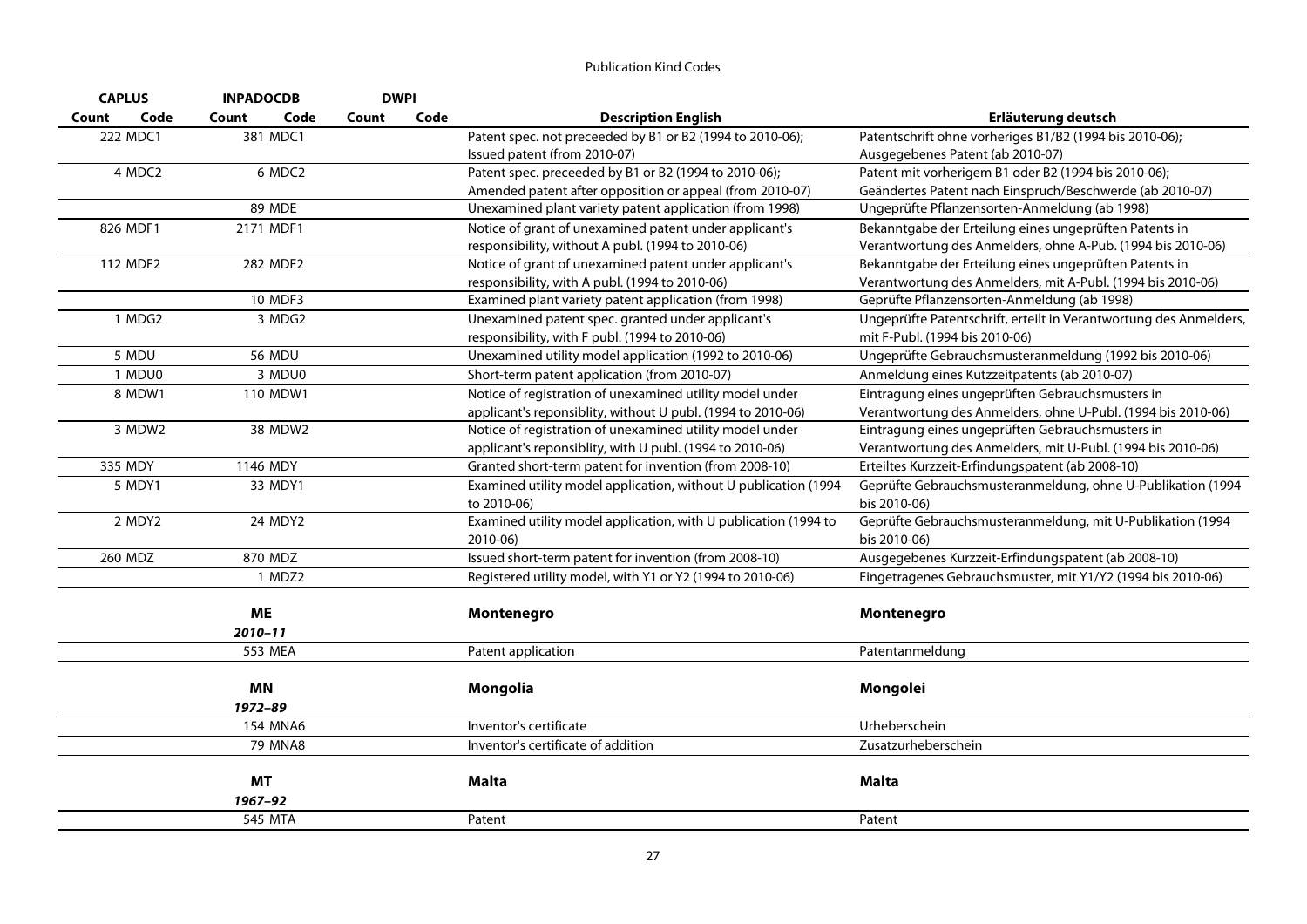## Publication Kind Codes

| CAPLUS | | INPADOCDB | | DWPI | | | |
|---|---|---|---|---|---|---|---|
| Count | Code | Count | Code | Count | Code | Description English | Erläuterung deutsch |
| 222 | MDC1 | 381 | MDC1 | | | Patent spec. not preceeded by B1 or B2 (1994 to 2010-06); Issued patent (from 2010-07) | Patentschrift ohne vorheriges B1/B2 (1994 bis 2010-06); Ausgegebenes Patent (ab 2010-07) |
| 4 | MDC2 | 6 | MDC2 | | | Patent spec. preceeded by B1 or B2 (1994 to 2010-06); Amended patent after opposition or appeal (from 2010-07) | Patent mit vorherigem B1 oder B2 (1994 bis 2010-06); Geändertes Patent nach Einspruch/Beschwerde (ab 2010-07) |
| | | 89 | MDE | | | Unexamined plant variety patent application (from 1998) | Ungeprüfte Pflanzensorten-Anmeldung (ab 1998) |
| 826 | MDF1 | 2171 | MDF1 | | | Notice of grant of unexamined patent under applicant's responsibility, without A publ. (1994 to 2010-06) | Bekanntgabe der Erteilung eines ungeprüften Patents in Verantwortung des Anmelders, ohne A-Pub. (1994 bis 2010-06) |
| 112 | MDF2 | 282 | MDF2 | | | Notice of grant of unexamined patent under applicant's responsibility, with A publ. (1994 to 2010-06) | Bekanntgabe der Erteilung eines ungeprüften Patents in Verantwortung des Anmelders, mit A-Publ. (1994 bis 2010-06) |
| | | 10 | MDF3 | | | Examined plant variety patent application (from 1998) | Geprüfte Pflanzensorten-Anmeldung (ab 1998) |
| 1 | MDG2 | 3 | MDG2 | | | Unexamined patent spec. granted under applicant's responsibility, with F publ. (1994 to 2010-06) | Ungeprüfte Patentschrift, erteilt in Verantwortung des Anmelders, mit F-Publ. (1994 bis 2010-06) |
| 5 | MDU | 56 | MDU | | | Unexamined utility model application (1992 to 2010-06) | Ungeprüfte Gebrauchsmusteranmeldung (1992 bis 2010-06) |
| 1 | MDU0 | 3 | MDU0 | | | Short-term patent application (from 2010-07) | Anmeldung eines Kutzzeitpatents (ab 2010-07) |
| 8 | MDW1 | 110 | MDW1 | | | Notice of registration of unexamined utility model under applicant's reponsiblity, without U publ. (1994 to 2010-06) | Eintragung eines ungeprüften Gebrauchsmusters in Verantwortung des Anmelders, ohne U-Publ. (1994 bis 2010-06) |
| 3 | MDW2 | 38 | MDW2 | | | Notice of registration of unexamined utility model under applicant's reponsiblity, with U publ. (1994 to 2010-06) | Eintragung eines ungeprüften Gebrauchsmusters in Verantwortung des Anmelders, mit U-Publ. (1994 bis 2010-06) |
| 335 | MDY | 1146 | MDY | | | Granted short-term patent for invention (from 2008-10) | Erteiltes Kurzzeit-Erfindungspatent (ab 2008-10) |
| 5 | MDY1 | 33 | MDY1 | | | Examined utility model application, without U publication (1994 to 2010-06) | Geprüfte Gebrauchsmusteranmeldung, ohne U-Publikation (1994 bis 2010-06) |
| 2 | MDY2 | 24 | MDY2 | | | Examined utility model application, with U publication (1994 to 2010-06) | Geprüfte Gebrauchsmusteranmeldung, mit U-Publikation (1994 bis 2010-06) |
| 260 | MDZ | 870 | MDZ | | | Issued short-term patent for invention (from 2008-10) | Ausgegebenes Kurzzeit-Erfindungspatent (ab 2008-10) |
| | | 1 | MDZ2 | | | Registered utility model, with Y1 or Y2 (1994 to 2010-06) | Eingetragenes Gebrauchsmuster, mit Y1/Y2 (1994 bis 2010-06) |
| | | **ME** *2010–11* | | | | **Montenegro** | **Montenegro** |
| | | 553 | MEA | | | Patent application | Patentanmeldung |
| | | **MN** *1972–89* | | | | **Mongolia** | **Mongolei** |
| | | 154 | MNA6 | | | Inventor's certificate | Urheberschein |
| | | 79 | MNA8 | | | Inventor's certificate of addition | Zusatzurheberschein |
| | | **MT** *1967–92* | | | | **Malta** | **Malta** |
| | | 545 | MTA | | | Patent | Patent |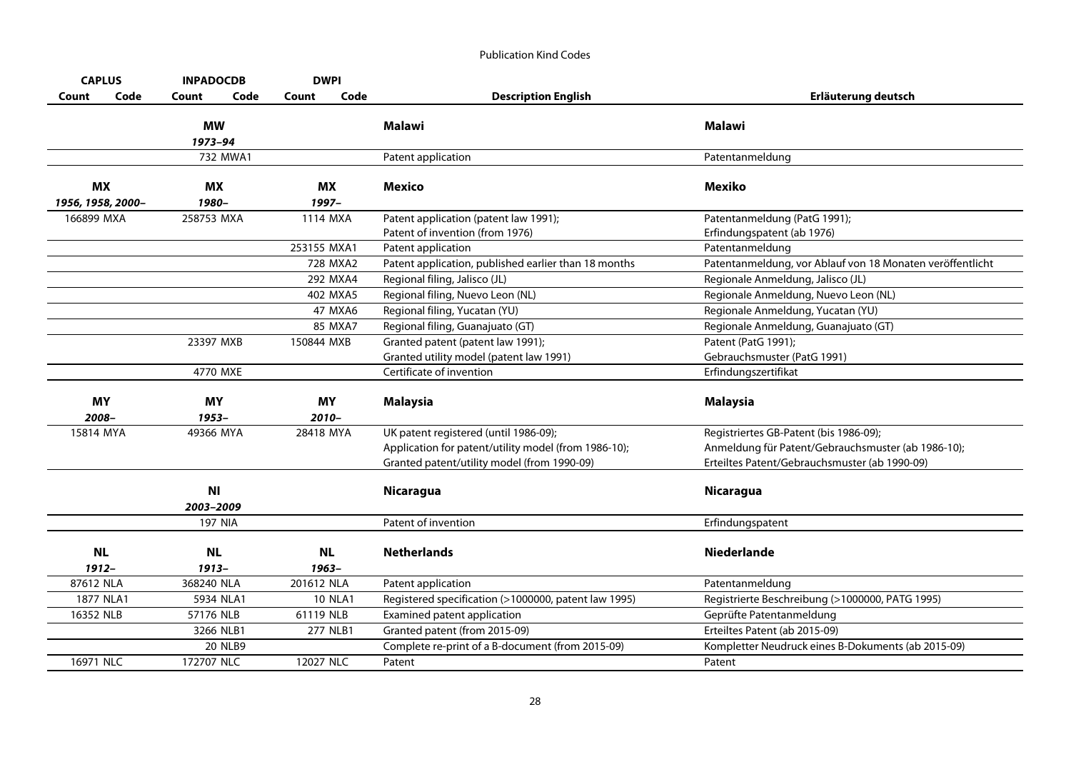Publication Kind Codes

| CAPLUS | | INPADOCDB | | DWPI | | | |
|---|---|---|---|---|---|---|---|
| Count | Code | Count | Code | Count | Code | Description English | Erläuterung deutsch |
| | | **MW** *1973–94* | | | | **Malawi** | **Malawi** |
| | | 732 | MWA1 | | | Patent application | Patentanmeldung |
| **MX** *1956, 1958, 2000–* | | **MX** *1980–* | | **MX** *1997–* | | **Mexico** | **Mexiko** |
| 166899 | MXA | 258753 | MXA | 1114 | MXA | Patent application (patent law 1991); Patent of invention (from 1976) | Patentanmeldung (PatG 1991); Erfindungspatent (ab 1976) |
| | | | | 253155 | MXA1 | Patent application | Patentanmeldung |
| | | | | 728 | MXA2 | Patent application, published earlier than 18 months | Patentanmeldung, vor Ablauf von 18 Monaten veröffentlicht |
| | | | | 292 | MXA4 | Regional filing, Jalisco (JL) | Regionale Anmeldung, Jalisco (JL) |
| | | | | 402 | MXA5 | Regional filing, Nuevo Leon (NL) | Regionale Anmeldung, Nuevo Leon (NL) |
| | | | | 47 | MXA6 | Regional filing, Yucatan (YU) | Regionale Anmeldung, Yucatan (YU) |
| | | | | 85 | MXA7 | Regional filing, Guanajuato (GT) | Regionale Anmeldung, Guanajuato (GT) |
| | | 23397 | MXB | 150844 | MXB | Granted patent (patent law 1991); Granted utility model (patent law 1991) | Patent (PatG 1991); Gebrauchsmuster (PatG 1991) |
| | | 4770 | MXE | | | Certificate of invention | Erfindungszertifikat |
| **MY** *2008–* | | **MY** *1953–* | | **MY** *2010–* | | **Malaysia** | **Malaysia** |
| 15814 | MYA | 49366 | MYA | 28418 | MYA | UK patent registered (until 1986-09); Application for patent/utility model (from 1986-10); Granted patent/utility model (from 1990-09) | Registriertes GB-Patent (bis 1986-09); Anmeldung für Patent/Gebrauchsmuster (ab 1986-10); Erteiltes Patent/Gebrauchsmuster (ab 1990-09) |
| | | **NI** *2003–2009* | | | | **Nicaragua** | **Nicaragua** |
| | | 197 | NIA | | | Patent of invention | Erfindungspatent |
| **NL** *1912–* | | **NL** *1913–* | | **NL** *1963–* | | **Netherlands** | **Niederlande** |
| 87612 | NLA | 368240 | NLA | 201612 | NLA | Patent application | Patentanmeldung |
| 1877 | NLA1 | 5934 | NLA1 | 10 | NLA1 | Registered specification (>1000000, patent law 1995) | Registrierte Beschreibung (>1000000, PATG 1995) |
| 16352 | NLB | 57176 | NLB | 61119 | NLB | Examined patent application | Geprüfte Patentanmeldung |
| | | 3266 | NLB1 | 277 | NLB1 | Granted patent (from 2015-09) | Erteiltes Patent (ab 2015-09) |
| | | 20 | NLB9 | | | Complete re-print of a B-document (from 2015-09) | Kompletter Neudruck eines B-Dokuments (ab 2015-09) |
| 16971 | NLC | 172707 | NLC | 12027 | NLC | Patent | Patent |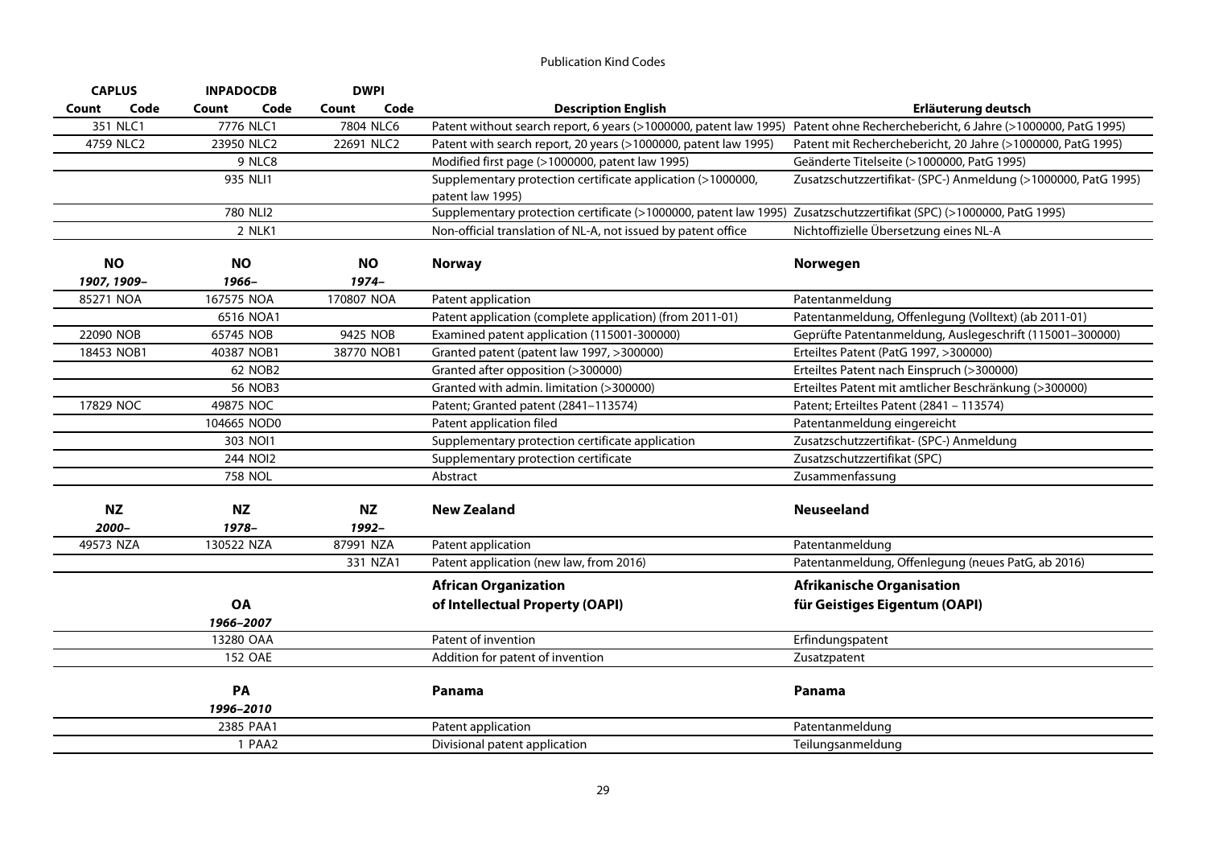Publication Kind Codes

| CAPLUS | | INPADOCDB | | DWPI | | | |
|---|---|---|---|---|---|---|---|
| Count | Code | Count | Code | Count | Code | Description English | Erläuterung deutsch |
| 351 | NLC1 | 7776 | NLC1 | 7804 | NLC6 | Patent without search report, 6 years (>1000000, patent law 1995) | Patent ohne Recherchebericht, 6 Jahre (>1000000, PatG 1995) |
| 4759 | NLC2 | 23950 | NLC2 | 22691 | NLC2 | Patent with search report, 20 years (>1000000, patent law 1995) | Patent mit Recherchebericht, 20 Jahre (>1000000, PatG 1995) |
| | | 9 | NLC8 | | | Modified first page (>1000000, patent law 1995) | Geänderte Titelseite (>1000000, PatG 1995) |
| | | 935 | NLI1 | | | Supplementary protection certificate application (>1000000, patent law 1995) | Zusatzschutzzertifikat- (SPC-) Anmeldung (>1000000, PatG 1995) |
| | | 780 | NLI2 | | | Supplementary protection certificate (>1000000, patent law 1995) | Zusatzschutzzertifikat (SPC) (>1000000, PatG 1995) |
| | | 2 | NLK1 | | | Non-official translation of NL-A, not issued by patent office | Nichtoffizielle Übersetzung eines NL-A |
| **NO** | | **NO** | | **NO** | | **Norway** | **Norwegen** |
| *1907, 1909–* | | *1966–* | | *1974–* | | | |
| 85271 | NOA | 167575 | NOA | 170807 | NOA | Patent application | Patentanmeldung |
| | | 6516 | NOA1 | | | Patent application (complete application) (from 2011-01) | Patentanmeldung, Offenlegung (Volltext) (ab 2011-01) |
| 22090 | NOB | 65745 | NOB | 9425 | NOB | Examined patent application (115001-300000) | Geprüfte Patentanmeldung, Auslegeschrift (115001–300000) |
| 18453 | NOB1 | 40387 | NOB1 | 38770 | NOB1 | Granted patent (patent law 1997, >300000) | Erteiltes Patent (PatG 1997, >300000) |
| | | 62 | NOB2 | | | Granted after opposition (>300000) | Erteiltes Patent nach Einspruch (>300000) |
| | | 56 | NOB3 | | | Granted with admin. limitation (>300000) | Erteiltes Patent mit amtlicher Beschränkung (>300000) |
| 17829 | NOC | 49875 | NOC | | | Patent; Granted patent (2841–113574) | Patent; Erteiltes Patent (2841 – 113574) |
| | | 104665 | NOD0 | | | Patent application filed | Patentanmeldung eingereicht |
| | | 303 | NOI1 | | | Supplementary protection certificate application | Zusatzschutzzertifikat- (SPC-) Anmeldung |
| | | 244 | NOI2 | | | Supplementary protection certificate | Zusatzschutzzertifikat (SPC) |
| | | 758 | NOL | | | Abstract | Zusammenfassung |
| **NZ** | | **NZ** | | **NZ** | | **New Zealand** | **Neuseeland** |
| *2000–* | | *1978–* | | *1992–* | | | |
| 49573 | NZA | 130522 | NZA | 87991 | NZA | Patent application | Patentanmeldung |
| | | | | 331 | NZA1 | Patent application (new law, from 2016) | Patentanmeldung, Offenlegung (neues PatG, ab 2016) |
| | | **OA** | | | | **African Organization of Intellectual Property (OAPI)** | **Afrikanische Organisation für Geistiges Eigentum (OAPI)** |
| | | *1966–2007* | | | | | |
| | | 13280 | OAA | | | Patent of invention | Erfindungspatent |
| | | 152 | OAE | | | Addition for patent of invention | Zusatzpatent |
| | | **PA** | | | | **Panama** | **Panama** |
| | | *1996–2010* | | | | | |
| | | 2385 | PAA1 | | | Patent application | Patentanmeldung |
| | | 1 | PAA2 | | | Divisional patent application | Teilungsanmeldung |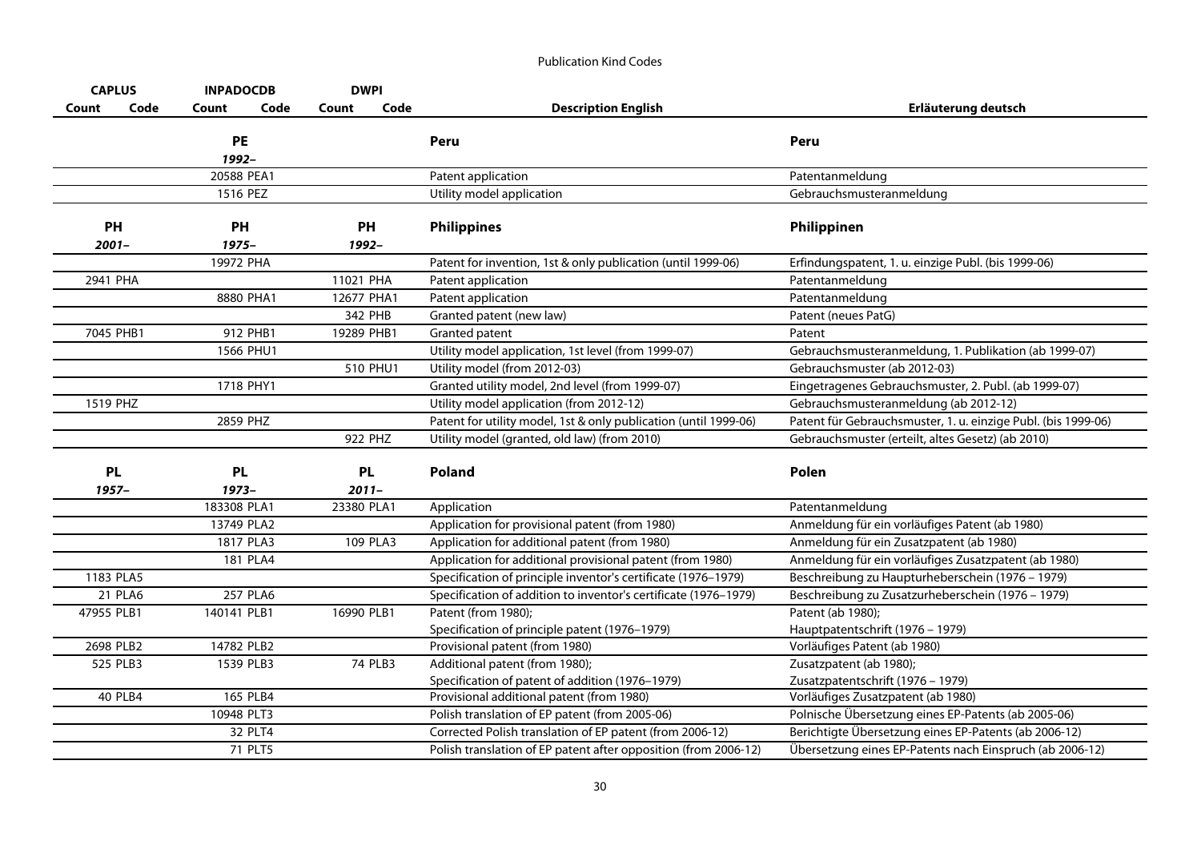# Publication Kind Codes

| CAPLUS | | INPADOCDB | | DWPI | | | |
|---|---|---|---|---|---|---|---|
| Count | Code | Count | Code | Count | Code | Description English | Erläuterung deutsch |
| | | **PE** | | | | **Peru** | **Peru** |
| | | ***1992–*** | | | | | |
| | | 20588 | PEA1 | | | Patent application | Patentanmeldung |
| | | 1516 | PEZ | | | Utility model application | Gebrauchsmusteranmeldung |
| **PH** | | **PH** | | **PH** | | **Philippines** | **Philippinen** |
| ***2001–*** | | ***1975–*** | | ***1992–*** | | | |
| | | 19972 | PHA | | | Patent for invention, 1st & only publication (until 1999-06) | Erfindungspatent, 1. u. einzige Publ. (bis 1999-06) |
| 2941 | PHA | | | 11021 | PHA | Patent application | Patentanmeldung |
| | | 8880 | PHA1 | 12677 | PHA1 | Patent application | Patentanmeldung |
| | | | | 342 | PHB | Granted patent (new law) | Patent (neues PatG) |
| 7045 | PHB1 | 912 | PHB1 | 19289 | PHB1 | Granted patent | Patent |
| | | 1566 | PHU1 | | | Utility model application, 1st level (from 1999-07) | Gebrauchsmusteranmeldung, 1. Publikation (ab 1999-07) |
| | | | | 510 | PHU1 | Utility model (from 2012-03) | Gebrauchsmuster (ab 2012-03) |
| | | 1718 | PHY1 | | | Granted utility model, 2nd level (from 1999-07) | Eingetragenes Gebrauchsmuster, 2. Publ. (ab 1999-07) |
| 1519 | PHZ | | | | | Utility model application (from 2012-12) | Gebrauchsmusteranmeldung (ab 2012-12) |
| | | 2859 | PHZ | | | Patent for utility model, 1st & only publication (until 1999-06) | Patent für Gebrauchsmuster, 1. u. einzige Publ. (bis 1999-06) |
| | | | | 922 | PHZ | Utility model (granted, old law) (from 2010) | Gebrauchsmuster (erteilt, altes Gesetz) (ab 2010) |
| **PL** | | **PL** | | **PL** | | **Poland** | **Polen** |
| ***1957–*** | | ***1973–*** | | ***2011–*** | | | |
| | | 183308 | PLA1 | 23380 | PLA1 | Application | Patentanmeldung |
| | | 13749 | PLA2 | | | Application for provisional patent (from 1980) | Anmeldung für ein vorläufiges Patent (ab 1980) |
| | | 1817 | PLA3 | 109 | PLA3 | Application for additional patent (from 1980) | Anmeldung für ein Zusatzpatent (ab 1980) |
| | | 181 | PLA4 | | | Application for additional provisional patent (from 1980) | Anmeldung für ein vorläufiges Zusatzpatent (ab 1980) |
| 1183 | PLA5 | | | | | Specification of principle inventor's certificate (1976–1979) | Beschreibung zu Haupturheberschein (1976 – 1979) |
| 21 | PLA6 | 257 | PLA6 | | | Specification of addition to inventor's certificate (1976–1979) | Beschreibung zu Zusatzurheberschein (1976 – 1979) |
| 47955 | PLB1 | 140141 | PLB1 | 16990 | PLB1 | Patent (from 1980); Specification of principle patent (1976–1979) | Patent (ab 1980); Hauptpatentschrift (1976 – 1979) |
| 2698 | PLB2 | 14782 | PLB2 | | | Provisional patent (from 1980) | Vorläufiges Patent (ab 1980) |
| 525 | PLB3 | 1539 | PLB3 | 74 | PLB3 | Additional patent (from 1980); Specification of patent of addition (1976–1979) | Zusatzpatent (ab 1980); Zusatzpatentschrift (1976 – 1979) |
| 40 | PLB4 | 165 | PLB4 | | | Provisional additional patent (from 1980) | Vorläufiges Zusatzpatent (ab 1980) |
| | | 10948 | PLT3 | | | Polish translation of EP patent (from 2005-06) | Polnische Übersetzung eines EP-Patents (ab 2005-06) |
| | | 32 | PLT4 | | | Corrected Polish translation of EP patent (from 2006-12) | Berichtigte Übersetzung eines EP-Patents (ab 2006-12) |
| | | 71 | PLT5 | | | Polish translation of EP patent after opposition (from 2006-12) | Übersetzung eines EP-Patents nach Einspruch (ab 2006-12) |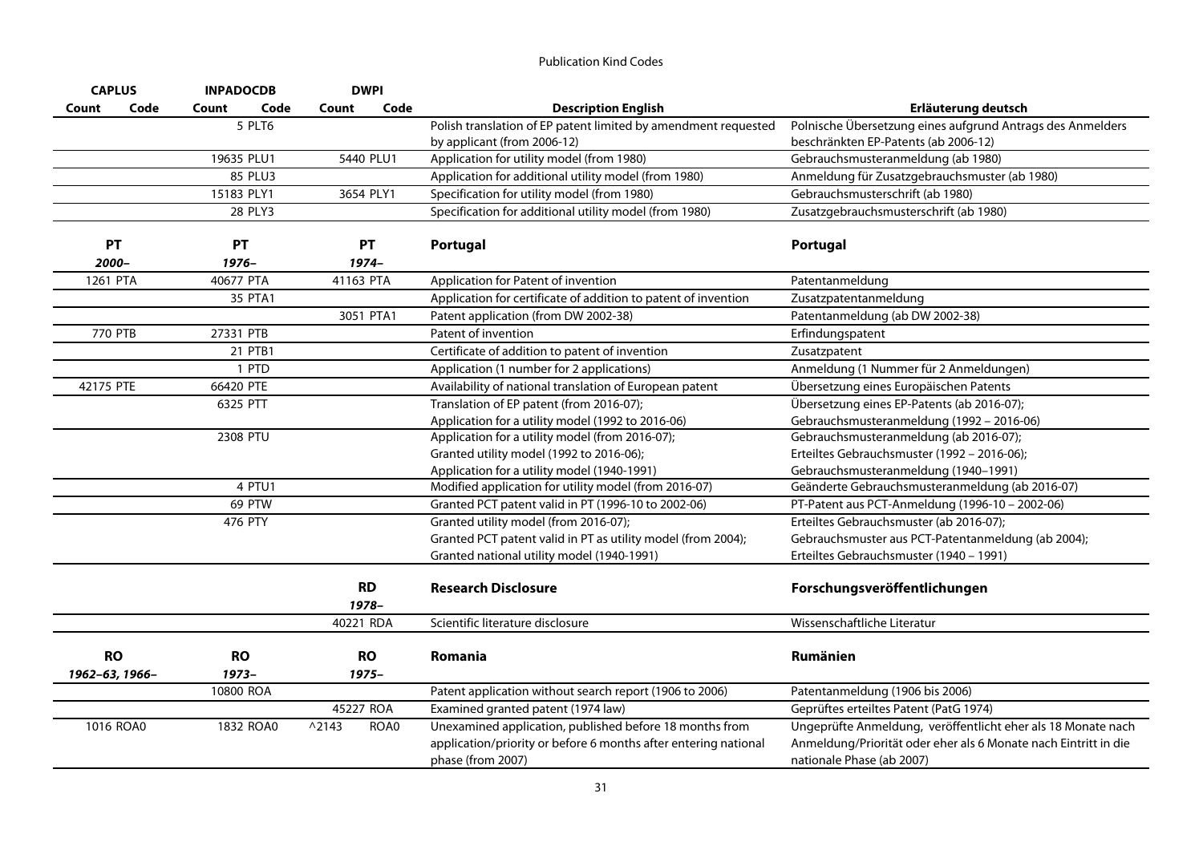## Publication Kind Codes

| CAPLUS | | INPADOCDB | | DWPI | | | |
|---|---|---|---|---|---|---|---|
| Count | Code | Count | Code | Count | Code | Description English | Erläuterung deutsch |
| | | 5 | PLT6 | | | Polish translation of EP patent limited by amendment requested by applicant (from 2006-12) | Polnische Übersetzung eines aufgrund Antrags des Anmelders beschränkten EP-Patents (ab 2006-12) |
| | | 19635 | PLU1 | 5440 | PLU1 | Application for utility model (from 1980) | Gebrauchsmusteranmeldung (ab 1980) |
| | | 85 | PLU3 | | | Application for additional utility model (from 1980) | Anmeldung für Zusatzgebrauchsmuster (ab 1980) |
| | | 15183 | PLY1 | 3654 | PLY1 | Specification for utility model (from 1980) | Gebrauchsmusterschrift (ab 1980) |
| | | 28 | PLY3 | | | Specification for additional utility model (from 1980) | Zusatzgebrauchsmusterschrift (ab 1980) |
| **PT** | | **PT** | | **PT** | | **Portugal** | **Portugal** |
| ***2000–*** | | ***1976–*** | | ***1974–*** | | | |
| 1261 | PTA | 40677 | PTA | 41163 | PTA | Application for Patent of invention | Patentanmeldung |
| | | 35 | PTA1 | | | Application for certificate of addition to patent of invention | Zusatzpatentanmeldung |
| | | | | 3051 | PTA1 | Patent application (from DW 2002-38) | Patentanmeldung (ab DW 2002-38) |
| 770 | PTB | 27331 | PTB | | | Patent of invention | Erfindungspatent |
| | | 21 | PTB1 | | | Certificate of addition to patent of invention | Zusatzpatent |
| | | 1 | PTD | | | Application (1 number for 2 applications) | Anmeldung (1 Nummer für 2 Anmeldungen) |
| 42175 | PTE | 66420 | PTE | | | Availability of national translation of European patent | Übersetzung eines Europäischen Patents |
| | | 6325 | PTT | | | Translation of EP patent (from 2016-07);<br>Application for a utility model (1992 to 2016-06) | Übersetzung eines EP-Patents (ab 2016-07);<br>Gebrauchsmusteranmeldung (1992 – 2016-06) |
| | | 2308 | PTU | | | Application for a utility model (from 2016-07);<br>Granted utility model (1992 to 2016-06);<br>Application for a utility model (1940-1991) | Gebrauchsmusteranmeldung (ab 2016-07);<br>Erteiltes Gebrauchsmuster (1992 – 2016-06);<br>Gebrauchsmusteranmeldung (1940–1991) |
| | | 4 | PTU1 | | | Modified application for utility model (from 2016-07) | Geänderte Gebrauchsmusteranmeldung (ab 2016-07) |
| | | 69 | PTW | | | Granted PCT patent valid in PT (1996-10 to 2002-06) | PT-Patent aus PCT-Anmeldung (1996-10 – 2002-06) |
| | | 476 | PTY | | | Granted utility model (from 2016-07);<br>Granted PCT patent valid in PT as utility model (from 2004);<br>Granted national utility model (1940-1991) | Erteiltes Gebrauchsmuster (ab 2016-07);<br>Gebrauchsmuster aus PCT-Patentanmeldung (ab 2004);<br>Erteiltes Gebrauchsmuster (1940 – 1991) |
| | | | | **RD** | | **Research Disclosure** | **Forschungsveröffentlichungen** |
| | | | | ***1978–*** | | | |
| | | | | 40221 | RDA | Scientific literature disclosure | Wissenschaftliche Literatur |
| **RO** | | **RO** | | **RO** | | **Romania** | **Rumänien** |
| ***1962–63, 1966–*** | | ***1973–*** | | ***1975–*** | | | |
| | | 10800 | ROA | | | Patent application without search report (1906 to 2006) | Patentanmeldung (1906 bis 2006) |
| | | | | 45227 | ROA | Examined granted patent (1974 law) | Geprüftes erteiltes Patent (PatG 1974) |
| 1016 | ROA0 | 1832 | ROA0 | ^2143 | ROA0 | Unexamined application, published before 18 months from application/priority or before 6 months after entering national phase (from 2007) | Ungeprüfte Anmeldung, veröffentlicht eher als 18 Monate nach Anmeldung/Priorität oder eher als 6 Monate nach Eintritt in die nationale Phase (ab 2007) |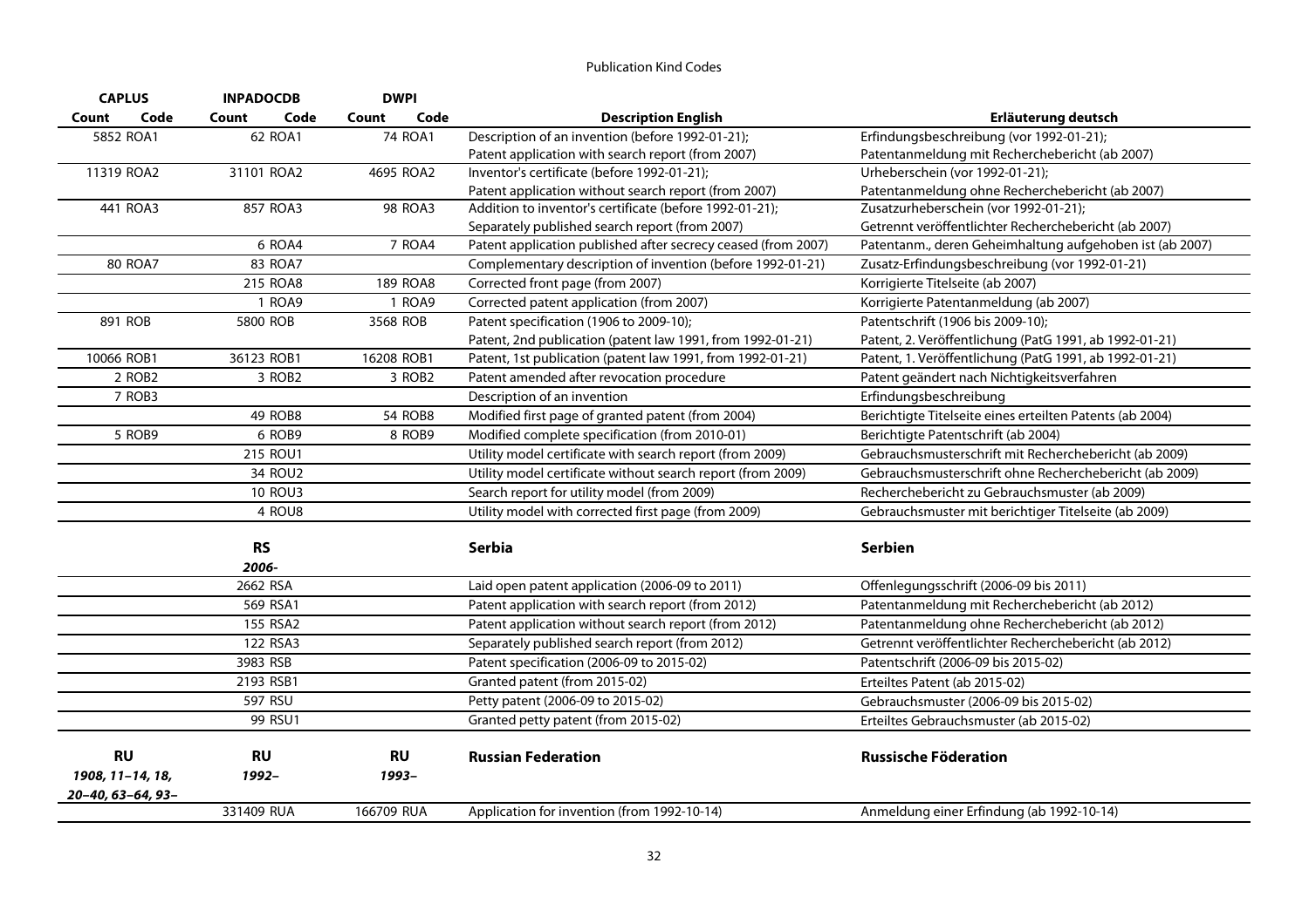Publication Kind Codes

| CAPLUS | | INPADOCDB | | DWPI | | | |
|---|---|---|---|---|---|---|---|
| Count | Code | Count | Code | Count | Code | Description English | Erläuterung deutsch |
| 5852 | ROA1 | 62 | ROA1 | 74 | ROA1 | Description of an invention (before 1992-01-21); | Erfindungsbeschreibung (vor 1992-01-21); |
| | | | | | | Patent application with search report (from 2007) | Patentanmeldung mit Recherchebericht (ab 2007) |
| 11319 | ROA2 | 31101 | ROA2 | 4695 | ROA2 | Inventor's certificate (before 1992-01-21); | Urheberschein (vor 1992-01-21); |
| | | | | | | Patent application without search report (from 2007) | Patentanmeldung ohne Recherchebericht (ab 2007) |
| 441 | ROA3 | 857 | ROA3 | 98 | ROA3 | Addition to inventor's certificate (before 1992-01-21); | Zusatzurheberschein (vor 1992-01-21); |
| | | | | | | Separately published search report (from 2007) | Getrennt veröffentlichter Recherchebericht (ab 2007) |
| | | 6 | ROA4 | 7 | ROA4 | Patent application published after secrecy ceased (from 2007) | Patentanm., deren Geheimhaltung aufgehoben ist (ab 2007) |
| 80 | ROA7 | 83 | ROA7 | | | Complementary description of invention (before 1992-01-21) | Zusatz-Erfindungsbeschreibung (vor 1992-01-21) |
| | | 215 | ROA8 | 189 | ROA8 | Corrected front page (from 2007) | Korrigierte Titelseite (ab 2007) |
| | | 1 | ROA9 | 1 | ROA9 | Corrected patent application (from 2007) | Korrigierte Patentanmeldung (ab 2007) |
| 891 | ROB | 5800 | ROB | 3568 | ROB | Patent specification (1906 to 2009-10); | Patentschrift (1906 bis 2009-10); |
| | | | | | | Patent, 2nd publication (patent law 1991, from 1992-01-21) | Patent, 2. Veröffentlichung (PatG 1991, ab 1992-01-21) |
| 10066 | ROB1 | 36123 | ROB1 | 16208 | ROB1 | Patent, 1st publication (patent law 1991, from 1992-01-21) | Patent, 1. Veröffentlichung (PatG 1991, ab 1992-01-21) |
| 2 | ROB2 | 3 | ROB2 | 3 | ROB2 | Patent amended after revocation procedure | Patent geändert nach Nichtigkeitsverfahren |
| 7 | ROB3 | | | | | Description of an invention | Erfindungsbeschreibung |
| | | 49 | ROB8 | 54 | ROB8 | Modified first page of granted patent (from 2004) | Berichtigte Titelseite eines erteilten Patents (ab 2004) |
| 5 | ROB9 | 6 | ROB9 | 8 | ROB9 | Modified complete specification (from 2010-01) | Berichtigte Patentschrift (ab 2004) |
| | | 215 | ROU1 | | | Utility model certificate with search report (from 2009) | Gebrauchsmusterschrift mit Recherchebericht (ab 2009) |
| | | 34 | ROU2 | | | Utility model certificate without search report (from 2009) | Gebrauchsmusterschrift ohne Recherchebericht (ab 2009) |
| | | 10 | ROU3 | | | Search report for utility model (from 2009) | Recherchebericht zu Gebrauchsmuster (ab 2009) |
| | | 4 | ROU8 | | | Utility model with corrected first page (from 2009) | Gebrauchsmuster mit berichtiger Titelseite (ab 2009) |
| | | **RS** | | | | **Serbia** | **Serbien** |
| | | ***2006-*** | | | | | |
| | | 2662 | RSA | | | Laid open patent application (2006-09 to 2011) | Offenlegungsschrift (2006-09 bis 2011) |
| | | 569 | RSA1 | | | Patent application with search report (from 2012) | Patentanmeldung mit Recherchebericht (ab 2012) |
| | | 155 | RSA2 | | | Patent application without search report (from 2012) | Patentanmeldung ohne Recherchebericht (ab 2012) |
| | | 122 | RSA3 | | | Separately published search report (from 2012) | Getrennt veröffentlichter Recherchebericht (ab 2012) |
| | | 3983 | RSB | | | Patent specification (2006-09 to 2015-02) | Patentschrift (2006-09 bis 2015-02) |
| | | 2193 | RSB1 | | | Granted patent (from 2015-02) | Erteiltes Patent (ab 2015-02) |
| | | 597 | RSU | | | Petty patent (2006-09 to 2015-02) | Gebrauchsmuster (2006-09 bis 2015-02) |
| | | 99 | RSU1 | | | Granted petty patent (from 2015-02) | Erteiltes Gebrauchsmuster (ab 2015-02) |
| **RU** | | **RU** | | **RU** | | **Russian Federation** | **Russische Föderation** |
| ***1908, 11–14, 18, 20–40, 63–64, 93–*** | | ***1992–*** | | ***1993–*** | | | |
| | | 331409 | RUA | 166709 | RUA | Application for invention (from 1992-10-14) | Anmeldung einer Erfindung (ab 1992-10-14) |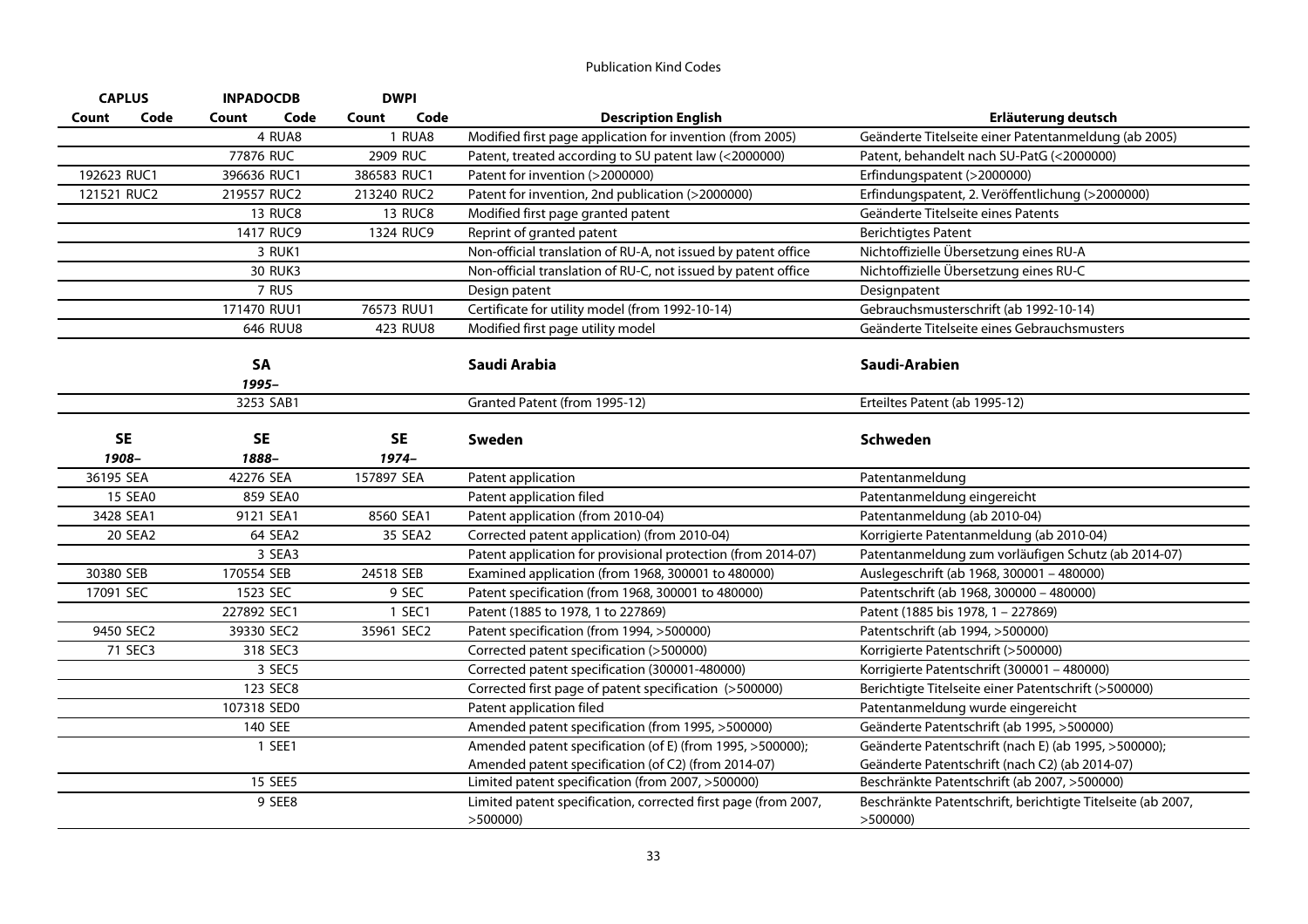Publication Kind Codes

| CAPLUS | | INPADOCDB | | DWPI | | | |
|---|---|---|---|---|---|---|---|
| Count | Code | Count | Code | Count | Code | Description English | Erläuterung deutsch |
| | | 4 | RUA8 | 1 | RUA8 | Modified first page application for invention (from 2005) | Geänderte Titelseite einer Patentanmeldung (ab 2005) |
| | | 77876 | RUC | 2909 | RUC | Patent, treated according to SU patent law (<2000000) | Patent, behandelt nach SU-PatG (<2000000) |
| 192623 | RUC1 | 396636 | RUC1 | 386583 | RUC1 | Patent for invention (>2000000) | Erfindungspatent (>2000000) |
| 121521 | RUC2 | 219557 | RUC2 | 213240 | RUC2 | Patent for invention, 2nd publication (>2000000) | Erfindungspatent, 2. Veröffentlichung (>2000000) |
| | | 13 | RUC8 | 13 | RUC8 | Modified first page granted patent | Geänderte Titelseite eines Patents |
| | | 1417 | RUC9 | 1324 | RUC9 | Reprint of granted patent | Berichtigtes Patent |
| | | 3 | RUK1 | | | Non-official translation of RU-A, not issued by patent office | Nichtoffizielle Übersetzung eines RU-A |
| | | 30 | RUK3 | | | Non-official translation of RU-C, not issued by patent office | Nichtoffizielle Übersetzung eines RU-C |
| | | 7 | RUS | | | Design patent | Designpatent |
| | | 171470 | RUU1 | 76573 | RUU1 | Certificate for utility model (from 1992-10-14) | Gebrauchsmusterschrift (ab 1992-10-14) |
| | | 646 | RUU8 | 423 | RUU8 | Modified first page utility model | Geänderte Titelseite eines Gebrauchsmusters |
| | | **SA** *1995–* | | | | **Saudi Arabia** | **Saudi-Arabien** |
| | | 3253 | SAB1 | | | Granted Patent (from 1995-12) | Erteiltes Patent (ab 1995-12) |
| **SE** *1908–* | | **SE** *1888–* | | **SE** *1974–* | | **Sweden** | **Schweden** |
| 36195 | SEA | 42276 | SEA | 157897 | SEA | Patent application | Patentanmeldung |
| 15 | SEA0 | 859 | SEA0 | | | Patent application filed | Patentanmeldung eingereicht |
| 3428 | SEA1 | 9121 | SEA1 | 8560 | SEA1 | Patent application (from 2010-04) | Patentanmeldung (ab 2010-04) |
| 20 | SEA2 | 64 | SEA2 | 35 | SEA2 | Corrected patent application) (from 2010-04) | Korrigierte Patentanmeldung (ab 2010-04) |
| | | 3 | SEA3 | | | Patent application for provisional protection (from 2014-07) | Patentanmeldung zum vorläufigen Schutz (ab 2014-07) |
| 30380 | SEB | 170554 | SEB | 24518 | SEB | Examined application (from 1968, 300001 to 480000) | Auslegeschrift (ab 1968, 300001 – 480000) |
| 17091 | SEC | 1523 | SEC | 9 | SEC | Patent specification (from 1968, 300001 to 480000) | Patentschrift (ab 1968, 300000 – 480000) |
| | | 227892 | SEC1 | 1 | SEC1 | Patent (1885 to 1978, 1 to 227869) | Patent (1885 bis 1978, 1 – 227869) |
| 9450 | SEC2 | 39330 | SEC2 | 35961 | SEC2 | Patent specification (from 1994, >500000) | Patentschrift (ab 1994, >500000) |
| 71 | SEC3 | 318 | SEC3 | | | Corrected patent specification (>500000) | Korrigierte Patentschrift (>500000) |
| | | 3 | SEC5 | | | Corrected patent specification (300001-480000) | Korrigierte Patentschrift (300001 – 480000) |
| | | 123 | SEC8 | | | Corrected first page of patent specification (>500000) | Berichtigte Titelseite einer Patentschrift (>500000) |
| | | 107318 | SED0 | | | Patent application filed | Patentanmeldung wurde eingereicht |
| | | 140 | SEE | | | Amended patent specification (from 1995, >500000) | Geänderte Patentschrift (ab 1995, >500000) |
| | | 1 | SEE1 | | | Amended patent specification (of E) (from 1995, >500000); Amended patent specification (of C2) (from 2014-07) | Geänderte Patentschrift (nach E) (ab 1995, >500000); Geänderte Patentschrift (nach C2) (ab 2014-07) |
| | | 15 | SEE5 | | | Limited patent specification (from 2007, >500000) | Beschränkte Patentschrift (ab 2007, >500000) |
| | | 9 | SEE8 | | | Limited patent specification, corrected first page (from 2007, >500000) | Beschränkte Patentschrift, berichtigte Titelseite (ab 2007, >500000) |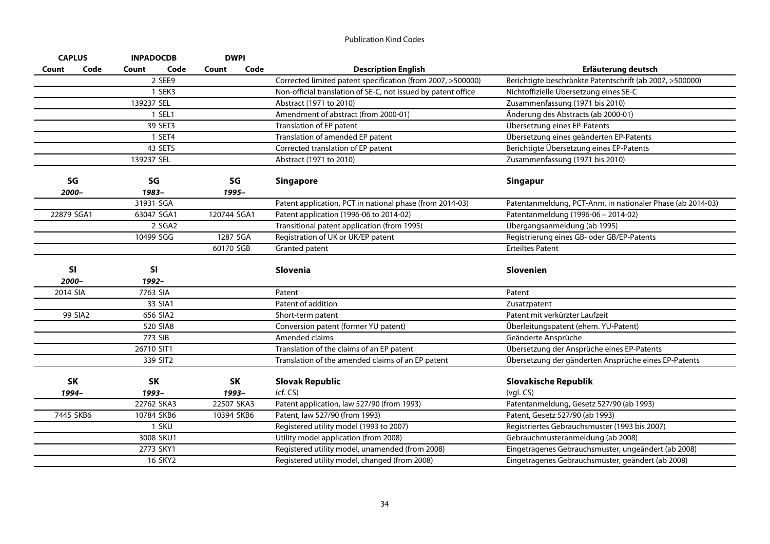Publication Kind Codes

| CAPLUS | | INPADOCDB | | DWPI | | | |
|---|---|---|---|---|---|---|---|
| Count | Code | Count | Code | Count | Code | Description English | Erläuterung deutsch |
| | | 2 | SEE9 | | | Corrected limited patent specification (from 2007, >500000) | Berichtigte beschränkte Patentschrift (ab 2007, >500000) |
| | | 1 | SEK3 | | | Non-official translation of SE-C, not issued by patent office | Nichtoffizielle Übersetzung eines SE-C |
| | | 139237 | SEL | | | Abstract (1971 to 2010) | Zusammenfassung (1971 bis 2010) |
| | | 1 | SEL1 | | | Amendment of abstract (from 2000-01) | Änderung des Abstracts (ab 2000-01) |
| | | 39 | SET3 | | | Translation of EP patent | Übersetzung eines EP-Patents |
| | | 1 | SET4 | | | Translation of amended EP patent | Übersetzung eines geänderten EP-Patents |
| | | 43 | SET5 | | | Corrected translation of EP patent | Berichtigte Übersetzung eines EP-Patents |
| | | 139237 | SEL | | | Abstract (1971 to 2010) | Zusammenfassung (1971 bis 2010) |
| **SG** | | **SG** | | **SG** | | **Singapore** | **Singapur** |
| ***2000–*** | | ***1983–*** | | ***1995–*** | | | |
| | | 31931 | SGA | | | Patent application, PCT in national phase (from 2014-03) | Patentanmeldung, PCT-Anm. in nationaler Phase (ab 2014-03) |
| 22879 | SGA1 | 63047 | SGA1 | 120744 | SGA1 | Patent application (1996-06 to 2014-02) | Patentanmeldung (1996-06 – 2014-02) |
| | | 2 | SGA2 | | | Transitional patent application (from 1995) | Übergangsanmeldung (ab 1995) |
| | | 10499 | SGG | 1287 | SGA | Registration of UK or UK/EP patent | Registrierung eines GB- oder GB/EP-Patents |
| | | | | 60170 | SGB | Granted patent | Erteiltes Patent |
| **SI** | | **SI** | | | | **Slovenia** | **Slovenien** |
| ***2000–*** | | ***1992–*** | | | | | |
| 2014 | SIA | 7763 | SIA | | | Patent | Patent |
| | | 33 | SIA1 | | | Patent of addition | Zusatzpatent |
| 99 | SIA2 | 656 | SIA2 | | | Short-term patent | Patent mit verkürzter Laufzeit |
| | | 520 | SIA8 | | | Conversion patent (former YU patent) | Überleitungspatent (ehem. YU-Patent) |
| | | 773 | SIB | | | Amended claims | Geänderte Ansprüche |
| | | 26710 | SIT1 | | | Translation of the claims of an EP patent | Übersetzung der Ansprüche eines EP-Patents |
| | | 339 | SIT2 | | | Translation of the amended claims of an EP patent | Übersetzung der gänderten Ansprüche eines EP-Patents |
| **SK** | | **SK** | | **SK** | | **Slovak Republic** | **Slovakische Republik** |
| ***1994–*** | | ***1993–*** | | ***1993–*** | | (cf. CS) | (vgl. CS) |
| | | 22762 | SKA3 | 22507 | SKA3 | Patent application, law 527/90 (from 1993) | Patentanmeldung, Gesetz 527/90 (ab 1993) |
| 7445 | SKB6 | 10784 | SKB6 | 10394 | SKB6 | Patent, law 527/90 (from 1993) | Patent, Gesetz 527/90 (ab 1993) |
| | | 1 | SKU | | | Registered utility model (1993 to 2007) | Registriertes Gebrauchsmuster (1993 bis 2007) |
| | | 3008 | SKU1 | | | Utility model application (from 2008) | Gebrauchsmusteranmeldung (ab 2008) |
| | | 2773 | SKY1 | | | Registered utility model, unamended (from 2008) | Eingetragenes Gebrauchsmuster, ungeändert (ab 2008) |
| | | 16 | SKY2 | | | Registered utility model, changed (from 2008) | Eingetragenes Gebrauchsmuster, geändert (ab 2008) |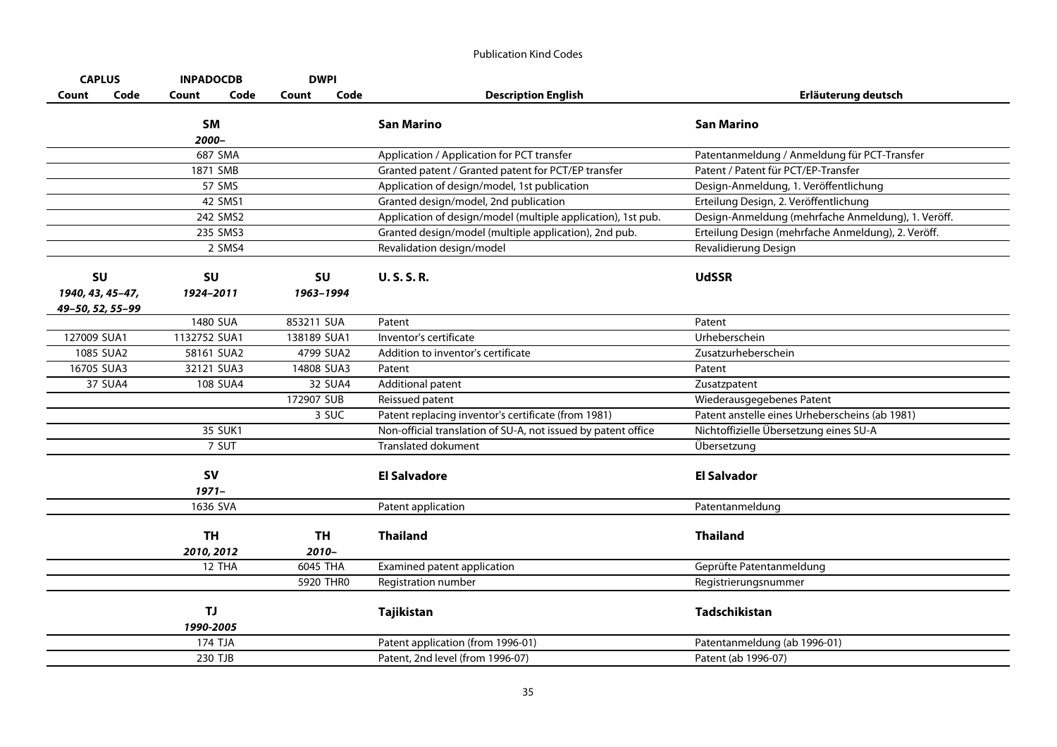Publication Kind Codes

| CAPLUS | | INPADOCDB | | DWPI | | | |
|---|---|---|---|---|---|---|---|
| Count | Code | Count | Code | Count | Code | Description English | Erläuterung deutsch |
| | | **SM** | | | | **San Marino** | **San Marino** |
| | | ***2000–*** | | | | | |
| | | 687 | SMA | | | Application / Application for PCT transfer | Patentanmeldung / Anmeldung für PCT-Transfer |
| | | 1871 | SMB | | | Granted patent / Granted patent for PCT/EP transfer | Patent / Patent für PCT/EP-Transfer |
| | | 57 | SMS | | | Application of design/model, 1st publication | Design-Anmeldung, 1. Veröffentlichung |
| | | 42 | SMS1 | | | Granted design/model, 2nd publication | Erteilung Design, 2. Veröffentlichung |
| | | 242 | SMS2 | | | Application of design/model (multiple application), 1st pub. | Design-Anmeldung (mehrfache Anmeldung), 1. Veröff. |
| | | 235 | SMS3 | | | Granted design/model (multiple application), 2nd pub. | Erteilung Design (mehrfache Anmeldung), 2. Veröff. |
| | | 2 | SMS4 | | | Revalidation design/model | Revalidierung Design |
| **SU** | | **SU** | | **SU** | | **U. S. S. R.** | **UdSSR** |
| ***1940, 43, 45–47, 49–50, 52, 55–99*** | | ***1924–2011*** | | ***1963–1994*** | | | |
| | | 1480 | SUA | 853211 | SUA | Patent | Patent |
| 127009 | SUA1 | 1132752 | SUA1 | 138189 | SUA1 | Inventor's certificate | Urheberschein |
| 1085 | SUA2 | 58161 | SUA2 | 4799 | SUA2 | Addition to inventor's certificate | Zusatzurheberschein |
| 16705 | SUA3 | 32121 | SUA3 | 14808 | SUA3 | Patent | Patent |
| 37 | SUA4 | 108 | SUA4 | 32 | SUA4 | Additional patent | Zusatzpatent |
| | | | | 172907 | SUB | Reissued patent | Wiederausgegebenes Patent |
| | | | | 3 | SUC | Patent replacing inventor's certificate (from 1981) | Patent anstelle eines Urheberscheins (ab 1981) |
| | | 35 | SUK1 | | | Non-official translation of SU-A, not issued by patent office | Nichtoffizielle Übersetzung eines SU-A |
| | | 7 | SUT | | | Translated dokument | Übersetzung |
| | | **SV** | | | | **El Salvadore** | **El Salvador** |
| | | ***1971–*** | | | | | |
| | | 1636 | SVA | | | Patent application | Patentanmeldung |
| | | **TH** | | **TH** | | **Thailand** | **Thailand** |
| | | ***2010, 2012*** | | ***2010–*** | | | |
| | | 12 | THA | 6045 | THA | Examined patent application | Geprüfte Patentanmeldung |
| | | | | 5920 | THR0 | Registration number | Registrierungsnummer |
| | | **TJ** | | | | **Tajikistan** | **Tadschikistan** |
| | | ***1990-2005*** | | | | | |
| | | 174 | TJA | | | Patent application (from 1996-01) | Patentanmeldung (ab 1996-01) |
| | | 230 | TJB | | | Patent, 2nd level (from 1996-07) | Patent (ab 1996-07) |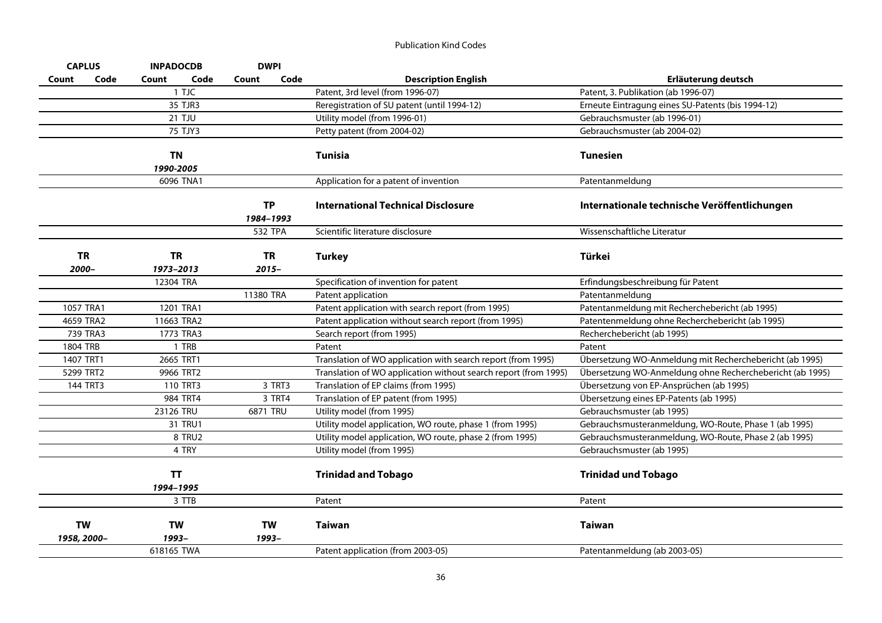Publication Kind Codes

| CAPLUS | | INPADOCDB | | DWPI | | | |
|---|---|---|---|---|---|---|---|
| Count | Code | Count | Code | Count | Code | Description English | Erläuterung deutsch |
| | | 1 | TJC | | | Patent, 3rd level (from 1996-07) | Patent, 3. Publikation (ab 1996-07) |
| | | 35 | TJR3 | | | Reregistration of SU patent (until 1994-12) | Erneute Eintragung eines SU-Patents (bis 1994-12) |
| | | 21 | TJU | | | Utility model (from 1996-01) | Gebrauchsmuster (ab 1996-01) |
| | | 75 | TJY3 | | | Petty patent (from 2004-02) | Gebrauchsmuster (ab 2004-02) |
| | | **TN** *1990-2005* | | | | **Tunisia** | **Tunesien** |
| | | 6096 | TNA1 | | | Application for a patent of invention | Patentanmeldung |
| | | | | **TP** *1984–1993* | | **International Technical Disclosure** | **Internationale technische Veröffentlichungen** |
| | | | | 532 | TPA | Scientific literature disclosure | Wissenschaftliche Literatur |
| **TR** *2000–* | | **TR** *1973–2013* | | **TR** *2015–* | | **Turkey** | **Türkei** |
| | | 12304 | TRA | | | Specification of invention for patent | Erfindungsbeschreibung für Patent |
| | | | | 11380 | TRA | Patent application | Patentanmeldung |
| 1057 | TRA1 | 1201 | TRA1 | | | Patent application with search report (from 1995) | Patentanmeldung mit Recherchebericht (ab 1995) |
| 4659 | TRA2 | 11663 | TRA2 | | | Patent application without search report (from 1995) | Patentenmeldung ohne Recherchebericht (ab 1995) |
| 739 | TRA3 | 1773 | TRA3 | | | Search report (from 1995) | Recherchebericht (ab 1995) |
| 1804 | TRB | 1 | TRB | | | Patent | Patent |
| 1407 | TRT1 | 2665 | TRT1 | | | Translation of WO application with search report (from 1995) | Übersetzung WO-Anmeldung mit Recherchebericht (ab 1995) |
| 5299 | TRT2 | 9966 | TRT2 | | | Translation of WO application without search report (from 1995) | Übersetzung WO-Anmeldung ohne Recherchebericht (ab 1995) |
| 144 | TRT3 | 110 | TRT3 | 3 | TRT3 | Translation of EP claims (from 1995) | Übersetzung von EP-Ansprüchen (ab 1995) |
| | | 984 | TRT4 | 3 | TRT4 | Translation of EP patent (from 1995) | Übersetzung eines EP-Patents (ab 1995) |
| | | 23126 | TRU | 6871 | TRU | Utility model (from 1995) | Gebrauchsmuster (ab 1995) |
| | | 31 | TRU1 | | | Utility model application, WO route, phase 1 (from 1995) | Gebrauchsmusteranmeldung, WO-Route, Phase 1 (ab 1995) |
| | | 8 | TRU2 | | | Utility model application, WO route, phase 2 (from 1995) | Gebrauchsmusteranmeldung, WO-Route, Phase 2 (ab 1995) |
| | | 4 | TRY | | | Utility model (from 1995) | Gebrauchsmuster (ab 1995) |
| | | **TT** *1994–1995* | | | | **Trinidad and Tobago** | **Trinidad und Tobago** |
| | | 3 | TTB | | | Patent | Patent |
| **TW** *1958, 2000–* | | **TW** *1993–* | | **TW** *1993–* | | **Taiwan** | **Taiwan** |
| | | 618165 | TWA | | | Patent application (from 2003-05) | Patentanmeldung (ab 2003-05) |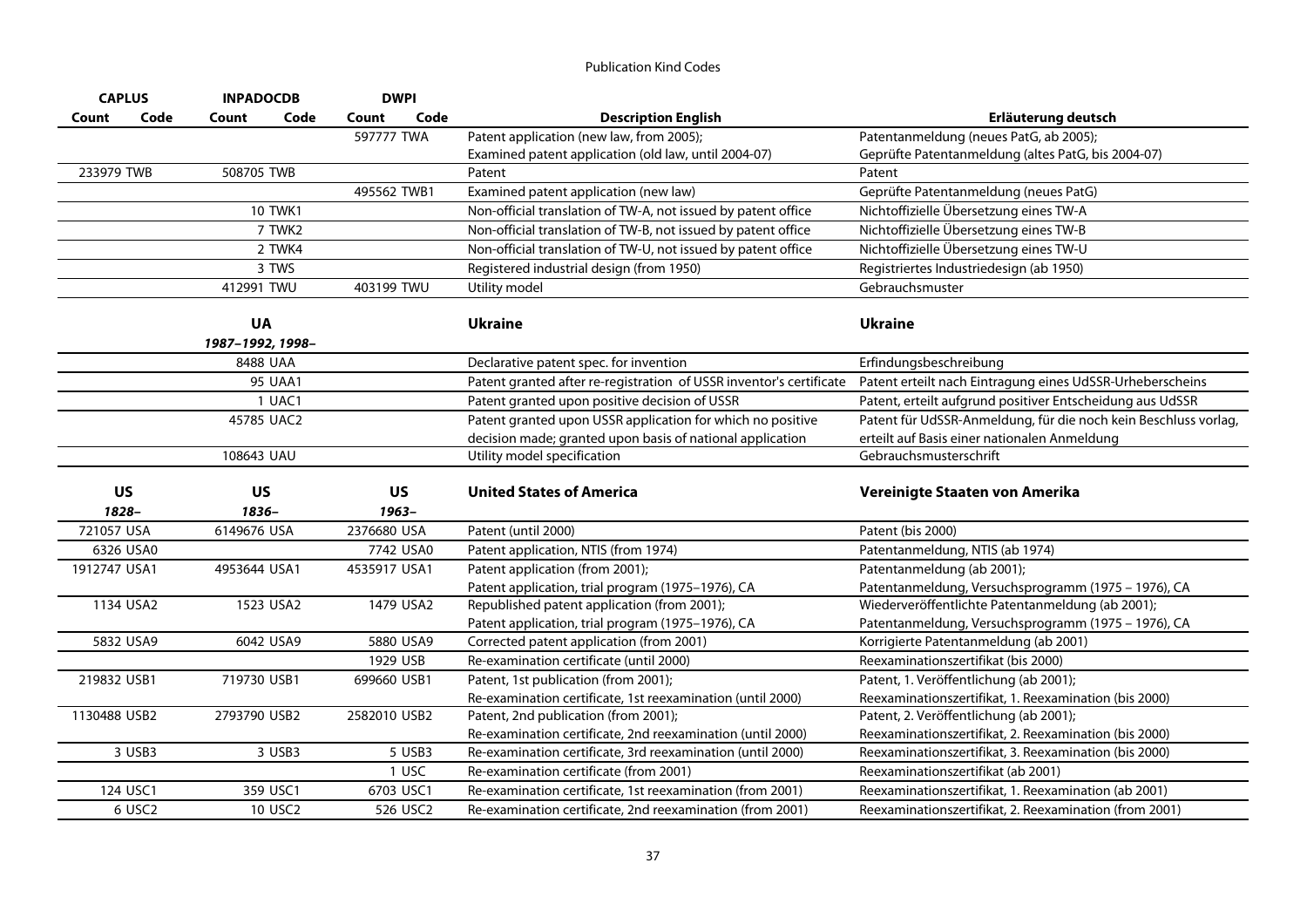## Publication Kind Codes

| CAPLUS | | INPADOCDB | | DWPI | | | |
|---|---|---|---|---|---|---|---|
| Count | Code | Count | Code | Count | Code | Description English | Erläuterung deutsch |
| | | | | 597777 | TWA | Patent application (new law, from 2005); Examined patent application (old law, until 2004-07) | Patentanmeldung (neues PatG, ab 2005); Geprüfte Patentanmeldung (altes PatG, bis 2004-07) |
| 233979 | TWB | 508705 | TWB | | | Patent | Patent |
| | | | | 495562 | TWB1 | Examined patent application (new law) | Geprüfte Patentanmeldung (neues PatG) |
| | | 10 | TWK1 | | | Non-official translation of TW-A, not issued by patent office | Nichtoffizielle Übersetzung eines TW-A |
| | | 7 | TWK2 | | | Non-official translation of TW-B, not issued by patent office | Nichtoffizielle Übersetzung eines TW-B |
| | | 2 | TWK4 | | | Non-official translation of TW-U, not issued by patent office | Nichtoffizielle Übersetzung eines TW-U |
| | | 3 | TWS | | | Registered industrial design (from 1950) | Registriertes Industriedesign (ab 1950) |
| | | 412991 | TWU | 403199 | TWU | Utility model | Gebrauchsmuster |
| | | **UA** *1987–1992, 1998–* | | | | **Ukraine** | **Ukraine** |
| | | 8488 | UAA | | | Declarative patent spec. for invention | Erfindungsbeschreibung |
| | | 95 | UAA1 | | | Patent granted after re-registration of USSR inventor's certificate | Patent erteilt nach Eintragung eines UdSSR-Urheberscheins |
| | | 1 | UAC1 | | | Patent granted upon positive decision of USSR | Patent, erteilt aufgrund positiver Entscheidung aus UdSSR |
| | | 45785 | UAC2 | | | Patent granted upon USSR application for which no positive decision made; granted upon basis of national application | Patent für UdSSR-Anmeldung, für die noch kein Beschluss vorlag, erteilt auf Basis einer nationalen Anmeldung |
| | | 108643 | UAU | | | Utility model specification | Gebrauchsmusterschrift |
| **US** *1828–* | | **US** *1836–* | | **US** *1963–* | | **United States of America** | **Vereinigte Staaten von Amerika** |
| 721057 | USA | 6149676 | USA | 2376680 | USA | Patent (until 2000) | Patent (bis 2000) |
| 6326 | USA0 | | | 7742 | USA0 | Patent application, NTIS (from 1974) | Patentanmeldung, NTIS (ab 1974) |
| 1912747 | USA1 | 4953644 | USA1 | 4535917 | USA1 | Patent application (from 2001); Patent application, trial program (1975–1976), CA | Patentanmeldung (ab 2001); Patentanmeldung, Versuchsprogramm (1975 – 1976), CA |
| 1134 | USA2 | 1523 | USA2 | 1479 | USA2 | Republished patent application (from 2001); Patent application, trial program (1975–1976), CA | Wiederveröffentlichte Patentanmeldung (ab 2001); Patentanmeldung, Versuchsprogramm (1975 – 1976), CA |
| 5832 | USA9 | 6042 | USA9 | 5880 | USA9 | Corrected patent application (from 2001) | Korrigierte Patentanmeldung (ab 2001) |
| | | | | 1929 | USB | Re-examination certificate (until 2000) | Reexaminationszertifikat (bis 2000) |
| 219832 | USB1 | 719730 | USB1 | 699660 | USB1 | Patent, 1st publication (from 2001); Re-examination certificate, 1st reexamination (until 2000) | Patent, 1. Veröffentlichung (ab 2001); Reexaminationszertifikat, 1. Reexamination (bis 2000) |
| 1130488 | USB2 | 2793790 | USB2 | 2582010 | USB2 | Patent, 2nd publication (from 2001); Re-examination certificate, 2nd reexamination (until 2000) | Patent, 2. Veröffentlichung (ab 2001); Reexaminationszertifikat, 2. Reexamination (bis 2000) |
| 3 | USB3 | 3 | USB3 | 5 | USB3 | Re-examination certificate, 3rd reexamination (until 2000) | Reexaminationszertifikat, 3. Reexamination (bis 2000) |
| | | | | 1 | USC | Re-examination certificate (from 2001) | Reexaminationszertifikat (ab 2001) |
| 124 | USC1 | 359 | USC1 | 6703 | USC1 | Re-examination certificate, 1st reexamination (from 2001) | Reexaminationszertifikat, 1. Reexamination (ab 2001) |
| 6 | USC2 | 10 | USC2 | 526 | USC2 | Re-examination certificate, 2nd reexamination (from 2001) | Reexaminationszertifikat, 2. Reexamination (from 2001) |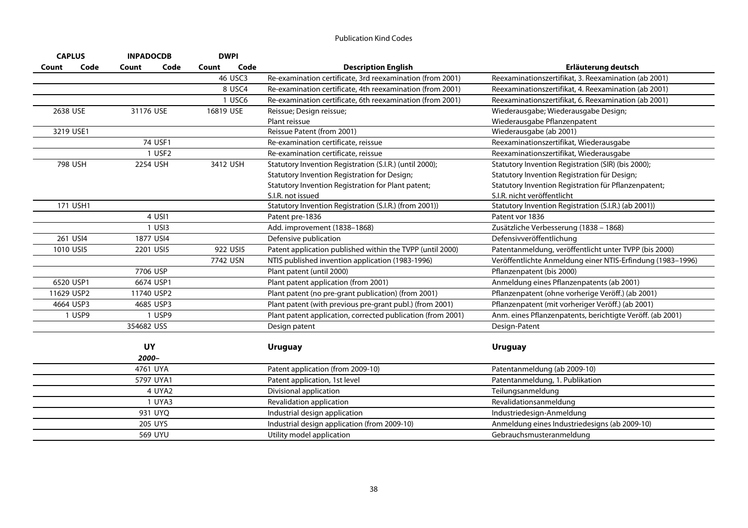Publication Kind Codes

| CAPLUS | | INPADOCDB | | DWPI | | | |
|---|---|---|---|---|---|---|---|
| Count | Code | Count | Code | Count | Code | Description English | Erläuterung deutsch |
| | | | | 46 | USC3 | Re-examination certificate, 3rd reexamination (from 2001) | Reexaminationszertifikat, 3. Reexamination (ab 2001) |
| | | | | 8 | USC4 | Re-examination certificate, 4th reexamination (from 2001) | Reexaminationszertifikat, 4. Reexamination (ab 2001) |
| | | | | 1 | USC6 | Re-examination certificate, 6th reexamination (from 2001) | Reexaminationszertifikat, 6. Reexamination (ab 2001) |
| 2638 | USE | 31176 | USE | 16819 | USE | Reissue; Design reissue; Plant reissue | Wiederausgabe; Wiederausgabe Design; Wiederausgabe Pflanzenpatent |
| 3219 | USE1 | | | | | Reissue Patent (from 2001) | Wiederausgabe (ab 2001) |
| | | 74 | USF1 | | | Re-examination certificate, reissue | Reexaminationszertifikat, Wiederausgabe |
| | | 1 | USF2 | | | Re-examination certificate, reissue | Reexaminationszertifikat, Wiederausgabe |
| 798 | USH | 2254 | USH | 3412 | USH | Statutory Invention Registration (S.I.R.) (until 2000); Statutory Invention Registration for Design; Statutory Invention Registration for Plant patent; S.I.R. not issued | Statutory Invention Registration (SIR) (bis 2000); Statutory Invention Registration für Design; Statutory Invention Registration für Pflanzenpatent; S.I.R. nicht veröffentlicht |
| 171 | USH1 | | | | | Statutory Invention Registration (S.I.R.) (from 2001)) | Statutory Invention Registration (S.I.R.) (ab 2001)) |
| | | 4 | USI1 | | | Patent pre-1836 | Patent vor 1836 |
| | | 1 | USI3 | | | Add. improvement (1838–1868) | Zusätzliche Verbesserung (1838 – 1868) |
| 261 | USI4 | 1877 | USI4 | | | Defensive publication | Defensivveröffentlichung |
| 1010 | USI5 | 2201 | USI5 | 922 | USI5 | Patent application published within the TVPP (until 2000) | Patentanmeldung, veröffentlicht unter TVPP (bis 2000) |
| | | | | 7742 | USN | NTIS published invention application (1983-1996) | Veröffentlichte Anmeldung einer NTIS-Erfindung (1983–1996) |
| | | 7706 | USP | | | Plant patent (until 2000) | Pflanzenpatent (bis 2000) |
| 6520 | USP1 | 6674 | USP1 | | | Plant patent application (from 2001) | Anmeldung eines Pflanzenpatents (ab 2001) |
| 11629 | USP2 | 11740 | USP2 | | | Plant patent (no pre-grant publication) (from 2001) | Pflanzenpatent (ohne vorherige Veröff.) (ab 2001) |
| 4664 | USP3 | 4685 | USP3 | | | Plant patent (with previous pre-grant publ.) (from 2001) | Pflanzenpatent (mit vorheriger Veröff.) (ab 2001) |
| 1 | USP9 | 1 | USP9 | | | Plant patent application, corrected publication (from 2001) | Anm. eines Pflanzenpatents, berichtigte Veröff. (ab 2001) |
| | | 354682 | USS | | | Design patent | Design-Patent |
| | | **UY** | | | | **Uruguay** | **Uruguay** |
| | | ***2000–*** | | | | | |
| | | 4761 | UYA | | | Patent application (from 2009-10) | Patentanmeldung (ab 2009-10) |
| | | 5797 | UYA1 | | | Patent application, 1st level | Patentanmeldung, 1. Publikation |
| | | 4 | UYA2 | | | Divisional application | Teilungsanmeldung |
| | | 1 | UYA3 | | | Revalidation application | Revalidationsanmeldung |
| | | 931 | UYQ | | | Industrial design application | Industriedesign-Anmeldung |
| | | 205 | UYS | | | Industrial design application (from 2009-10) | Anmeldung eines Industriedesigns (ab 2009-10) |
| | | 569 | UYU | | | Utility model application | Gebrauchsmusteranmeldung |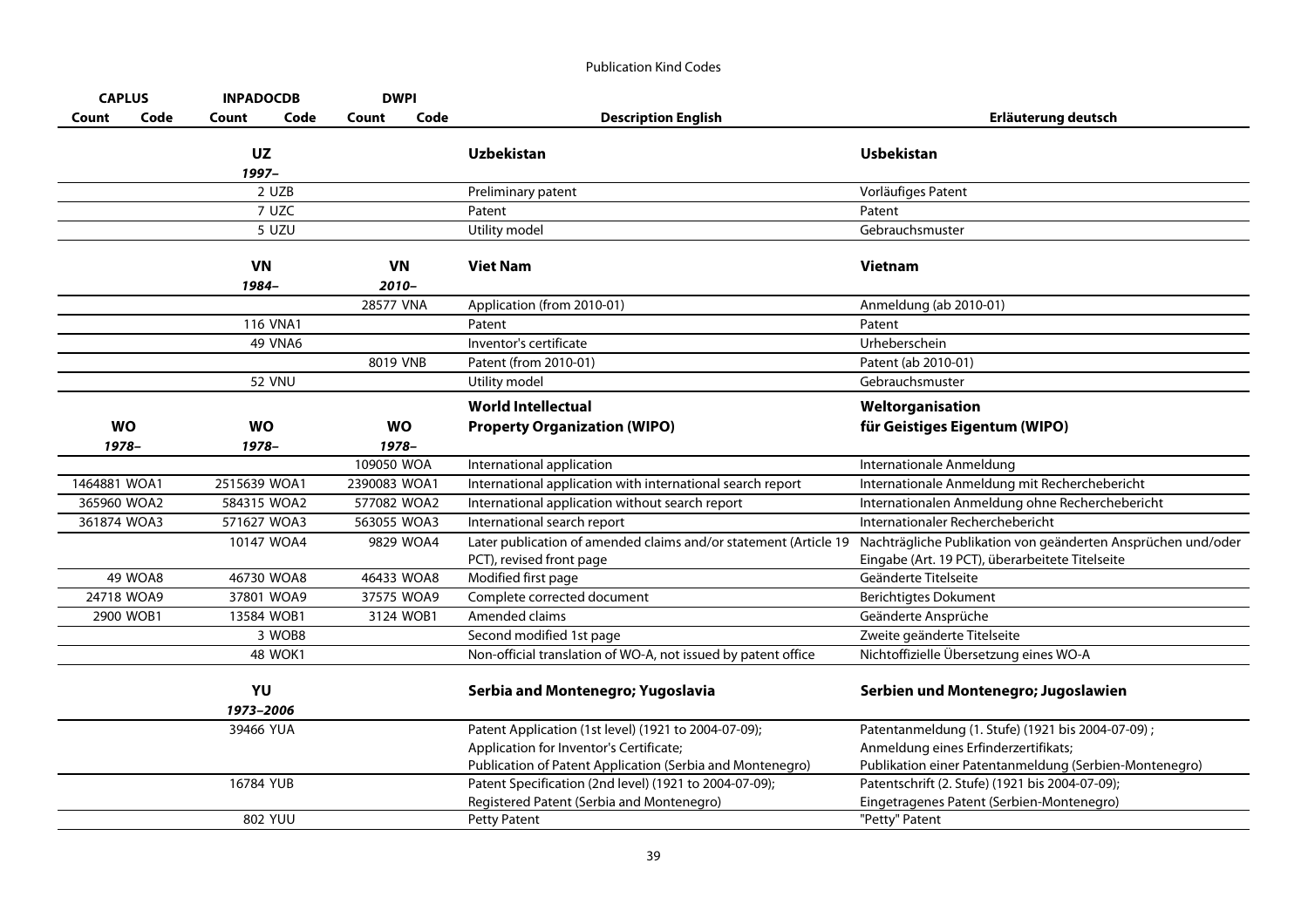Publication Kind Codes

| CAPLUS | | INPADOCDB | | DWPI | | | |
|---|---|---|---|---|---|---|---|
| Count | Code | Count | Code | Count | Code | Description English | Erläuterung deutsch |
| | | **UZ** *1997–* | | | | **Uzbekistan** | **Usbekistan** |
| | | 2 | UZB | | | Preliminary patent | Vorläufiges Patent |
| | | 7 | UZC | | | Patent | Patent |
| | | 5 | UZU | | | Utility model | Gebrauchsmuster |
| | | **VN** *1984–* | | **VN** *2010–* | | **Viet Nam** | **Vietnam** |
| | | | | 28577 | VNA | Application (from 2010-01) | Anmeldung (ab 2010-01) |
| | | 116 | VNA1 | | | Patent | Patent |
| | | 49 | VNA6 | | | Inventor's certificate | Urheberschein |
| | | | | 8019 | VNB | Patent (from 2010-01) | Patent (ab 2010-01) |
| | | 52 | VNU | | | Utility model | Gebrauchsmuster |
| **WO** *1978–* | | **WO** *1978–* | | **WO** *1978–* | | **World Intellectual Property Organization (WIPO)** | **Weltorganisation für Geistiges Eigentum (WIPO)** |
| | | | | 109050 | WOA | International application | Internationale Anmeldung |
| 1464881 | WOA1 | 2515639 | WOA1 | 2390083 | WOA1 | International application with international search report | Internationale Anmeldung mit Recherchebericht |
| 365960 | WOA2 | 584315 | WOA2 | 577082 | WOA2 | International application without search report | Internationalen Anmeldung ohne Recherchebericht |
| 361874 | WOA3 | 571627 | WOA3 | 563055 | WOA3 | International search report | Internationaler Recherchebericht |
| | | 10147 | WOA4 | 9829 | WOA4 | Later publication of amended claims and/or statement (Article 19 PCT), revised front page | Nachträgliche Publikation von geänderten Ansprüchen und/oder Eingabe (Art. 19 PCT), überarbeitete Titelseite |
| 49 | WOA8 | 46730 | WOA8 | 46433 | WOA8 | Modified first page | Geänderte Titelseite |
| 24718 | WOA9 | 37801 | WOA9 | 37575 | WOA9 | Complete corrected document | Berichtigtes Dokument |
| 2900 | WOB1 | 13584 | WOB1 | 3124 | WOB1 | Amended claims | Geänderte Ansprüche |
| | | 3 | WOB8 | | | Second modified 1st page | Zweite geänderte Titelseite |
| | | 48 | WOK1 | | | Non-official translation of WO-A, not issued by patent office | Nichtoffizielle Übersetzung eines WO-A |
| | | **YU** *1973–2006* | | | | **Serbia and Montenegro; Yugoslavia** | **Serbien und Montenegro; Jugoslawien** |
| | | 39466 | YUA | | | Patent Application (1st level) (1921 to 2004-07-09); Application for Inventor's Certificate; Publication of Patent Application (Serbia and Montenegro) | Patentanmeldung (1. Stufe) (1921 bis 2004-07-09) ; Anmeldung eines Erfinderzertifikats; Publikation einer Patentanmeldung (Serbien-Montenegro) |
| | | 16784 | YUB | | | Patent Specification (2nd level) (1921 to 2004-07-09); Registered Patent (Serbia and Montenegro) | Patentschrift (2. Stufe) (1921 bis 2004-07-09); Eingetragenes Patent (Serbien-Montenegro) |
| | | 802 | YUU | | | Petty Patent | "Petty" Patent |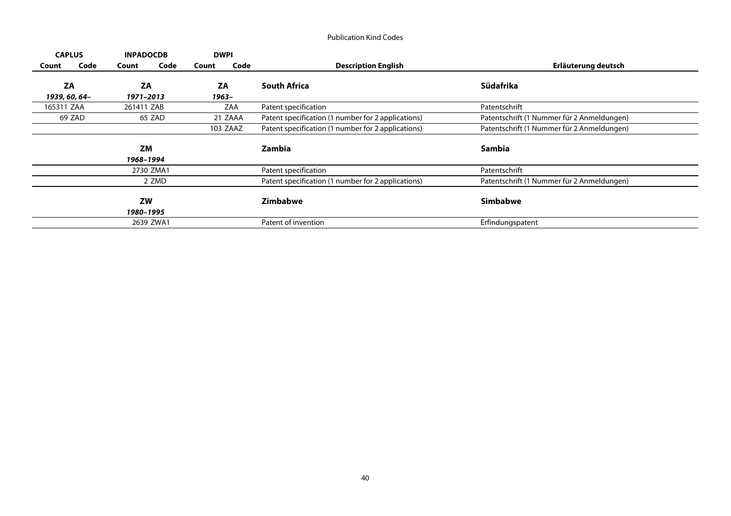| CAPLUS | | INPADOCDB | | DWPI | | | |
|---|---|---|---|---|---|---|---|
| Count | Code | Count | Code | Count | Code | Description English | Erläuterung deutsch |
| **ZA** | | **ZA** | | **ZA** | | **South Africa** | **Südafrika** |
| ***1939, 60, 64–*** | | ***1971–2013*** | | ***1963–*** | | | |
| 165311 | ZAA | 261411 | ZAB | | ZAA | Patent specification | Patentschrift |
| 69 | ZAD | 65 | ZAD | 21 | ZAAA | Patent specification (1 number for 2 applications) | Patentschrift (1 Nummer für 2 Anmeldungen) |
| | | | | 103 | ZAAZ | Patent specification (1 number for 2 applications) | Patentschrift (1 Nummer für 2 Anmeldungen) |
| | | **ZM** | | | | **Zambia** | **Sambia** |
| | | ***1968–1994*** | | | | | |
| | | 2730 | ZMA1 | | | Patent specification | Patentschrift |
| | | 2 | ZMD | | | Patent specification (1 number for 2 applications) | Patentschrift (1 Nummer für 2 Anmeldungen) |
| | | **ZW** | | | | **Zimbabwe** | **Simbabwe** |
| | | ***1980–1995*** | | | | | |
| | | 2639 | ZWA1 | | | Patent of invention | Erfindungspatent |